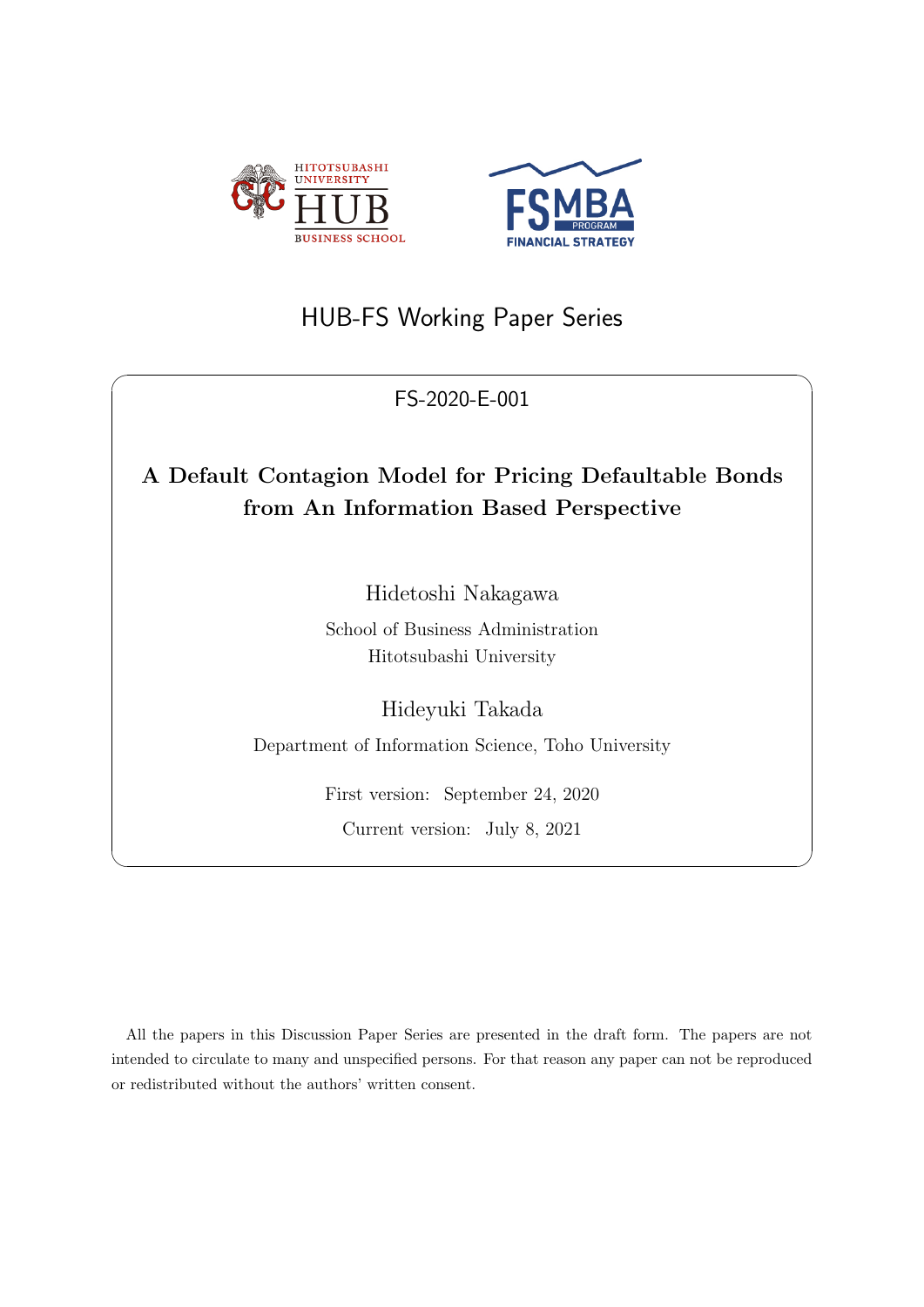HITOTSUBASHI UNIVERSITY HUB BUSINESS SCHOOL

FSMBA PROGRAM FINANCIAL STRATEGY

HUB-FS Working Paper Series

FS-2020-E-001

# A Default Contagion Model for Pricing Defaultable Bonds from An Information Based Perspective

Hidetoshi Nakagawa

School of Business Administration
Hitotsubashi University

Hideyuki Takada

Department of Information Science, Toho University

First version: September 24, 2020

Current version: July 8, 2021

All the papers in this Discussion Paper Series are presented in the draft form. The papers are not intended to circulate to many and unspecified persons. For that reason any paper can not be reproduced or redistributed without the authors' written consent.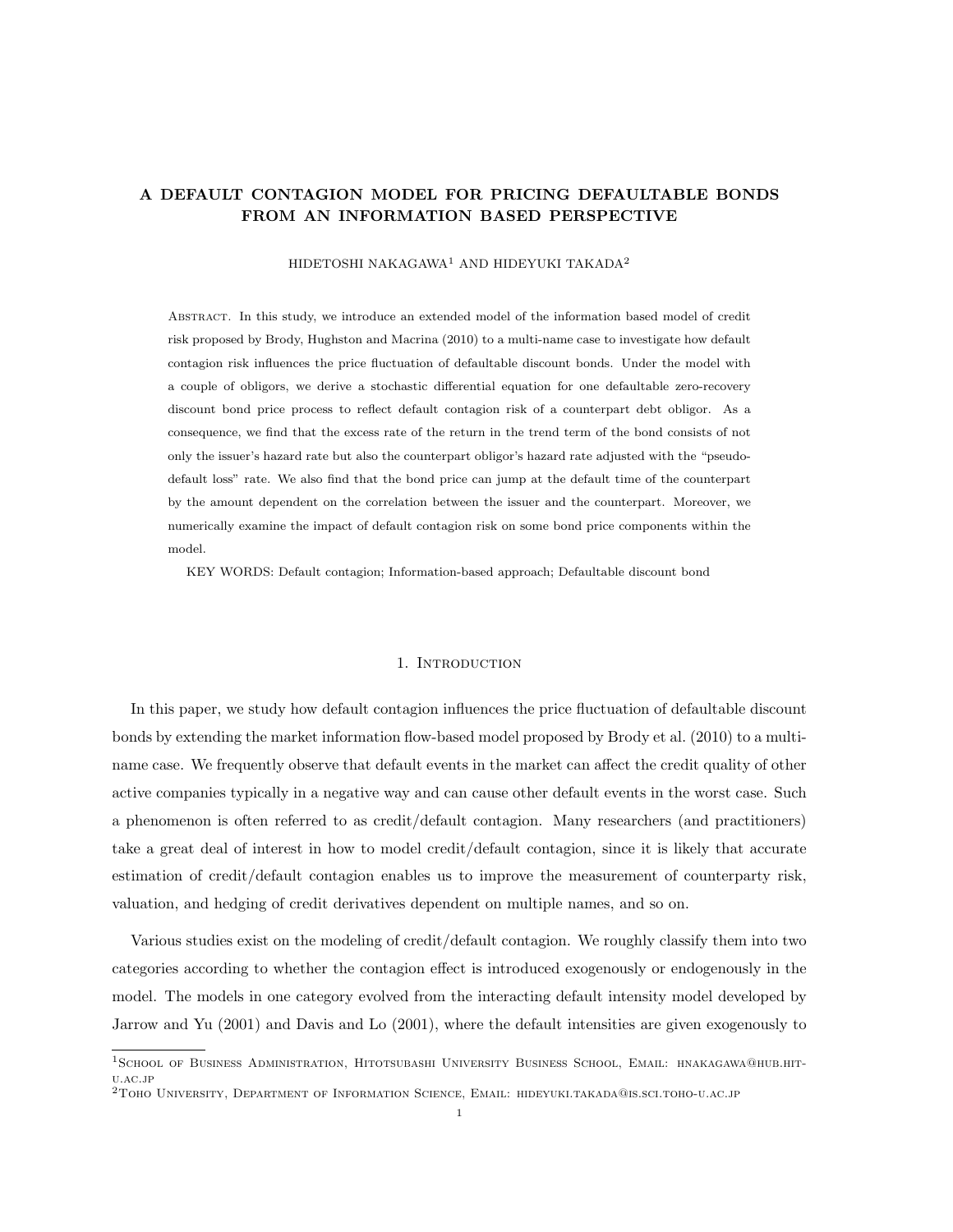# A DEFAULT CONTAGION MODEL FOR PRICING DEFAULTABLE BONDS FROM AN INFORMATION BASED PERSPECTIVE

HIDETOSHI NAKAGAWA[1] AND HIDEYUKI TAKADA[2]

Abstract. In this study, we introduce an extended model of the information based model of credit risk proposed by Brody, Hughston and Macrina (2010) to a multi-name case to investigate how default contagion risk influences the price fluctuation of defaultable discount bonds. Under the model with a couple of obligors, we derive a stochastic differential equation for one defaultable zero-recovery discount bond price process to reflect default contagion risk of a counterpart debt obligor. As a consequence, we find that the excess rate of the return in the trend term of the bond consists of not only the issuer's hazard rate but also the counterpart obligor's hazard rate adjusted with the "pseudo-default loss" rate. We also find that the bond price can jump at the default time of the counterpart by the amount dependent on the correlation between the issuer and the counterpart. Moreover, we numerically examine the impact of default contagion risk on some bond price components within the model.

KEY WORDS: Default contagion; Information-based approach; Defaultable discount bond

## 1. Introduction

In this paper, we study how default contagion influences the price fluctuation of defaultable discount bonds by extending the market information flow-based model proposed by Brody et al. (2010) to a multi-name case. We frequently observe that default events in the market can affect the credit quality of other active companies typically in a negative way and can cause other default events in the worst case. Such a phenomenon is often referred to as credit/default contagion. Many researchers (and practitioners) take a great deal of interest in how to model credit/default contagion, since it is likely that accurate estimation of credit/default contagion enables us to improve the measurement of counterparty risk, valuation, and hedging of credit derivatives dependent on multiple names, and so on.

Various studies exist on the modeling of credit/default contagion. We roughly classify them into two categories according to whether the contagion effect is introduced exogenously or endogenously in the model. The models in one category evolved from the interacting default intensity model developed by Jarrow and Yu (2001) and Davis and Lo (2001), where the default intensities are given exogenously to

[1] School of Business Administration, Hitotsubashi University Business School, Email: hnakagawa@hub.hit-u.ac.jp

[2] Toho University, Department of Information Science, Email: hideyuki.takada@is.sci.toho-u.ac.jp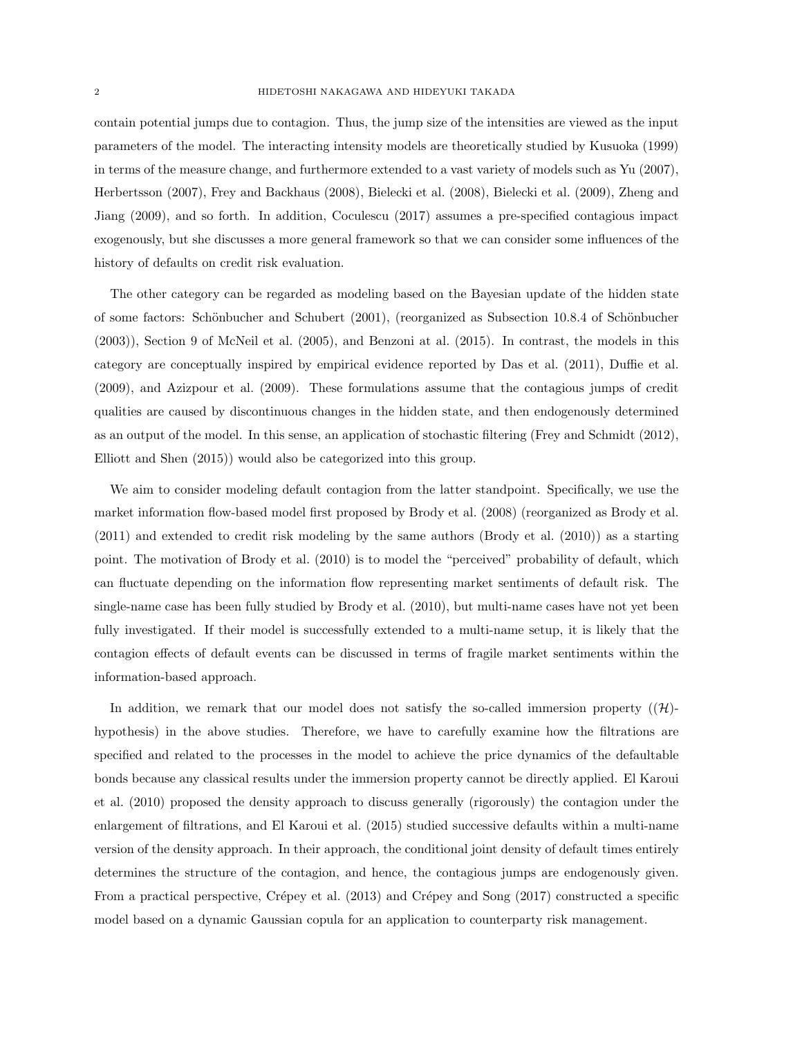contain potential jumps due to contagion. Thus, the jump size of the intensities are viewed as the input parameters of the model. The interacting intensity models are theoretically studied by Kusuoka (1999) in terms of the measure change, and furthermore extended to a vast variety of models such as Yu (2007), Herbertsson (2007), Frey and Backhaus (2008), Bielecki et al. (2008), Bielecki et al. (2009), Zheng and Jiang (2009), and so forth. In addition, Coculescu (2017) assumes a pre-specified contagious impact exogenously, but she discusses a more general framework so that we can consider some influences of the history of defaults on credit risk evaluation.

The other category can be regarded as modeling based on the Bayesian update of the hidden state of some factors: Schönbucher and Schubert (2001), (reorganized as Subsection 10.8.4 of Schönbucher (2003)), Section 9 of McNeil et al. (2005), and Benzoni at al. (2015). In contrast, the models in this category are conceptually inspired by empirical evidence reported by Das et al. (2011), Duffie et al. (2009), and Azizpour et al. (2009). These formulations assume that the contagious jumps of credit qualities are caused by discontinuous changes in the hidden state, and then endogenously determined as an output of the model. In this sense, an application of stochastic filtering (Frey and Schmidt (2012), Elliott and Shen (2015)) would also be categorized into this group.

We aim to consider modeling default contagion from the latter standpoint. Specifically, we use the market information flow-based model first proposed by Brody et al. (2008) (reorganized as Brody et al. (2011) and extended to credit risk modeling by the same authors (Brody et al. (2010)) as a starting point. The motivation of Brody et al. (2010) is to model the "perceived" probability of default, which can fluctuate depending on the information flow representing market sentiments of default risk. The single-name case has been fully studied by Brody et al. (2010), but multi-name cases have not yet been fully investigated. If their model is successfully extended to a multi-name setup, it is likely that the contagion effects of default events can be discussed in terms of fragile market sentiments within the information-based approach.

In addition, we remark that our model does not satisfy the so-called immersion property (($\mathcal{H}$)-hypothesis) in the above studies. Therefore, we have to carefully examine how the filtrations are specified and related to the processes in the model to achieve the price dynamics of the defaultable bonds because any classical results under the immersion property cannot be directly applied. El Karoui et al. (2010) proposed the density approach to discuss generally (rigorously) the contagion under the enlargement of filtrations, and El Karoui et al. (2015) studied successive defaults within a multi-name version of the density approach. In their approach, the conditional joint density of default times entirely determines the structure of the contagion, and hence, the contagious jumps are endogenously given. From a practical perspective, Crépey et al. (2013) and Crépey and Song (2017) constructed a specific model based on a dynamic Gaussian copula for an application to counterparty risk management.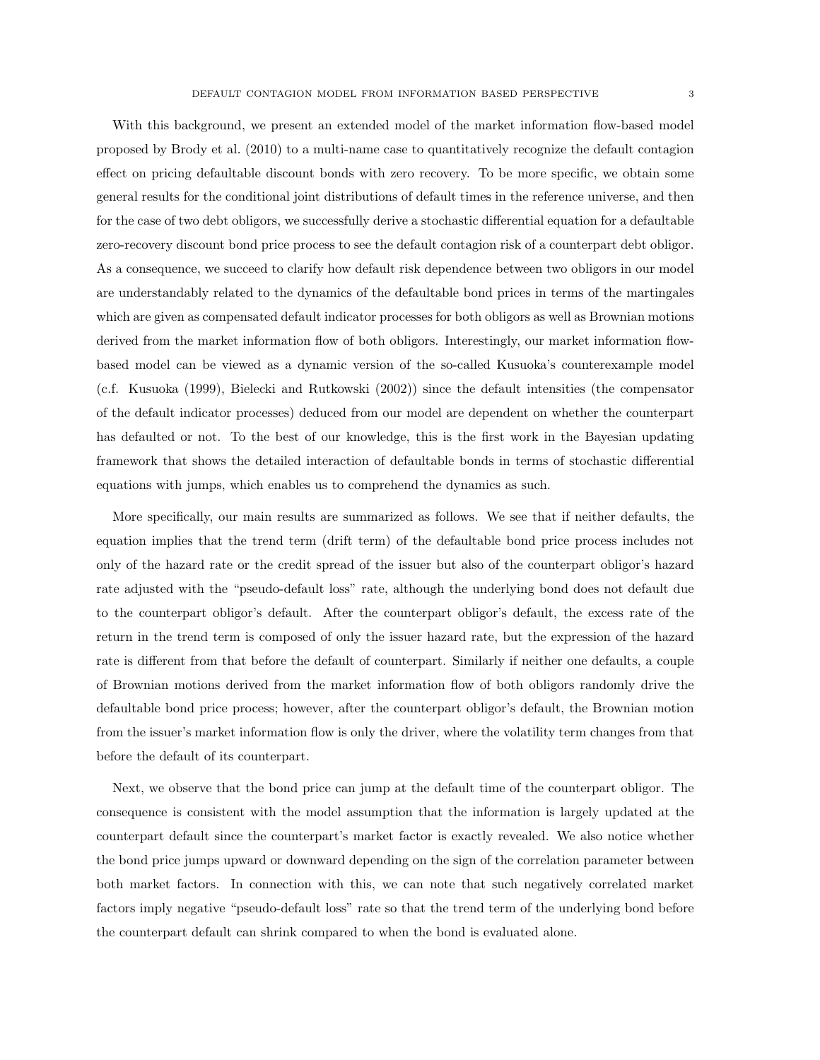With this background, we present an extended model of the market information flow-based model proposed by Brody et al. (2010) to a multi-name case to quantitatively recognize the default contagion effect on pricing defaultable discount bonds with zero recovery. To be more specific, we obtain some general results for the conditional joint distributions of default times in the reference universe, and then for the case of two debt obligors, we successfully derive a stochastic differential equation for a defaultable zero-recovery discount bond price process to see the default contagion risk of a counterpart debt obligor. As a consequence, we succeed to clarify how default risk dependence between two obligors in our model are understandably related to the dynamics of the defaultable bond prices in terms of the martingales which are given as compensated default indicator processes for both obligors as well as Brownian motions derived from the market information flow of both obligors. Interestingly, our market information flow-based model can be viewed as a dynamic version of the so-called Kusuoka's counterexample model (c.f. Kusuoka (1999), Bielecki and Rutkowski (2002)) since the default intensities (the compensator of the default indicator processes) deduced from our model are dependent on whether the counterpart has defaulted or not. To the best of our knowledge, this is the first work in the Bayesian updating framework that shows the detailed interaction of defaultable bonds in terms of stochastic differential equations with jumps, which enables us to comprehend the dynamics as such.

More specifically, our main results are summarized as follows. We see that if neither defaults, the equation implies that the trend term (drift term) of the defaultable bond price process includes not only of the hazard rate or the credit spread of the issuer but also of the counterpart obligor's hazard rate adjusted with the "pseudo-default loss" rate, although the underlying bond does not default due to the counterpart obligor's default. After the counterpart obligor's default, the excess rate of the return in the trend term is composed of only the issuer hazard rate, but the expression of the hazard rate is different from that before the default of counterpart. Similarly if neither one defaults, a couple of Brownian motions derived from the market information flow of both obligors randomly drive the defaultable bond price process; however, after the counterpart obligor's default, the Brownian motion from the issuer's market information flow is only the driver, where the volatility term changes from that before the default of its counterpart.

Next, we observe that the bond price can jump at the default time of the counterpart obligor. The consequence is consistent with the model assumption that the information is largely updated at the counterpart default since the counterpart's market factor is exactly revealed. We also notice whether the bond price jumps upward or downward depending on the sign of the correlation parameter between both market factors. In connection with this, we can note that such negatively correlated market factors imply negative "pseudo-default loss" rate so that the trend term of the underlying bond before the counterpart default can shrink compared to when the bond is evaluated alone.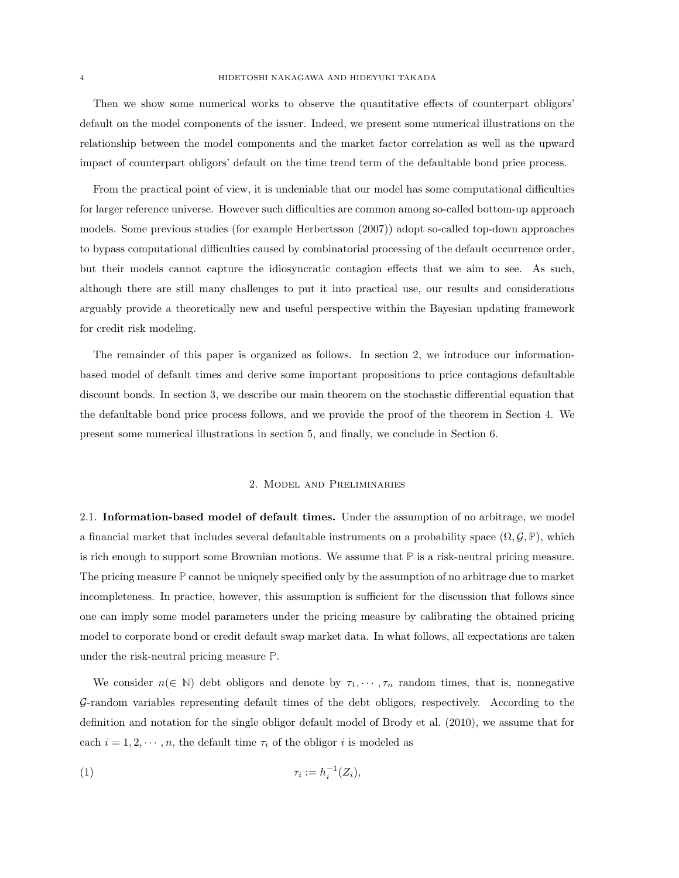Then we show some numerical works to observe the quantitative effects of counterpart obligors' default on the model components of the issuer. Indeed, we present some numerical illustrations on the relationship between the model components and the market factor correlation as well as the upward impact of counterpart obligors' default on the time trend term of the defaultable bond price process.

From the practical point of view, it is undeniable that our model has some computational difficulties for larger reference universe. However such difficulties are common among so-called bottom-up approach models. Some previous studies (for example Herbertsson (2007)) adopt so-called top-down approaches to bypass computational difficulties caused by combinatorial processing of the default occurrence order, but their models cannot capture the idiosyncratic contagion effects that we aim to see. As such, although there are still many challenges to put it into practical use, our results and considerations arguably provide a theoretically new and useful perspective within the Bayesian updating framework for credit risk modeling.

The remainder of this paper is organized as follows. In section 2, we introduce our information-based model of default times and derive some important propositions to price contagious defaultable discount bonds. In section 3, we describe our main theorem on the stochastic differential equation that the defaultable bond price process follows, and we provide the proof of the theorem in Section 4. We present some numerical illustrations in section 5, and finally, we conclude in Section 6.

## 2. Model and Preliminaries

**2.1. Information-based model of default times.** Under the assumption of no arbitrage, we model a financial market that includes several defaultable instruments on a probability space $(\Omega, \mathcal{G}, \mathbb{P})$, which is rich enough to support some Brownian motions. We assume that $\mathbb{P}$ is a risk-neutral pricing measure. The pricing measure $\mathbb{P}$ cannot be uniquely specified only by the assumption of no arbitrage due to market incompleteness. In practice, however, this assumption is sufficient for the discussion that follows since one can imply some model parameters under the pricing measure by calibrating the obtained pricing model to corporate bond or credit default swap market data. In what follows, all expectations are taken under the risk-neutral pricing measure $\mathbb{P}$.

We consider $n(\in \mathbb{N})$ debt obligors and denote by $\tau_1, \cdots, \tau_n$ random times, that is, nonnegative $\mathcal{G}$-random variables representing default times of the debt obligors, respectively. According to the definition and notation for the single obligor default model of Brody et al. (2010), we assume that for each $i = 1, 2, \cdots, n$, the default time $\tau_i$ of the obligor $i$ is modeled as

$$\tau_i := h_i^{-1}(Z_i), \tag{1}$$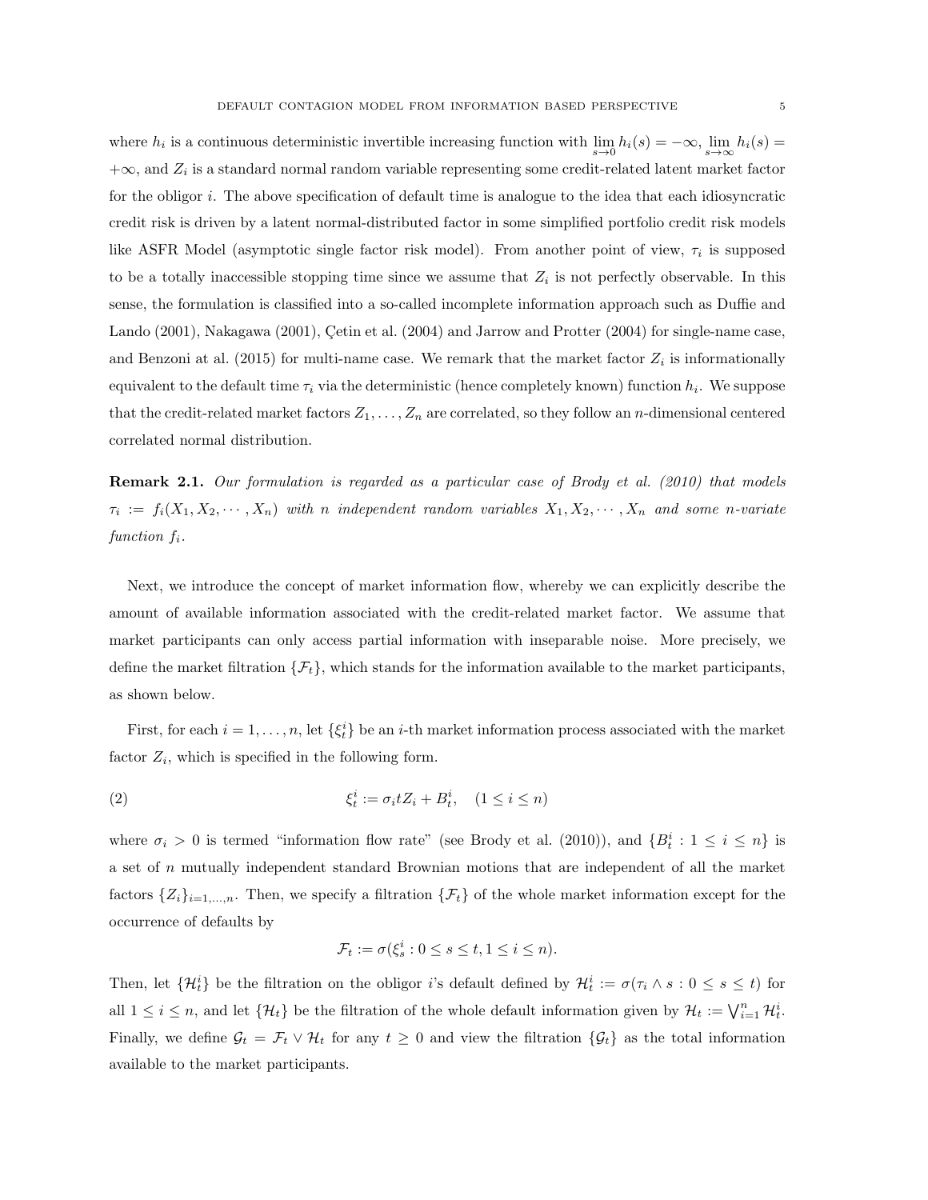where $h_i$ is a continuous deterministic invertible increasing function with $\lim_{s\to 0} h_i(s) = -\infty$, $\lim_{s\to\infty} h_i(s) = +\infty$, and $Z_i$ is a standard normal random variable representing some credit-related latent market factor for the obligor $i$. The above specification of default time is analogue to the idea that each idiosyncratic credit risk is driven by a latent normal-distributed factor in some simplified portfolio credit risk models like ASFR Model (asymptotic single factor risk model). From another point of view, $\tau_i$ is supposed to be a totally inaccessible stopping time since we assume that $Z_i$ is not perfectly observable. In this sense, the formulation is classified into a so-called incomplete information approach such as Duffie and Lando (2001), Nakagawa (2001), Çetin et al. (2004) and Jarrow and Protter (2004) for single-name case, and Benzoni at al. (2015) for multi-name case. We remark that the market factor $Z_i$ is informationally equivalent to the default time $\tau_i$ via the deterministic (hence completely known) function $h_i$. We suppose that the credit-related market factors $Z_1, \ldots, Z_n$ are correlated, so they follow an $n$-dimensional centered correlated normal distribution.

**Remark 2.1.** *Our formulation is regarded as a particular case of Brody et al. (2010) that models $\tau_i := f_i(X_1, X_2, \cdots, X_n)$ with $n$ independent random variables $X_1, X_2, \cdots, X_n$ and some $n$-variate function $f_i$.*

Next, we introduce the concept of market information flow, whereby we can explicitly describe the amount of available information associated with the credit-related market factor. We assume that market participants can only access partial information with inseparable noise. More precisely, we define the market filtration $\{\mathcal{F}_t\}$, which stands for the information available to the market participants, as shown below.

First, for each $i = 1, \ldots, n$, let $\{\xi_t^i\}$ be an $i$-th market information process associated with the market factor $Z_i$, which is specified in the following form.

$$\xi_t^i := \sigma_i t Z_i + B_t^i, \quad (1 \le i \le n) \tag{2}$$

where $\sigma_i > 0$ is termed "information flow rate" (see Brody et al. (2010)), and $\{B_t^i : 1 \le i \le n\}$ is a set of $n$ mutually independent standard Brownian motions that are independent of all the market factors $\{Z_i\}_{i=1,\ldots,n}$. Then, we specify a filtration $\{\mathcal{F}_t\}$ of the whole market information except for the occurrence of defaults by

$$\mathcal{F}_t := \sigma(\xi_s^i : 0 \le s \le t, 1 \le i \le n).$$

Then, let $\{\mathcal{H}_t^i\}$ be the filtration on the obligor $i$'s default defined by $\mathcal{H}_t^i := \sigma(\tau_i \wedge s : 0 \le s \le t)$ for all $1 \le i \le n$, and let $\{\mathcal{H}_t\}$ be the filtration of the whole default information given by $\mathcal{H}_t := \bigvee_{i=1}^n \mathcal{H}_t^i$. Finally, we define $\mathcal{G}_t = \mathcal{F}_t \vee \mathcal{H}_t$ for any $t \ge 0$ and view the filtration $\{\mathcal{G}_t\}$ as the total information available to the market participants.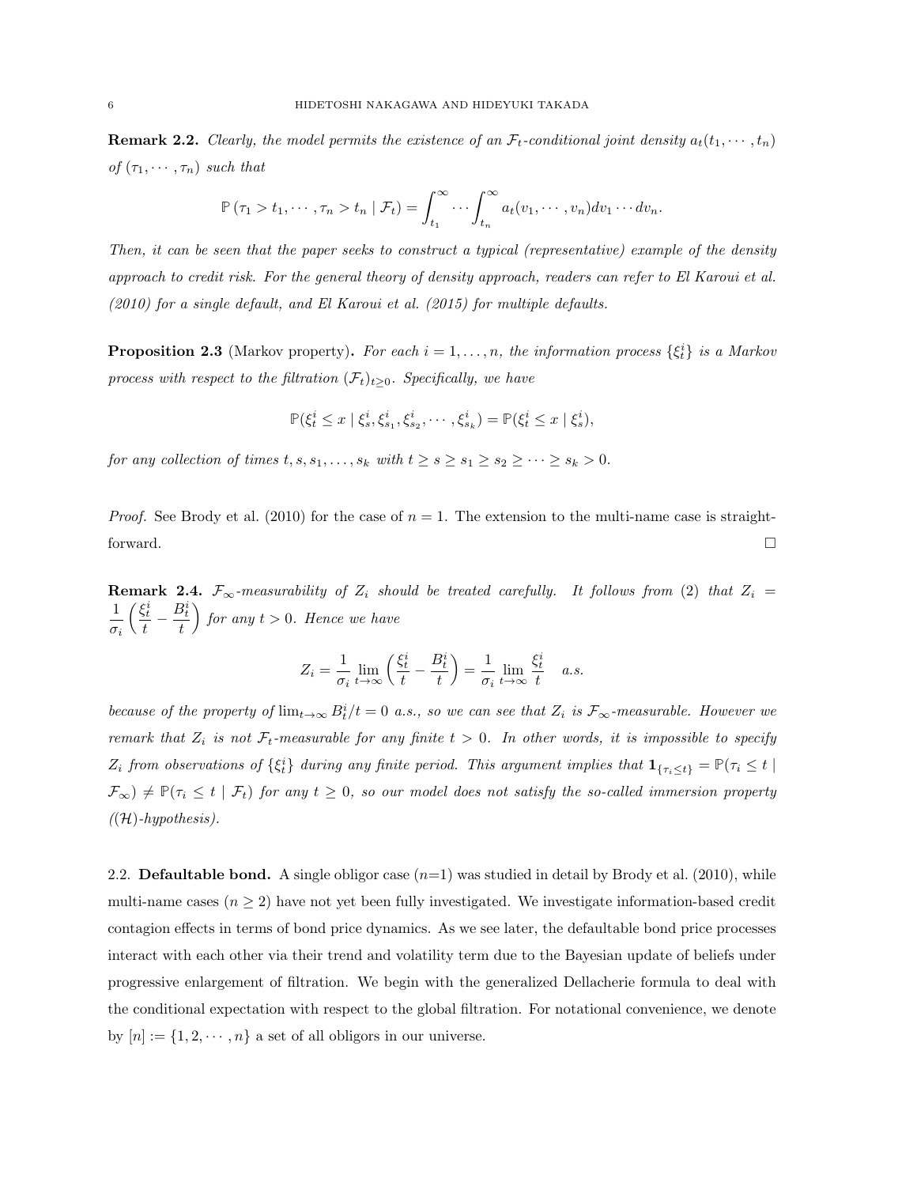**Remark 2.2.** *Clearly, the model permits the existence of an $\mathcal{F}_t$-conditional joint density $a_t(t_1, \cdots, t_n)$ of $(\tau_1, \cdots, \tau_n)$ such that*

$$\mathbb{P}\left(\tau_1 > t_1, \cdots, \tau_n > t_n \mid \mathcal{F}_t\right) = \int_{t_1}^{\infty} \cdots \int_{t_n}^{\infty} a_t(v_1, \cdots, v_n) dv_1 \cdots dv_n.$$

*Then, it can be seen that the paper seeks to construct a typical (representative) example of the density approach to credit risk. For the general theory of density approach, readers can refer to El Karoui et al. (2010) for a single default, and El Karoui et al. (2015) for multiple defaults.*

**Proposition 2.3** (Markov property)**.** *For each $i = 1, \ldots, n$, the information process $\{\xi_t^i\}$ is a Markov process with respect to the filtration $(\mathcal{F}_t)_{t\geq 0}$. Specifically, we have*

$$\mathbb{P}(\xi_t^i \leq x \mid \xi_s^i, \xi_{s_1}^i, \xi_{s_2}^i, \cdots, \xi_{s_k}^i) = \mathbb{P}(\xi_t^i \leq x \mid \xi_s^i),$$

*for any collection of times $t, s, s_1, \ldots, s_k$ with $t \geq s \geq s_1 \geq s_2 \geq \cdots \geq s_k > 0$.*

*Proof.* See Brody et al. (2010) for the case of $n = 1$. The extension to the multi-name case is straightforward. $\square$

**Remark 2.4.** *$\mathcal{F}_\infty$-measurability of $Z_i$ should be treated carefully. It follows from (2) that $Z_i = \dfrac{1}{\sigma_i}\left(\dfrac{\xi_t^i}{t} - \dfrac{B_t^i}{t}\right)$ for any $t > 0$. Hence we have*

$$Z_i = \frac{1}{\sigma_i} \lim_{t\to\infty} \left(\frac{\xi_t^i}{t} - \frac{B_t^i}{t}\right) = \frac{1}{\sigma_i} \lim_{t\to\infty} \frac{\xi_t^i}{t} \quad a.s.$$

*because of the property of $\lim_{t\to\infty} B_t^i/t = 0$ a.s., so we can see that $Z_i$ is $\mathcal{F}_\infty$-measurable. However we remark that $Z_i$ is not $\mathcal{F}_t$-measurable for any finite $t > 0$. In other words, it is impossible to specify $Z_i$ from observations of $\{\xi_t^i\}$ during any finite period. This argument implies that $\mathbf{1}_{\{\tau_i \leq t\}} = \mathbb{P}(\tau_i \leq t \mid \mathcal{F}_\infty) \neq \mathbb{P}(\tau_i \leq t \mid \mathcal{F}_t)$ for any $t \geq 0$, so our model does not satisfy the so-called immersion property ($(\mathcal{H})$-hypothesis).*

2.2. **Defaultable bond.** A single obligor case ($n$=1) was studied in detail by Brody et al. (2010), while multi-name cases ($n \geq 2$) have not yet been fully investigated. We investigate information-based credit contagion effects in terms of bond price dynamics. As we see later, the defaultable bond price processes interact with each other via their trend and volatility term due to the Bayesian update of beliefs under progressive enlargement of filtration. We begin with the generalized Dellacherie formula to deal with the conditional expectation with respect to the global filtration. For notational convenience, we denote by $[n] := \{1, 2, \cdots, n\}$ a set of all obligors in our universe.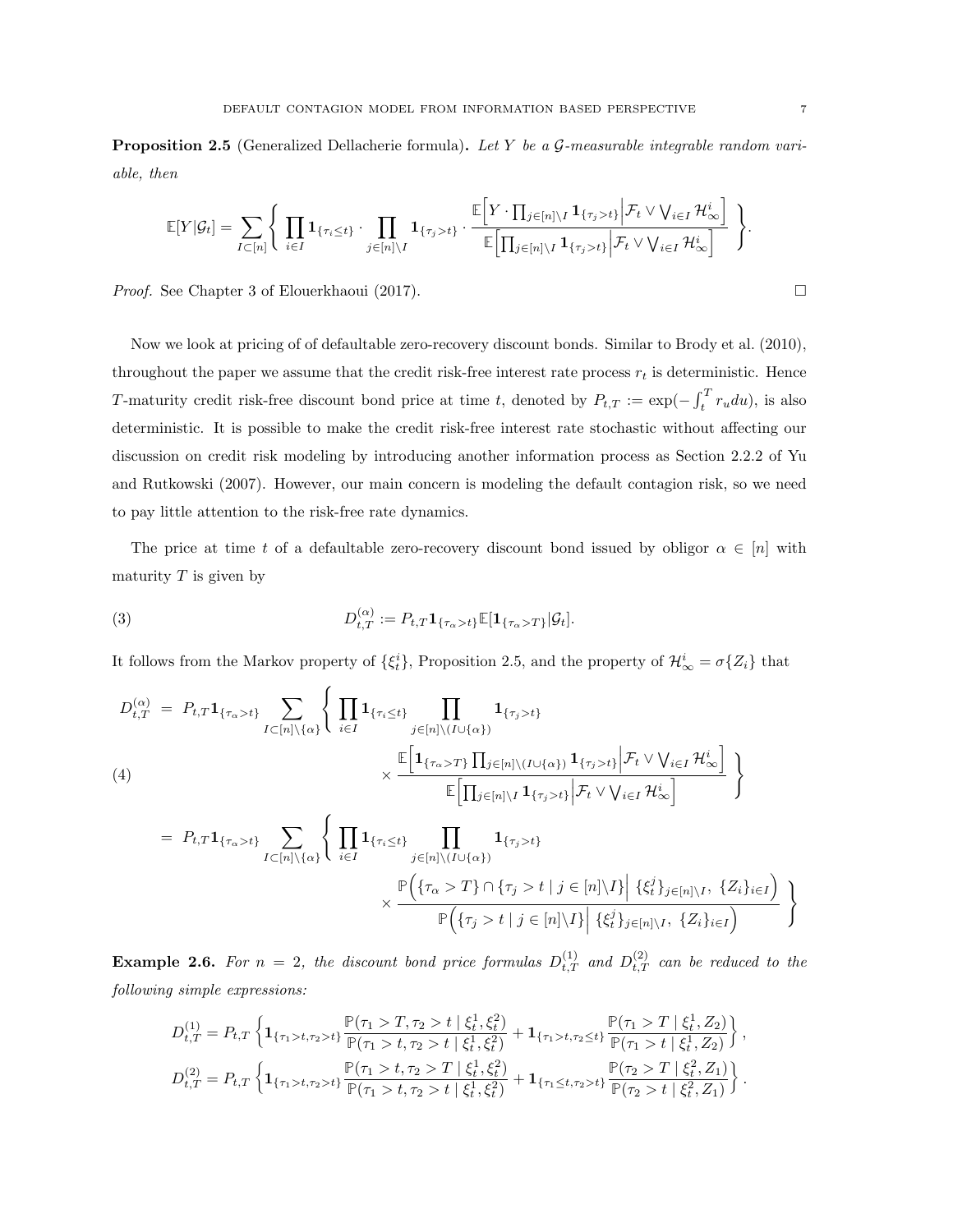**Proposition 2.5** (Generalized Dellacherie formula)**.** *Let $Y$ be a $\mathcal{G}$-measurable integrable random variable, then*

$$\mathbb{E}[Y|\mathcal{G}_t] = \sum_{I\subset[n]} \left\{ \prod_{i\in I} \mathbf{1}_{\{\tau_i \le t\}} \cdot \prod_{j\in[n]\setminus I} \mathbf{1}_{\{\tau_j > t\}} \cdot \frac{\mathbb{E}\Big[Y \cdot \prod_{j\in[n]\setminus I} \mathbf{1}_{\{\tau_j>t\}} \Big| \mathcal{F}_t \vee \bigvee_{i\in I} \mathcal{H}^i_\infty\Big]}{\mathbb{E}\Big[\prod_{j\in[n]\setminus I} \mathbf{1}_{\{\tau_j>t\}} \Big| \mathcal{F}_t \vee \bigvee_{i\in I} \mathcal{H}^i_\infty\Big]} \right\}.$$

*Proof.* See Chapter 3 of Elouerkhaoui (2017). □

Now we look at pricing of of defaultable zero-recovery discount bonds. Similar to Brody et al. (2010), throughout the paper we assume that the credit risk-free interest rate process $r_t$ is deterministic. Hence $T$-maturity credit risk-free discount bond price at time $t$, denoted by $P_{t,T} := \exp(-\int_t^T r_u du)$, is also deterministic. It is possible to make the credit risk-free interest rate stochastic without affecting our discussion on credit risk modeling by introducing another information process as Section 2.2.2 of Yu and Rutkowski (2007). However, our main concern is modeling the default contagion risk, so we need to pay little attention to the risk-free rate dynamics.

The price at time $t$ of a defaultable zero-recovery discount bond issued by obligor $\alpha \in [n]$ with maturity $T$ is given by

$$D^{(\alpha)}_{t,T} := P_{t,T} \mathbf{1}_{\{\tau_\alpha > t\}} \mathbb{E}[\mathbf{1}_{\{\tau_\alpha > T\}} | \mathcal{G}_t]. \tag{3}$$

It follows from the Markov property of $\{\xi^i_t\}$, Proposition 2.5, and the property of $\mathcal{H}^i_\infty = \sigma\{Z_i\}$ that

$$\begin{aligned}
D^{(\alpha)}_{t,T} &= P_{t,T} \mathbf{1}_{\{\tau_\alpha > t\}} \sum_{I\subset[n]\setminus\{\alpha\}} \left\{ \prod_{i\in I} \mathbf{1}_{\{\tau_i \le t\}} \prod_{j\in[n]\setminus(I\cup\{\alpha\})} \mathbf{1}_{\{\tau_j > t\}} \right. \\
&\qquad \left. \times \frac{\mathbb{E}\Big[\mathbf{1}_{\{\tau_\alpha > T\}} \prod_{j\in[n]\setminus(I\cup\{\alpha\})} \mathbf{1}_{\{\tau_j>t\}} \Big| \mathcal{F}_t \vee \bigvee_{i\in I} \mathcal{H}^i_\infty\Big]}{\mathbb{E}\Big[\prod_{j\in[n]\setminus I} \mathbf{1}_{\{\tau_j>t\}} \Big| \mathcal{F}_t \vee \bigvee_{i\in I} \mathcal{H}^i_\infty\Big]} \right\} \\
&= P_{t,T} \mathbf{1}_{\{\tau_\alpha > t\}} \sum_{I\subset[n]\setminus\{\alpha\}} \left\{ \prod_{i\in I} \mathbf{1}_{\{\tau_i \le t\}} \prod_{j\in[n]\setminus(I\cup\{\alpha\})} \mathbf{1}_{\{\tau_j > t\}} \right. \\
&\qquad \left. \times \frac{\mathbb{P}\Big(\{\tau_\alpha > T\} \cap \{\tau_j > t \mid j\in[n]\setminus I\} \Big| \{\xi^j_t\}_{j\in[n]\setminus I},\ \{Z_i\}_{i\in I}\Big)}{\mathbb{P}\Big(\{\tau_j > t \mid j\in[n]\setminus I\} \Big| \{\xi^j_t\}_{j\in[n]\setminus I},\ \{Z_i\}_{i\in I}\Big)} \right\}
\end{aligned} \tag{4}$$

**Example 2.6.** *For $n = 2$, the discount bond price formulas $D^{(1)}_{t,T}$ and $D^{(2)}_{t,T}$ can be reduced to the following simple expressions:*

$$D^{(1)}_{t,T} = P_{t,T} \left\{ \mathbf{1}_{\{\tau_1>t,\tau_2>t\}} \frac{\mathbb{P}(\tau_1 > T, \tau_2 > t \mid \xi^1_t, \xi^2_t)}{\mathbb{P}(\tau_1 > t, \tau_2 > t \mid \xi^1_t, \xi^2_t)} + \mathbf{1}_{\{\tau_1>t,\tau_2\le t\}} \frac{\mathbb{P}(\tau_1 > T \mid \xi^1_t, Z_2)}{\mathbb{P}(\tau_1 > t \mid \xi^1_t, Z_2)} \right\},$$

$$D^{(2)}_{t,T} = P_{t,T} \left\{ \mathbf{1}_{\{\tau_1>t,\tau_2>t\}} \frac{\mathbb{P}(\tau_1 > t, \tau_2 > T \mid \xi^1_t, \xi^2_t)}{\mathbb{P}(\tau_1 > t, \tau_2 > t \mid \xi^1_t, \xi^2_t)} + \mathbf{1}_{\{\tau_1\le t,\tau_2>t\}} \frac{\mathbb{P}(\tau_2 > T \mid \xi^2_t, Z_1)}{\mathbb{P}(\tau_2 > t \mid \xi^2_t, Z_1)} \right\}.$$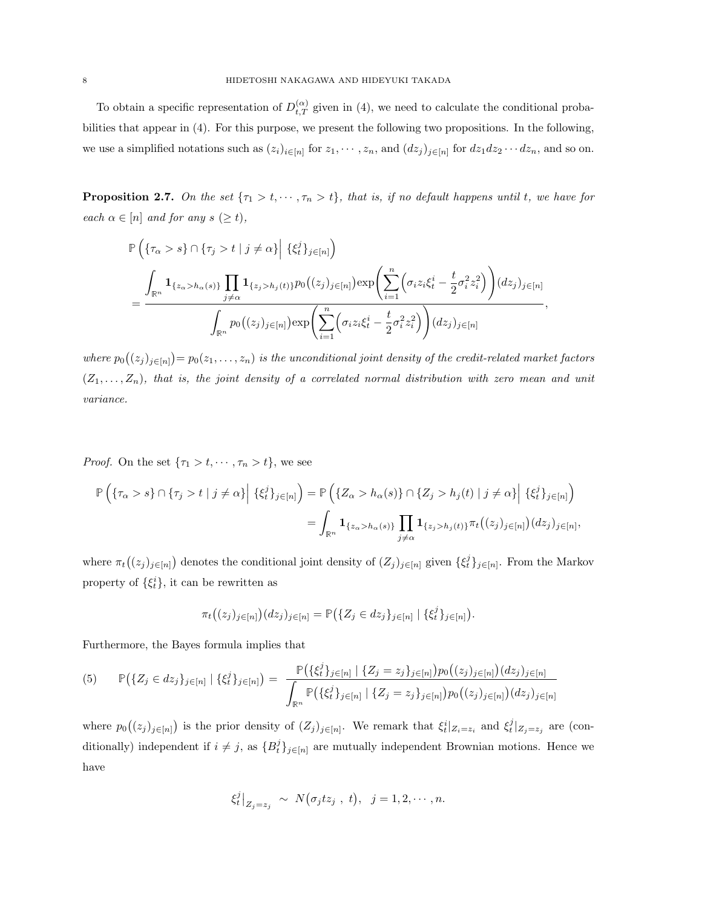To obtain a specific representation of $D_{t,T}^{(\alpha)}$ given in (4), we need to calculate the conditional probabilities that appear in (4). For this purpose, we present the following two propositions. In the following, we use a simplified notations such as $(z_i)_{i\in[n]}$ for $z_1, \cdots, z_n$, and $(dz_j)_{j\in[n]}$ for $dz_1 dz_2 \cdots dz_n$, and so on.

**Proposition 2.7.** *On the set $\{\tau_1 > t, \cdots, \tau_n > t\}$, that is, if no default happens until $t$, we have for each $\alpha \in [n]$ and for any $s$ $(\geq t)$,*

$$\mathbb{P}\left(\{\tau_\alpha > s\} \cap \{\tau_j > t \mid j \neq \alpha\} \middle| \{\xi_t^j\}_{j\in[n]}\right)$$

$$= \frac{\displaystyle\int_{\mathbb{R}^n} \mathbf{1}_{\{z_\alpha > h_\alpha(s)\}} \prod_{j\neq\alpha} \mathbf{1}_{\{z_j > h_j(t)\}} p_0\big((z_j)_{j\in[n]}\big) \exp\left(\sum_{i=1}^n \Big(\sigma_i z_i \xi_t^i - \frac{t}{2}\sigma_i^2 z_i^2\Big)\right)(dz_j)_{j\in[n]}}{\displaystyle\int_{\mathbb{R}^n} p_0\big((z_j)_{j\in[n]}\big) \exp\left(\sum_{i=1}^n \Big(\sigma_i z_i \xi_t^i - \frac{t}{2}\sigma_i^2 z_i^2\Big)\right)(dz_j)_{j\in[n]}},$$

*where $p_0\big((z_j)_{j\in[n]}\big) = p_0(z_1, \ldots, z_n)$ is the unconditional joint density of the credit-related market factors $(Z_1, \ldots, Z_n)$, that is, the joint density of a correlated normal distribution with zero mean and unit variance.*

*Proof.* On the set $\{\tau_1 > t, \cdots, \tau_n > t\}$, we see

$$\begin{aligned}
\mathbb{P}\left(\{\tau_\alpha > s\} \cap \{\tau_j > t \mid j \neq \alpha\} \middle| \{\xi_t^j\}_{j\in[n]}\right) &= \mathbb{P}\left(\{Z_\alpha > h_\alpha(s)\} \cap \{Z_j > h_j(t) \mid j \neq \alpha\} \middle| \{\xi_t^j\}_{j\in[n]}\right) \\
&= \int_{\mathbb{R}^n} \mathbf{1}_{\{z_\alpha > h_\alpha(s)\}} \prod_{j\neq\alpha} \mathbf{1}_{\{z_j > h_j(t)\}} \pi_t\big((z_j)_{j\in[n]}\big)(dz_j)_{j\in[n]},
\end{aligned}$$

where $\pi_t\big((z_j)_{j\in[n]}\big)$ denotes the conditional joint density of $(Z_j)_{j\in[n]}$ given $\{\xi_t^j\}_{j\in[n]}$. From the Markov property of $\{\xi_t^i\}$, it can be rewritten as

$$\pi_t\big((z_j)_{j\in[n]}\big)(dz_j)_{j\in[n]} = \mathbb{P}\big(\{Z_j \in dz_j\}_{j\in[n]} \mid \{\xi_t^j\}_{j\in[n]}\big).$$

Furthermore, the Bayes formula implies that

$$\mathbb{P}\big(\{Z_j \in dz_j\}_{j\in[n]} \mid \{\xi_t^j\}_{j\in[n]}\big) = \frac{\mathbb{P}\big(\{\xi_t^j\}_{j\in[n]} \mid \{Z_j = z_j\}_{j\in[n]}\big) p_0\big((z_j)_{j\in[n]}\big)(dz_j)_{j\in[n]}}{\displaystyle\int_{\mathbb{R}^n} \mathbb{P}\big(\{\xi_t^j\}_{j\in[n]} \mid \{Z_j = z_j\}_{j\in[n]}\big) p_0\big((z_j)_{j\in[n]}\big)(dz_j)_{j\in[n]}} \tag{5}$$

where $p_0\big((z_j)_{j\in[n]}\big)$ is the prior density of $(Z_j)_{j\in[n]}$. We remark that $\xi_t^i|_{Z_i=z_i}$ and $\xi_t^j|_{Z_j=z_j}$ are (conditionally) independent if $i \neq j$, as $\{B_t^j\}_{j\in[n]}$ are mutually independent Brownian motions. Hence we have

$$\xi_t^j\big|_{Z_j=z_j} \sim N\big(\sigma_j t z_j\ ,\ t\big), \quad j = 1, 2, \cdots, n.$$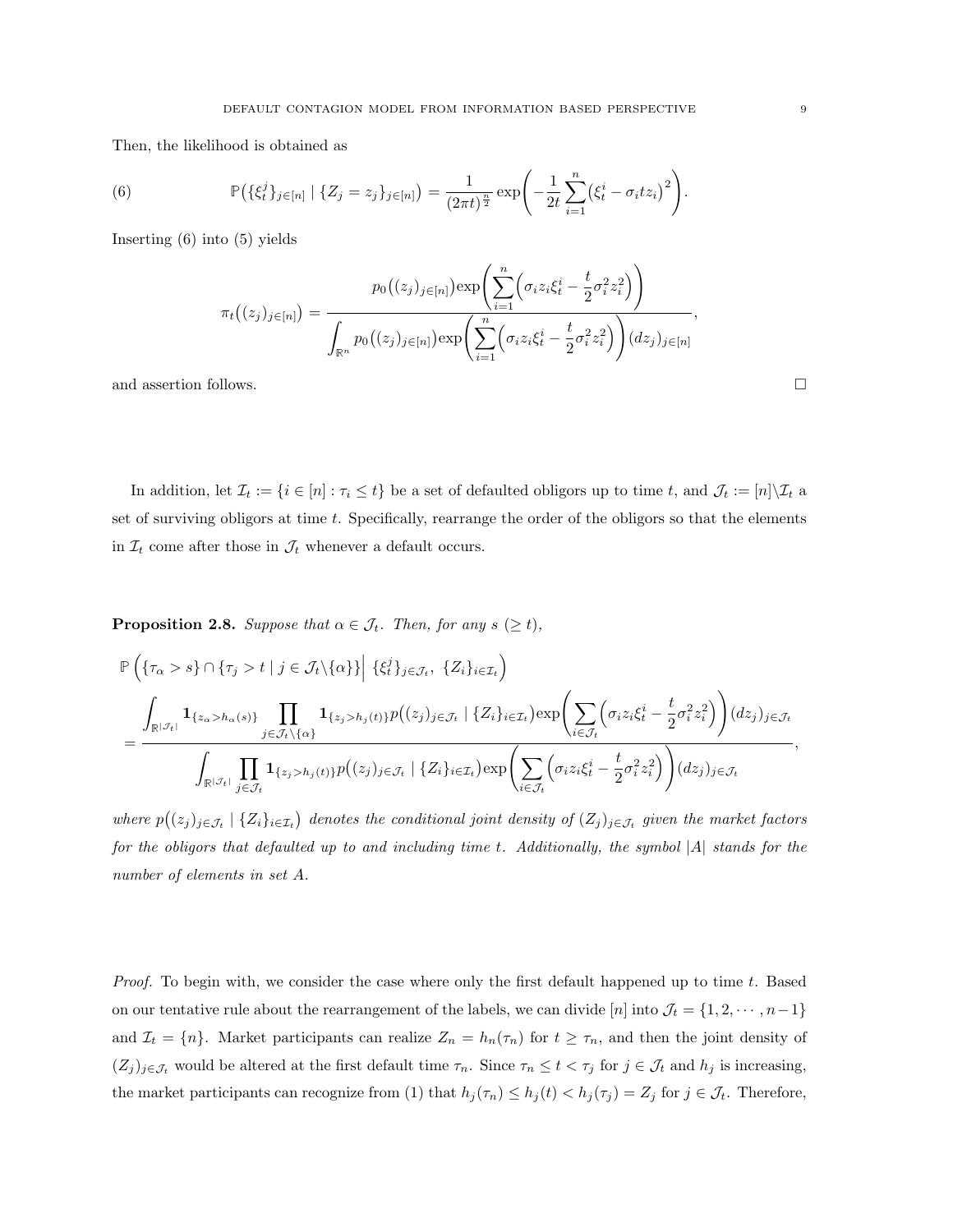Then, the likelihood is obtained as

$$\mathbb{P}\big(\{\xi_t^j\}_{j\in[n]} \mid \{Z_j = z_j\}_{j\in[n]}\big) = \frac{1}{(2\pi t)^{\frac{n}{2}}}\exp\!\left(-\frac{1}{2t}\sum_{i=1}^{n}\big(\xi_t^i - \sigma_i t z_i\big)^2\right). \tag{6}$$

Inserting (6) into (5) yields

$$\pi_t\big((z_j)_{j\in[n]}\big) = \frac{p_0\big((z_j)_{j\in[n]}\big)\exp\!\left(\displaystyle\sum_{i=1}^{n}\Big(\sigma_i z_i \xi_t^i - \frac{t}{2}\sigma_i^2 z_i^2\Big)\right)}{\displaystyle\int_{\mathbb{R}^n} p_0\big((z_j)_{j\in[n]}\big)\exp\!\left(\sum_{i=1}^{n}\Big(\sigma_i z_i \xi_t^i - \frac{t}{2}\sigma_i^2 z_i^2\Big)\right)(dz_j)_{j\in[n]}},$$

and assertion follows. □

In addition, let $\mathcal{I}_t := \{i \in [n] : \tau_i \le t\}$ be a set of defaulted obligors up to time $t$, and $\mathcal{J}_t := [n]\backslash\mathcal{I}_t$ a set of surviving obligors at time $t$. Specifically, rearrange the order of the obligors so that the elements in $\mathcal{I}_t$ come after those in $\mathcal{J}_t$ whenever a default occurs.

**Proposition 2.8.** *Suppose that $\alpha \in \mathcal{J}_t$. Then, for any $s$ $(\ge t)$,*

$$\begin{aligned}
&\mathbb{P}\left(\{\tau_\alpha > s\} \cap \{\tau_j > t \mid j \in \mathcal{J}_t\backslash\{\alpha\}\}\Big|\ \{\xi_t^j\}_{j\in\mathcal{J}_t},\ \{Z_i\}_{i\in\mathcal{I}_t}\right)\\
&= \frac{\displaystyle\int_{\mathbb{R}^{|\mathcal{J}_t|}} \mathbf{1}_{\{z_\alpha > h_\alpha(s)\}}\prod_{j\in\mathcal{J}_t\backslash\{\alpha\}}\mathbf{1}_{\{z_j > h_j(t)\}} p\big((z_j)_{j\in\mathcal{J}_t} \mid \{Z_i\}_{i\in\mathcal{I}_t}\big)\exp\!\left(\sum_{i\in\mathcal{J}_t}\Big(\sigma_i z_i \xi_t^i - \frac{t}{2}\sigma_i^2 z_i^2\Big)\right)(dz_j)_{j\in\mathcal{J}_t}}{\displaystyle\int_{\mathbb{R}^{|\mathcal{J}_t|}} \prod_{j\in\mathcal{J}_t}\mathbf{1}_{\{z_j > h_j(t)\}} p\big((z_j)_{j\in\mathcal{J}_t} \mid \{Z_i\}_{i\in\mathcal{I}_t}\big)\exp\!\left(\sum_{i\in\mathcal{J}_t}\Big(\sigma_i z_i \xi_t^i - \frac{t}{2}\sigma_i^2 z_i^2\Big)\right)(dz_j)_{j\in\mathcal{J}_t}},
\end{aligned}$$

*where $p\big((z_j)_{j\in\mathcal{J}_t} \mid \{Z_i\}_{i\in\mathcal{I}_t}\big)$ denotes the conditional joint density of $(Z_j)_{j\in\mathcal{J}_t}$ given the market factors for the obligors that defaulted up to and including time $t$. Additionally, the symbol $|A|$ stands for the number of elements in set $A$.*

*Proof.* To begin with, we consider the case where only the first default happened up to time $t$. Based on our tentative rule about the rearrangement of the labels, we can divide $[n]$ into $\mathcal{J}_t = \{1, 2, \cdots, n-1\}$ and $\mathcal{I}_t = \{n\}$. Market participants can realize $Z_n = h_n(\tau_n)$ for $t \ge \tau_n$, and then the joint density of $(Z_j)_{j\in\mathcal{J}_t}$ would be altered at the first default time $\tau_n$. Since $\tau_n \le t < \tau_j$ for $j \in \mathcal{J}_t$ and $h_j$ is increasing, the market participants can recognize from (1) that $h_j(\tau_n) \le h_j(t) < h_j(\tau_j) = Z_j$ for $j \in \mathcal{J}_t$. Therefore,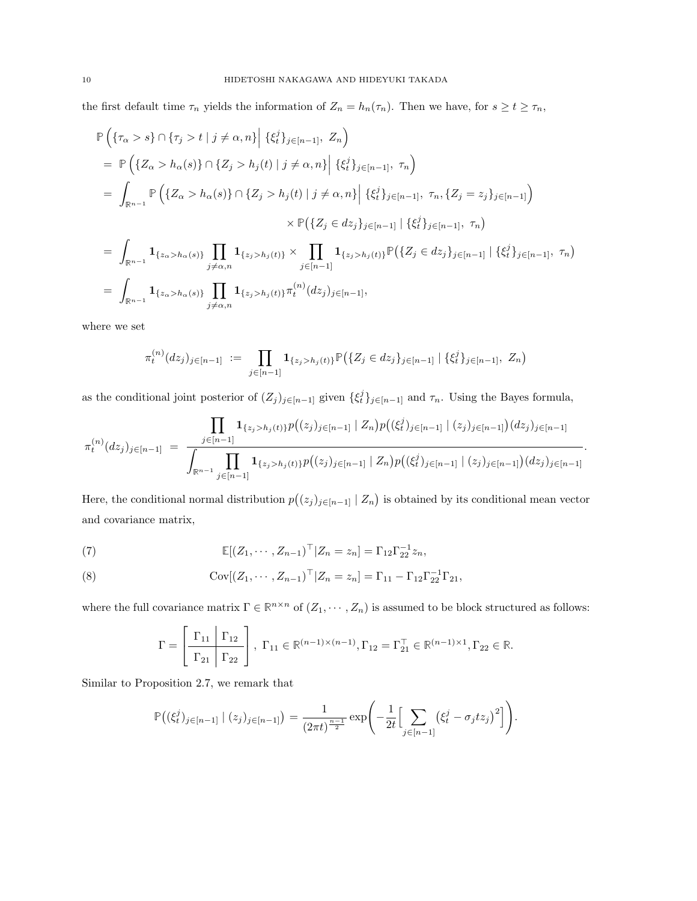the first default time $\tau_n$ yields the information of $Z_n = h_n(\tau_n)$. Then we have, for $s \geq t \geq \tau_n$,

$$
\begin{aligned}
&\mathbb{P}\left(\{\tau_\alpha > s\} \cap \{\tau_j > t \mid j \neq \alpha, n\}\Big| \{\xi_t^j\}_{j\in[n-1]},\ Z_n\right) \\
&= \mathbb{P}\left(\{Z_\alpha > h_\alpha(s)\} \cap \{Z_j > h_j(t) \mid j \neq \alpha, n\}\Big| \{\xi_t^j\}_{j\in[n-1]},\ \tau_n\right) \\
&= \int_{\mathbb{R}^{n-1}} \mathbb{P}\left(\{Z_\alpha > h_\alpha(s)\} \cap \{Z_j > h_j(t) \mid j \neq \alpha, n\}\Big| \{\xi_t^j\}_{j\in[n-1]},\ \tau_n, \{Z_j = z_j\}_{j\in[n-1]}\right) \\
&\qquad\qquad\qquad\qquad \times \mathbb{P}\big(\{Z_j \in dz_j\}_{j\in[n-1]} \mid \{\xi_t^j\}_{j\in[n-1]},\ \tau_n\big) \\
&= \int_{\mathbb{R}^{n-1}} \mathbf{1}_{\{z_\alpha > h_\alpha(s)\}} \prod_{j\neq\alpha,n} \mathbf{1}_{\{z_j > h_j(t)\}} \times \prod_{j\in[n-1]} \mathbf{1}_{\{z_j > h_j(t)\}} \mathbb{P}\big(\{Z_j \in dz_j\}_{j\in[n-1]} \mid \{\xi_t^j\}_{j\in[n-1]},\ \tau_n\big) \\
&= \int_{\mathbb{R}^{n-1}} \mathbf{1}_{\{z_\alpha > h_\alpha(s)\}} \prod_{j\neq\alpha,n} \mathbf{1}_{\{z_j > h_j(t)\}} \pi_t^{(n)}(dz_j)_{j\in[n-1]},
\end{aligned}
$$

where we set

$$
\pi_t^{(n)}(dz_j)_{j\in[n-1]} \ := \prod_{j\in[n-1]} \mathbf{1}_{\{z_j > h_j(t)\}} \mathbb{P}\big(\{Z_j \in dz_j\}_{j\in[n-1]} \mid \{\xi_t^j\}_{j\in[n-1]},\ Z_n\big)
$$

as the conditional joint posterior of $(Z_j)_{j\in[n-1]}$ given $\{\xi_t^j\}_{j\in[n-1]}$ and $\tau_n$. Using the Bayes formula,

$$
\pi_t^{(n)}(dz_j)_{j\in[n-1]} \ = \ \frac{\displaystyle\prod_{j\in[n-1]} \mathbf{1}_{\{z_j > h_j(t)\}} p\big((z_j)_{j\in[n-1]} \mid Z_n\big) p\big((\xi_t^j)_{j\in[n-1]} \mid (z_j)_{j\in[n-1]}\big)(dz_j)_{j\in[n-1]}}{\displaystyle\int_{\mathbb{R}^{n-1}} \prod_{j\in[n-1]} \mathbf{1}_{\{z_j > h_j(t)\}} p\big((z_j)_{j\in[n-1]} \mid Z_n\big) p\big((\xi_t^j)_{j\in[n-1]} \mid (z_j)_{j\in[n-1]}\big)(dz_j)_{j\in[n-1]}}.
$$

Here, the conditional normal distribution $p\big((z_j)_{j\in[n-1]} \mid Z_n\big)$ is obtained by its conditional mean vector and covariance matrix,

$$
\mathbb{E}[(Z_1, \cdots, Z_{n-1})^\top | Z_n = z_n] = \Gamma_{12}\Gamma_{22}^{-1} z_n, \tag{7}
$$

$$
\mathrm{Cov}[(Z_1, \cdots, Z_{n-1})^\top | Z_n = z_n] = \Gamma_{11} - \Gamma_{12}\Gamma_{22}^{-1}\Gamma_{21}, \tag{8}
$$

where the full covariance matrix $\Gamma \in \mathbb{R}^{n\times n}$ of $(Z_1, \cdots, Z_n)$ is assumed to be block structured as follows:

$$
\Gamma = \left[\begin{array}{c|c} \Gamma_{11} & \Gamma_{12} \\ \hline \Gamma_{21} & \Gamma_{22} \end{array}\right],\ \Gamma_{11} \in \mathbb{R}^{(n-1)\times(n-1)}, \Gamma_{12} = \Gamma_{21}^\top \in \mathbb{R}^{(n-1)\times 1}, \Gamma_{22} \in \mathbb{R}.
$$

Similar to Proposition 2.7, we remark that

$$
\mathbb{P}\big((\xi_t^j)_{j\in[n-1]} \mid (z_j)_{j\in[n-1]}\big) = \frac{1}{(2\pi t)^{\frac{n-1}{2}}} \exp\!\left(-\frac{1}{2t}\Big[\sum_{j\in[n-1]} \big(\xi_t^j - \sigma_j t z_j\big)^2\Big]\right).
$$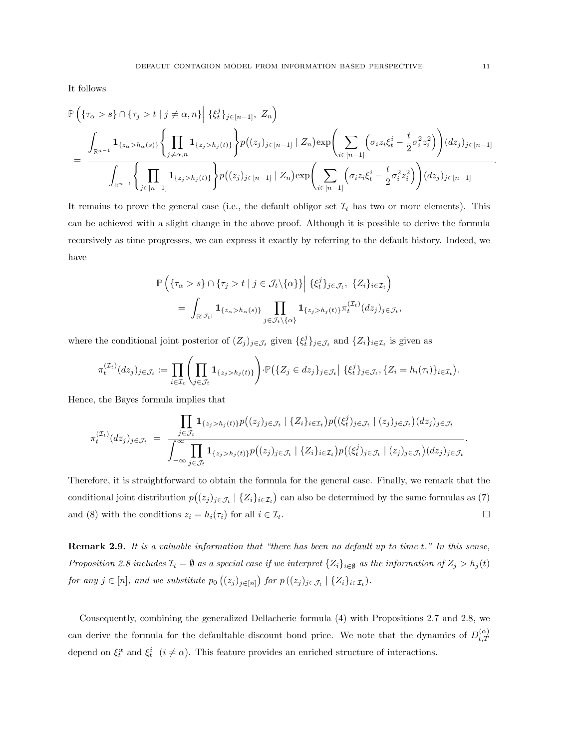It follows

$$
\begin{aligned}
&\mathbb{P}\left(\{\tau_\alpha > s\} \cap \{\tau_j > t \mid j \neq \alpha, n\} \,\middle|\, \{\xi_t^j\}_{j\in[n-1]},\ Z_n\right) \\
&= \frac{\displaystyle\int_{\mathbb{R}^{n-1}} \mathbf{1}_{\{z_\alpha > h_\alpha(s)\}} \left\{ \prod_{j\neq\alpha,n} \mathbf{1}_{\{z_j > h_j(t)\}} \right\} p\big((z_j)_{j\in[n-1]} \mid Z_n\big) \exp\!\left( \sum_{i\in[n-1]} \Big( \sigma_i z_i \xi_t^i - \frac{t}{2}\sigma_i^2 z_i^2 \Big) \right) (dz_j)_{j\in[n-1]}}{\displaystyle\int_{\mathbb{R}^{n-1}} \left\{ \prod_{j\in[n-1]} \mathbf{1}_{\{z_j > h_j(t)\}} \right\} p\big((z_j)_{j\in[n-1]} \mid Z_n\big) \exp\!\left( \sum_{i\in[n-1]} \Big( \sigma_i z_i \xi_t^i - \frac{t}{2}\sigma_i^2 z_i^2 \Big) \right) (dz_j)_{j\in[n-1]}}.
\end{aligned}
$$

It remains to prove the general case (i.e., the default obligor set $\mathcal{I}_t$ has two or more elements). This can be achieved with a slight change in the above proof. Although it is possible to derive the formula recursively as time progresses, we can express it exactly by referring to the default history. Indeed, we have

$$
\begin{aligned}
&\mathbb{P}\left(\{\tau_\alpha > s\} \cap \{\tau_j > t \mid j \in \mathcal{J}_t \backslash \{\alpha\}\} \,\middle|\, \{\xi_t^j\}_{j\in\mathcal{J}_t},\ \{Z_i\}_{i\in\mathcal{I}_t}\right) \\
&\quad = \int_{\mathbb{R}^{|\mathcal{J}_t|}} \mathbf{1}_{\{z_\alpha > h_\alpha(s)\}} \prod_{j\in\mathcal{J}_t\backslash\{\alpha\}} \mathbf{1}_{\{z_j > h_j(t)\}} \pi_t^{(\mathcal{I}_t)} (dz_j)_{j\in\mathcal{J}_t},
\end{aligned}
$$

where the conditional joint posterior of $(Z_j)_{j\in\mathcal{J}_t}$ given $\{\xi_t^j\}_{j\in\mathcal{J}_t}$ and $\{Z_i\}_{i\in\mathcal{I}_t}$ is given as

$$
\pi_t^{(\mathcal{I}_t)}(dz_j)_{j\in\mathcal{J}_t} := \prod_{i\in\mathcal{I}_t} \left( \prod_{j\in\mathcal{J}_t} \mathbf{1}_{\{z_j > h_j(t)\}} \right) \cdot \mathbb{P}\big( \{Z_j \in dz_j\}_{j\in\mathcal{J}_t} \big|\ \{\xi_t^j\}_{j\in\mathcal{J}_t}, \{Z_i = h_i(\tau_i)\}_{i\in\mathcal{I}_t} \big).
$$

Hence, the Bayes formula implies that

$$
\pi_t^{(\mathcal{I}_t)}(dz_j)_{j\in\mathcal{J}_t} \;=\; \frac{\displaystyle\prod_{j\in\mathcal{J}_t} \mathbf{1}_{\{z_j > h_j(t)\}} p\big((z_j)_{j\in\mathcal{J}_t} \mid \{Z_i\}_{i\in\mathcal{I}_t}\big) p\big((\xi_t^j)_{j\in\mathcal{J}_t} \mid (z_j)_{j\in\mathcal{J}_t}\big) (dz_j)_{j\in\mathcal{J}_t}}{\displaystyle\int_{-\infty}^{\infty} \prod_{j\in\mathcal{J}_t} \mathbf{1}_{\{z_j > h_j(t)\}} p\big((z_j)_{j\in\mathcal{J}_t} \mid \{Z_i\}_{i\in\mathcal{I}_t}\big) p\big((\xi_t^j)_{j\in\mathcal{J}_t} \mid (z_j)_{j\in\mathcal{J}_t}\big) (dz_j)_{j\in\mathcal{J}_t}}.
$$

Therefore, it is straightforward to obtain the formula for the general case. Finally, we remark that the conditional joint distribution $p\big((z_j)_{j\in\mathcal{J}_t} \mid \{Z_i\}_{i\in\mathcal{I}_t}\big)$ can also be determined by the same formulas as (7) and (8) with the conditions $z_i = h_i(\tau_i)$ for all $i \in \mathcal{I}_t$. □

**Remark 2.9.** *It is a valuable information that "there has been no default up to time $t$." In this sense, Proposition 2.8 includes $\mathcal{I}_t = \emptyset$ as a special case if we interpret $\{Z_i\}_{i\in\emptyset}$ as the information of $Z_j > h_j(t)$ for any $j \in [n]$, and we substitute $p_0\left((z_j)_{j\in[n]}\right)$ for $p\left((z_j)_{j\in\mathcal{J}_t} \mid \{Z_i\}_{i\in\mathcal{I}_t}\right)$.*

Consequently, combining the generalized Dellacherie formula (4) with Propositions 2.7 and 2.8, we can derive the formula for the defaultable discount bond price. We note that the dynamics of $D_{t,T}^{(\alpha)}$ depend on $\xi_t^\alpha$ and $\xi_t^i$ $(i \neq \alpha)$. This feature provides an enriched structure of interactions.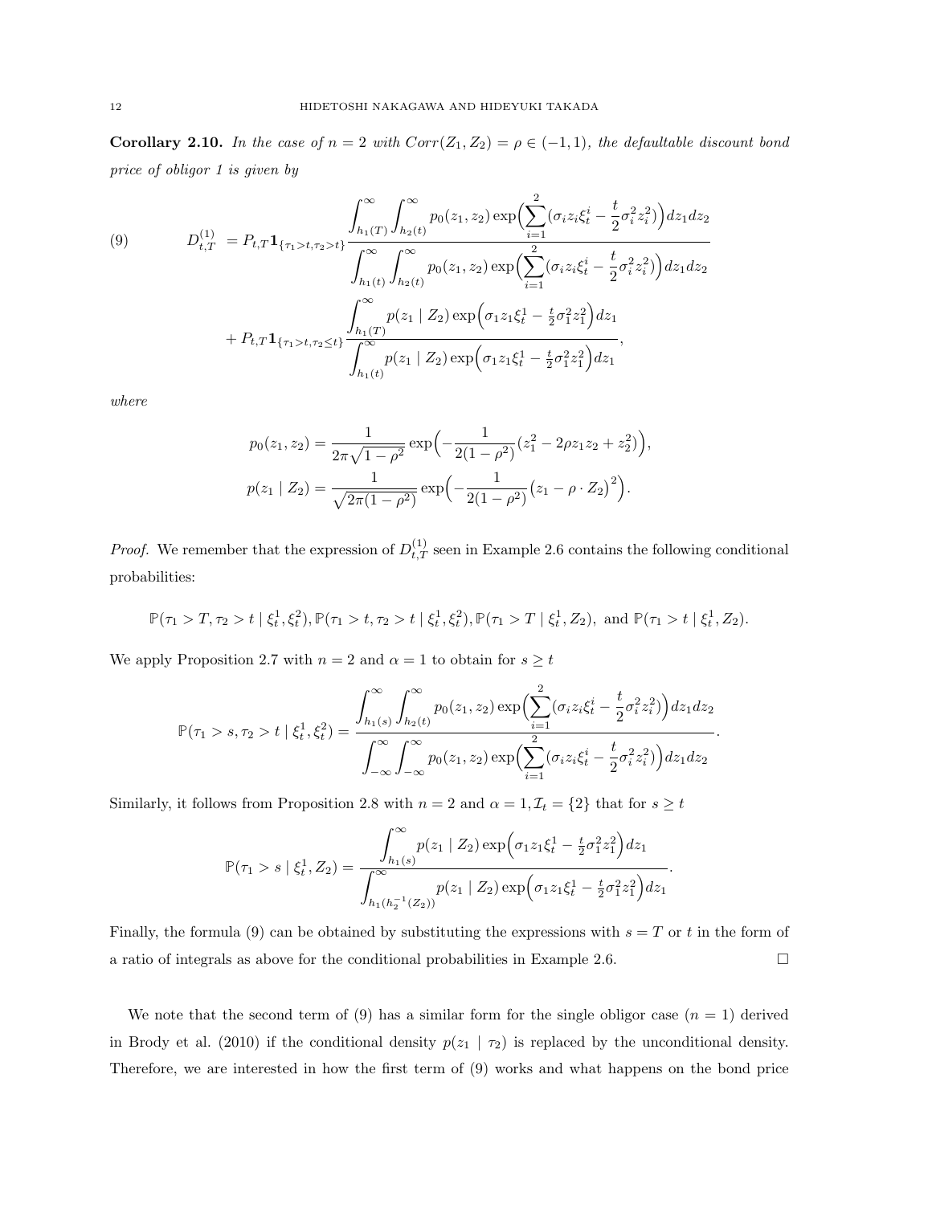**Corollary 2.10.** *In the case of $n = 2$ with $Corr(Z_1, Z_2) = \rho \in (-1, 1)$, the defaultable discount bond price of obligor 1 is given by*

$$
\begin{aligned}
D_{t,T}^{(1)} &= P_{t,T} \mathbf{1}_{\{\tau_1 > t, \tau_2 > t\}} \frac{\displaystyle\int_{h_1(T)}^{\infty} \int_{h_2(t)}^{\infty} p_0(z_1, z_2) \exp\Big( \sum_{i=1}^{2} (\sigma_i z_i \xi_t^i - \frac{t}{2} \sigma_i^2 z_i^2) \Big) dz_1 dz_2}{\displaystyle\int_{h_1(t)}^{\infty} \int_{h_2(t)}^{\infty} p_0(z_1, z_2) \exp\Big( \sum_{i=1}^{2} (\sigma_i z_i \xi_t^i - \frac{t}{2} \sigma_i^2 z_i^2) \Big) dz_1 dz_2} \\
&+ P_{t,T} \mathbf{1}_{\{\tau_1 > t, \tau_2 \leq t\}} \frac{\displaystyle\int_{h_1(T)}^{\infty} p(z_1 \mid Z_2) \exp\Big( \sigma_1 z_1 \xi_t^1 - \tfrac{t}{2} \sigma_1^2 z_1^2 \Big) dz_1}{\displaystyle\int_{h_1(t)}^{\infty} p(z_1 \mid Z_2) \exp\Big( \sigma_1 z_1 \xi_t^1 - \tfrac{t}{2} \sigma_1^2 z_1^2 \Big) dz_1},
\end{aligned} \tag{9}
$$

*where*

$$
p_0(z_1, z_2) = \frac{1}{2\pi\sqrt{1-\rho^2}} \exp\Big( -\frac{1}{2(1-\rho^2)} (z_1^2 - 2\rho z_1 z_2 + z_2^2) \Big),
$$

$$
p(z_1 \mid Z_2) = \frac{1}{\sqrt{2\pi(1-\rho^2)}} \exp\Big( -\frac{1}{2(1-\rho^2)} \big( z_1 - \rho \cdot Z_2 \big)^2 \Big).
$$

*Proof.* We remember that the expression of $D_{t,T}^{(1)}$ seen in Example 2.6 contains the following conditional probabilities:

$$
\mathbb{P}(\tau_1 > T, \tau_2 > t \mid \xi_t^1, \xi_t^2), \mathbb{P}(\tau_1 > t, \tau_2 > t \mid \xi_t^1, \xi_t^2), \mathbb{P}(\tau_1 > T \mid \xi_t^1, Z_2), \text{ and } \mathbb{P}(\tau_1 > t \mid \xi_t^1, Z_2).
$$

We apply Proposition 2.7 with $n = 2$ and $\alpha = 1$ to obtain for $s \geq t$

$$
\mathbb{P}(\tau_1 > s, \tau_2 > t \mid \xi_t^1, \xi_t^2) = \frac{\displaystyle\int_{h_1(s)}^{\infty} \int_{h_2(t)}^{\infty} p_0(z_1, z_2) \exp\Big( \sum_{i=1}^{2} (\sigma_i z_i \xi_t^i - \frac{t}{2} \sigma_i^2 z_i^2) \Big) dz_1 dz_2}{\displaystyle\int_{-\infty}^{\infty} \int_{-\infty}^{\infty} p_0(z_1, z_2) \exp\Big( \sum_{i=1}^{2} (\sigma_i z_i \xi_t^i - \frac{t}{2} \sigma_i^2 z_i^2) \Big) dz_1 dz_2}.
$$

Similarly, it follows from Proposition 2.8 with $n = 2$ and $\alpha = 1, \mathcal{I}_t = \{2\}$ that for $s \geq t$

$$
\mathbb{P}(\tau_1 > s \mid \xi_t^1, Z_2) = \frac{\displaystyle\int_{h_1(s)}^{\infty} p(z_1 \mid Z_2) \exp\Big( \sigma_1 z_1 \xi_t^1 - \tfrac{t}{2} \sigma_1^2 z_1^2 \Big) dz_1}{\displaystyle\int_{h_1(h_2^{-1}(Z_2))}^{\infty} p(z_1 \mid Z_2) \exp\Big( \sigma_1 z_1 \xi_t^1 - \tfrac{t}{2} \sigma_1^2 z_1^2 \Big) dz_1}.
$$

Finally, the formula (9) can be obtained by substituting the expressions with $s = T$ or $t$ in the form of a ratio of integrals as above for the conditional probabilities in Example 2.6. $\square$

We note that the second term of (9) has a similar form for the single obligor case ($n = 1$) derived in Brody et al. (2010) if the conditional density $p(z_1 \mid \tau_2)$ is replaced by the unconditional density. Therefore, we are interested in how the first term of (9) works and what happens on the bond price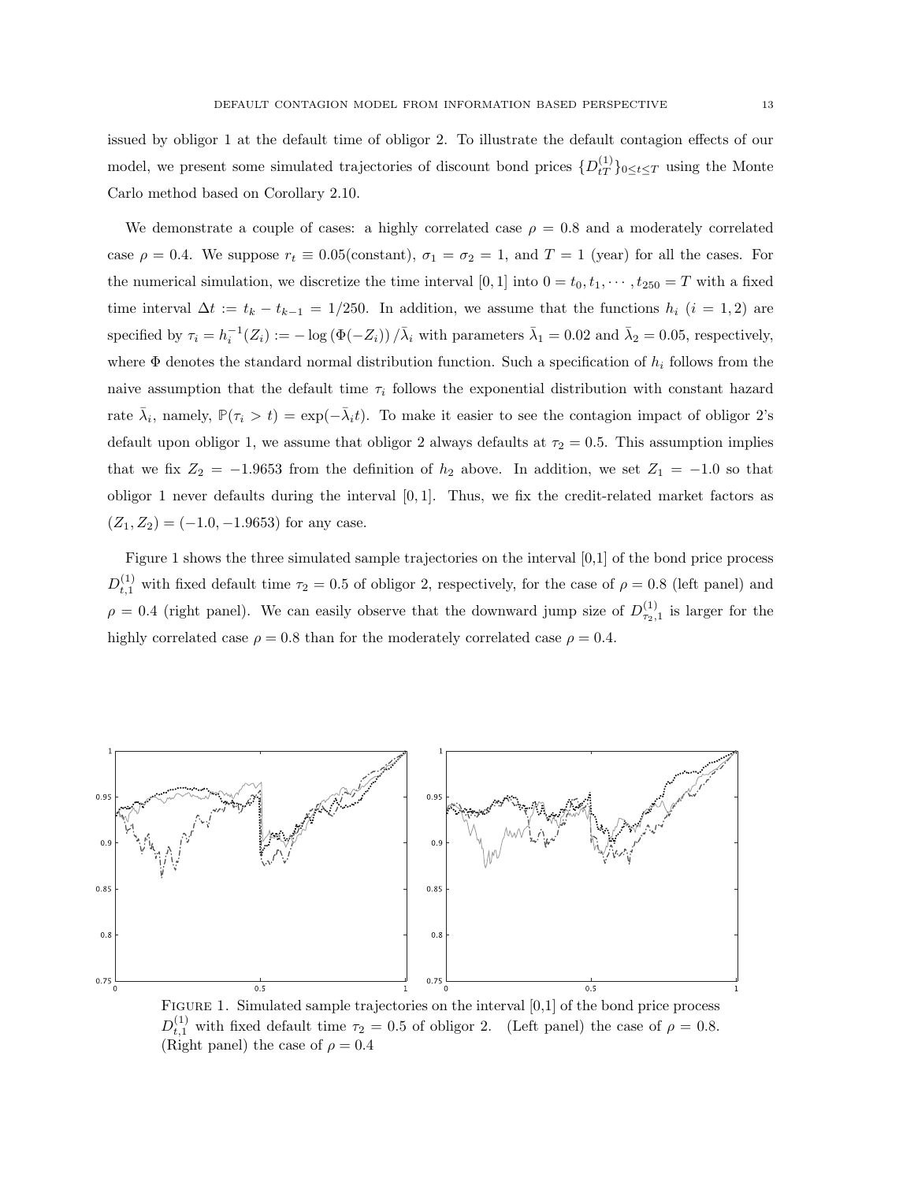issued by obligor 1 at the default time of obligor 2. To illustrate the default contagion effects of our model, we present some simulated trajectories of discount bond prices $\{D^{(1)}_{tT}\}_{0\le t\le T}$ using the Monte Carlo method based on Corollary 2.10.

We demonstrate a couple of cases: a highly correlated case $\rho = 0.8$ and a moderately correlated case $\rho = 0.4$. We suppose $r_t \equiv 0.05$(constant), $\sigma_1 = \sigma_2 = 1$, and $T = 1$ (year) for all the cases. For the numerical simulation, we discretize the time interval $[0, 1]$ into $0 = t_0, t_1, \cdots, t_{250} = T$ with a fixed time interval $\Delta t := t_k - t_{k-1} = 1/250$. In addition, we assume that the functions $h_i$ $(i = 1, 2)$ are specified by $\tau_i = h_i^{-1}(Z_i) := -\log(\Phi(-Z_i))/\bar{\lambda}_i$ with parameters $\bar{\lambda}_1 = 0.02$ and $\bar{\lambda}_2 = 0.05$, respectively, where $\Phi$ denotes the standard normal distribution function. Such a specification of $h_i$ follows from the naive assumption that the default time $\tau_i$ follows the exponential distribution with constant hazard rate $\bar{\lambda}_i$, namely, $\mathbb{P}(\tau_i > t) = \exp(-\bar{\lambda}_i t)$. To make it easier to see the contagion impact of obligor 2's default upon obligor 1, we assume that obligor 2 always defaults at $\tau_2 = 0.5$. This assumption implies that we fix $Z_2 = -1.9653$ from the definition of $h_2$ above. In addition, we set $Z_1 = -1.0$ so that obligor 1 never defaults during the interval $[0, 1]$. Thus, we fix the credit-related market factors as $(Z_1, Z_2) = (-1.0, -1.9653)$ for any case.

Figure 1 shows the three simulated sample trajectories on the interval [0,1] of the bond price process $D^{(1)}_{t,1}$ with fixed default time $\tau_2 = 0.5$ of obligor 2, respectively, for the case of $\rho = 0.8$ (left panel) and $\rho = 0.4$ (right panel). We can easily observe that the downward jump size of $D^{(1)}_{\tau_2,1}$ is larger for the highly correlated case $\rho = 0.8$ than for the moderately correlated case $\rho = 0.4$.

1
0.95
0.9
0.85
0.8
0.75
0
0.5
1

1
0.95
0.9
0.85
0.8
0.75
0
0.5
1

Figure 1. Simulated sample trajectories on the interval [0,1] of the bond price process $D^{(1)}_{t,1}$ with fixed default time $\tau_2 = 0.5$ of obligor 2. (Left panel) the case of $\rho = 0.8$. (Right panel) the case of $\rho = 0.4$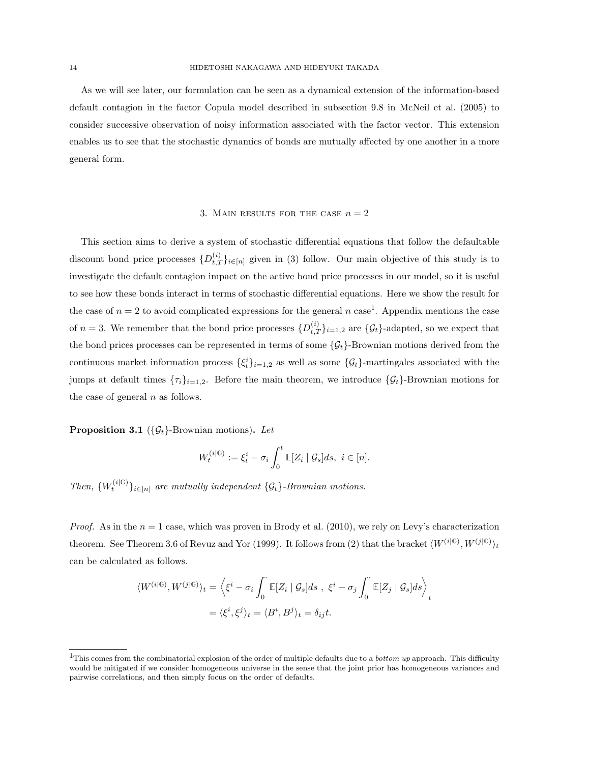As we will see later, our formulation can be seen as a dynamical extension of the information-based default contagion in the factor Copula model described in subsection 9.8 in McNeil et al. (2005) to consider successive observation of noisy information associated with the factor vector. This extension enables us to see that the stochastic dynamics of bonds are mutually affected by one another in a more general form.

## 3. Main results for the case $n = 2$

This section aims to derive a system of stochastic differential equations that follow the defaultable discount bond price processes $\{D^{(i)}_{t,T}\}_{i\in[n]}$ given in (3) follow. Our main objective of this study is to investigate the default contagion impact on the active bond price processes in our model, so it is useful to see how these bonds interact in terms of stochastic differential equations. Here we show the result for the case of $n = 2$ to avoid complicated expressions for the general $n$ case[1]. Appendix mentions the case of $n = 3$. We remember that the bond price processes $\{D^{(i)}_{t,T}\}_{i=1,2}$ are $\{\mathcal{G}_t\}$-adapted, so we expect that the bond prices processes can be represented in terms of some $\{\mathcal{G}_t\}$-Brownian motions derived from the continuous market information process $\{\xi^i_t\}_{i=1,2}$ as well as some $\{\mathcal{G}_t\}$-martingales associated with the jumps at default times $\{\tau_i\}_{i=1,2}$. Before the main theorem, we introduce $\{\mathcal{G}_t\}$-Brownian motions for the case of general $n$ as follows.

**Proposition 3.1** ($\{\mathcal{G}_t\}$-Brownian motions). *Let*

$$W^{(i|\mathbb{G})}_t := \xi^i_t - \sigma_i \int_0^t \mathbb{E}[Z_i \mid \mathcal{G}_s]ds, \ i \in [n].$$

*Then, $\{W^{(i|\mathbb{G})}_t\}_{i\in[n]}$ are mutually independent $\{\mathcal{G}_t\}$-Brownian motions.*

*Proof.* As in the $n = 1$ case, which was proven in Brody et al. (2010), we rely on Levy's characterization theorem. See Theorem 3.6 of Revuz and Yor (1999). It follows from (2) that the bracket $\langle W^{(i|\mathbb{G})}, W^{(j|\mathbb{G})}\rangle_t$ can be calculated as follows.

$$\begin{aligned}
\langle W^{(i|\mathbb{G})}, W^{(j|\mathbb{G})}\rangle_t &= \left\langle \xi^i - \sigma_i \int_0^\cdot \mathbb{E}[Z_i \mid \mathcal{G}_s]ds \ , \ \xi^i - \sigma_j \int_0^\cdot \mathbb{E}[Z_j \mid \mathcal{G}_s]ds \right\rangle_t \\
&= \langle \xi^i, \xi^j\rangle_t = \langle B^i, B^j\rangle_t = \delta_{ij}t.
\end{aligned}$$

[1] This comes from the combinatorial explosion of the order of multiple defaults due to a *bottom up* approach. This difficulty would be mitigated if we consider homogeneous universe in the sense that the joint prior has homogeneous variances and pairwise correlations, and then simply focus on the order of defaults.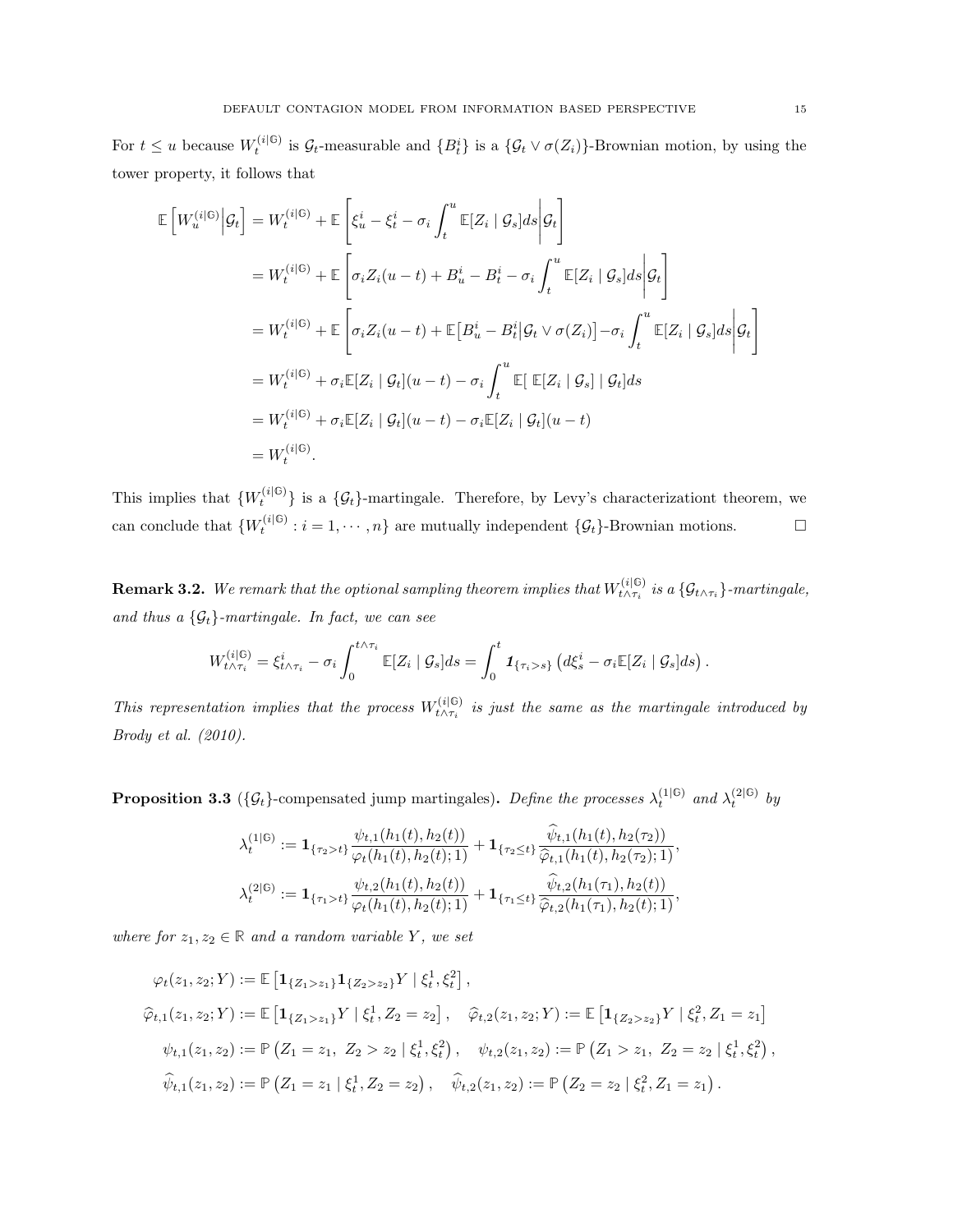For $t \le u$ because $W_t^{(i|\mathbb{G})}$ is $\mathcal{G}_t$-measurable and $\{B_t^i\}$ is a $\{\mathcal{G}_t \vee \sigma(Z_i)\}$-Brownian motion, by using the tower property, it follows that

$$
\begin{aligned}
\mathbb{E}\left[W_u^{(i|\mathbb{G})}\middle|\mathcal{G}_t\right] &= W_t^{(i|\mathbb{G})} + \mathbb{E}\left[\xi_u^i - \xi_t^i - \sigma_i \int_t^u \mathbb{E}[Z_i \mid \mathcal{G}_s] ds \middle| \mathcal{G}_t\right] \\
&= W_t^{(i|\mathbb{G})} + \mathbb{E}\left[\sigma_i Z_i (u-t) + B_u^i - B_t^i - \sigma_i \int_t^u \mathbb{E}[Z_i \mid \mathcal{G}_s] ds \middle| \mathcal{G}_t\right] \\
&= W_t^{(i|\mathbb{G})} + \mathbb{E}\left[\sigma_i Z_i (u-t) + \mathbb{E}\big[B_u^i - B_t^i \big| \mathcal{G}_t \vee \sigma(Z_i)\big] - \sigma_i \int_t^u \mathbb{E}[Z_i \mid \mathcal{G}_s] ds \middle| \mathcal{G}_t\right] \\
&= W_t^{(i|\mathbb{G})} + \sigma_i \mathbb{E}[Z_i \mid \mathcal{G}_t](u-t) - \sigma_i \int_t^u \mathbb{E}[\ \mathbb{E}[Z_i \mid \mathcal{G}_s] \mid \mathcal{G}_t] ds \\
&= W_t^{(i|\mathbb{G})} + \sigma_i \mathbb{E}[Z_i \mid \mathcal{G}_t](u-t) - \sigma_i \mathbb{E}[Z_i \mid \mathcal{G}_t](u-t) \\
&= W_t^{(i|\mathbb{G})}.
\end{aligned}
$$

This implies that $\{W_t^{(i|\mathbb{G})}\}$ is a $\{\mathcal{G}_t\}$-martingale. Therefore, by Levy's characterizationt theorem, we can conclude that $\{W_t^{(i|\mathbb{G})} : i = 1, \cdots, n\}$ are mutually independent $\{\mathcal{G}_t\}$-Brownian motions. $\square$

**Remark 3.2.** *We remark that the optional sampling theorem implies that $W_{t\wedge\tau_i}^{(i|\mathbb{G})}$ is a $\{\mathcal{G}_{t\wedge\tau_i}\}$-martingale, and thus a $\{\mathcal{G}_t\}$-martingale. In fact, we can see*

$$
W_{t\wedge\tau_i}^{(i|\mathbb{G})} = \xi_{t\wedge\tau_i}^i - \sigma_i \int_0^{t\wedge\tau_i} \mathbb{E}[Z_i \mid \mathcal{G}_s] ds = \int_0^t \mathbf{1}_{\{\tau_i > s\}} \left(d\xi_s^i - \sigma_i \mathbb{E}[Z_i \mid \mathcal{G}_s] ds\right).
$$

*This representation implies that the process $W_{t\wedge\tau_i}^{(i|\mathbb{G})}$ is just the same as the martingale introduced by Brody et al. (2010).*

**Proposition 3.3** ($\{\mathcal{G}_t\}$-compensated jump martingales)**.** *Define the processes $\lambda_t^{(1|\mathbb{G})}$ and $\lambda_t^{(2|\mathbb{G})}$ by*

$$
\lambda_t^{(1|\mathbb{G})} := \mathbf{1}_{\{\tau_2 > t\}} \frac{\psi_{t,1}(h_1(t), h_2(t))}{\varphi_t(h_1(t), h_2(t); 1)} + \mathbf{1}_{\{\tau_2 \le t\}} \frac{\widehat{\psi}_{t,1}(h_1(t), h_2(\tau_2))}{\widehat{\varphi}_{t,1}(h_1(t), h_2(\tau_2); 1)},
$$

$$
\lambda_t^{(2|\mathbb{G})} := \mathbf{1}_{\{\tau_1 > t\}} \frac{\psi_{t,2}(h_1(t), h_2(t))}{\varphi_t(h_1(t), h_2(t); 1)} + \mathbf{1}_{\{\tau_1 \le t\}} \frac{\widehat{\psi}_{t,2}(h_1(\tau_1), h_2(t))}{\widehat{\varphi}_{t,2}(h_1(\tau_1), h_2(t); 1)},
$$

*where for $z_1, z_2 \in \mathbb{R}$ and a random variable $Y$, we set*

$$
\begin{aligned}
\varphi_t(z_1, z_2; Y) &:= \mathbb{E}\left[\mathbf{1}_{\{Z_1 > z_1\}} \mathbf{1}_{\{Z_2 > z_2\}} Y \mid \xi_t^1, \xi_t^2\right], \\
\widehat{\varphi}_{t,1}(z_1, z_2; Y) &:= \mathbb{E}\left[\mathbf{1}_{\{Z_1 > z_1\}} Y \mid \xi_t^1, Z_2 = z_2\right], \quad \widehat{\varphi}_{t,2}(z_1, z_2; Y) := \mathbb{E}\left[\mathbf{1}_{\{Z_2 > z_2\}} Y \mid \xi_t^2, Z_1 = z_1\right] \\
\psi_{t,1}(z_1, z_2) &:= \mathbb{P}\left(Z_1 = z_1,\ Z_2 > z_2 \mid \xi_t^1, \xi_t^2\right), \quad \psi_{t,2}(z_1, z_2) := \mathbb{P}\left(Z_1 > z_1,\ Z_2 = z_2 \mid \xi_t^1, \xi_t^2\right), \\
\widehat{\psi}_{t,1}(z_1, z_2) &:= \mathbb{P}\left(Z_1 = z_1 \mid \xi_t^1, Z_2 = z_2\right), \quad \widehat{\psi}_{t,2}(z_1, z_2) := \mathbb{P}\left(Z_2 = z_2 \mid \xi_t^2, Z_1 = z_1\right).
\end{aligned}
$$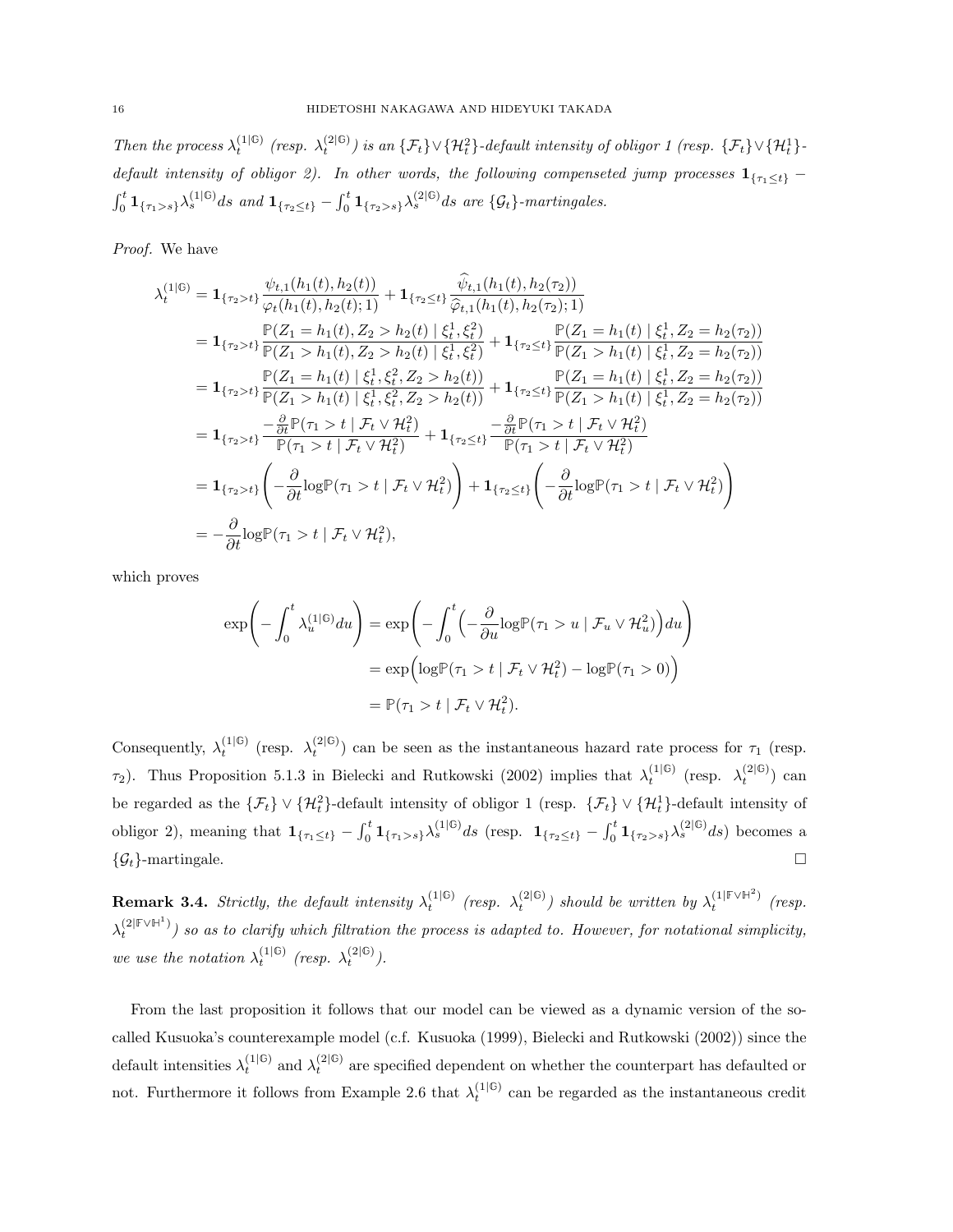*Then the process $\lambda_t^{(1|\mathbb{G})}$ (resp. $\lambda_t^{(2|\mathbb{G})}$) is an $\{\mathcal{F}_t\}\vee\{\mathcal{H}_t^2\}$-default intensity of obligor 1 (resp. $\{\mathcal{F}_t\}\vee\{\mathcal{H}_t^1\}$-default intensity of obligor 2). In other words, the following compenseted jump processes $\mathbf{1}_{\{\tau_1\le t\}}-\int_0^t \mathbf{1}_{\{\tau_1>s\}}\lambda_s^{(1|\mathbb{G})}ds$ and $\mathbf{1}_{\{\tau_2\le t\}}-\int_0^t \mathbf{1}_{\{\tau_2>s\}}\lambda_s^{(2|\mathbb{G})}ds$ are $\{\mathcal{G}_t\}$-martingales.*

*Proof.* We have

$$
\begin{aligned}
\lambda_t^{(1|\mathbb{G})} &= \mathbf{1}_{\{\tau_2>t\}}\frac{\psi_{t,1}(h_1(t),h_2(t))}{\varphi_t(h_1(t),h_2(t);1)} + \mathbf{1}_{\{\tau_2\le t\}}\frac{\widehat{\psi}_{t,1}(h_1(t),h_2(\tau_2))}{\widehat{\varphi}_{t,1}(h_1(t),h_2(\tau_2);1)} \\
&= \mathbf{1}_{\{\tau_2>t\}}\frac{\mathbb{P}(Z_1=h_1(t),Z_2>h_2(t)\mid \xi_t^1,\xi_t^2)}{\mathbb{P}(Z_1>h_1(t),Z_2>h_2(t)\mid \xi_t^1,\xi_t^2)} + \mathbf{1}_{\{\tau_2\le t\}}\frac{\mathbb{P}(Z_1=h_1(t)\mid \xi_t^1,Z_2=h_2(\tau_2))}{\mathbb{P}(Z_1>h_1(t)\mid \xi_t^1,Z_2=h_2(\tau_2))} \\
&= \mathbf{1}_{\{\tau_2>t\}}\frac{\mathbb{P}(Z_1=h_1(t)\mid \xi_t^1,\xi_t^2,Z_2>h_2(t))}{\mathbb{P}(Z_1>h_1(t)\mid \xi_t^1,\xi_t^2,Z_2>h_2(t))} + \mathbf{1}_{\{\tau_2\le t\}}\frac{\mathbb{P}(Z_1=h_1(t)\mid \xi_t^1,Z_2=h_2(\tau_2))}{\mathbb{P}(Z_1>h_1(t)\mid \xi_t^1,Z_2=h_2(\tau_2))} \\
&= \mathbf{1}_{\{\tau_2>t\}}\frac{-\frac{\partial}{\partial t}\mathbb{P}(\tau_1>t\mid \mathcal{F}_t\vee\mathcal{H}_t^2)}{\mathbb{P}(\tau_1>t\mid \mathcal{F}_t\vee\mathcal{H}_t^2)} + \mathbf{1}_{\{\tau_2\le t\}}\frac{-\frac{\partial}{\partial t}\mathbb{P}(\tau_1>t\mid \mathcal{F}_t\vee\mathcal{H}_t^2)}{\mathbb{P}(\tau_1>t\mid \mathcal{F}_t\vee\mathcal{H}_t^2)} \\
&= \mathbf{1}_{\{\tau_2>t\}}\left(-\frac{\partial}{\partial t}\log\mathbb{P}(\tau_1>t\mid \mathcal{F}_t\vee\mathcal{H}_t^2)\right) + \mathbf{1}_{\{\tau_2\le t\}}\left(-\frac{\partial}{\partial t}\log\mathbb{P}(\tau_1>t\mid \mathcal{F}_t\vee\mathcal{H}_t^2)\right) \\
&= -\frac{\partial}{\partial t}\log\mathbb{P}(\tau_1>t\mid \mathcal{F}_t\vee\mathcal{H}_t^2),
\end{aligned}
$$

which proves

$$
\begin{aligned}
\exp\left(-\int_0^t \lambda_u^{(1|\mathbb{G})}du\right) &= \exp\left(-\int_0^t\Big(-\frac{\partial}{\partial u}\log\mathbb{P}(\tau_1>u\mid \mathcal{F}_u\vee\mathcal{H}_u^2)\Big)du\right) \\
&= \exp\Big(\log\mathbb{P}(\tau_1>t\mid \mathcal{F}_t\vee\mathcal{H}_t^2)-\log\mathbb{P}(\tau_1>0)\Big) \\
&= \mathbb{P}(\tau_1>t\mid \mathcal{F}_t\vee\mathcal{H}_t^2).
\end{aligned}
$$

Consequently, $\lambda_t^{(1|\mathbb{G})}$ (resp. $\lambda_t^{(2|\mathbb{G})}$) can be seen as the instantaneous hazard rate process for $\tau_1$ (resp. $\tau_2$). Thus Proposition 5.1.3 in Bielecki and Rutkowski (2002) implies that $\lambda_t^{(1|\mathbb{G})}$ (resp. $\lambda_t^{(2|\mathbb{G})}$) can be regarded as the $\{\mathcal{F}_t\}\vee\{\mathcal{H}_t^2\}$-default intensity of obligor 1 (resp. $\{\mathcal{F}_t\}\vee\{\mathcal{H}_t^1\}$-default intensity of obligor 2), meaning that $\mathbf{1}_{\{\tau_1\le t\}}-\int_0^t \mathbf{1}_{\{\tau_1>s\}}\lambda_s^{(1|\mathbb{G})}ds$ (resp. $\mathbf{1}_{\{\tau_2\le t\}}-\int_0^t \mathbf{1}_{\{\tau_2>s\}}\lambda_s^{(2|\mathbb{G})}ds$) becomes a $\{\mathcal{G}_t\}$-martingale. ☐

**Remark 3.4.** *Strictly, the default intensity $\lambda_t^{(1|\mathbb{G})}$ (resp. $\lambda_t^{(2|\mathbb{G})}$) should be written by $\lambda_t^{(1|\mathbb{F}\vee\mathbb{H}^2)}$ (resp. $\lambda_t^{(2|\mathbb{F}\vee\mathbb{H}^1)}$) so as to clarify which filtration the process is adapted to. However, for notational simplicity, we use the notation $\lambda_t^{(1|\mathbb{G})}$ (resp. $\lambda_t^{(2|\mathbb{G})}$).*

From the last proposition it follows that our model can be viewed as a dynamic version of the so-called Kusuoka's counterexample model (c.f. Kusuoka (1999), Bielecki and Rutkowski (2002)) since the default intensities $\lambda_t^{(1|\mathbb{G})}$ and $\lambda_t^{(2|\mathbb{G})}$ are specified dependent on whether the counterpart has defaulted or not. Furthermore it follows from Example 2.6 that $\lambda_t^{(1|\mathbb{G})}$ can be regarded as the instantaneous credit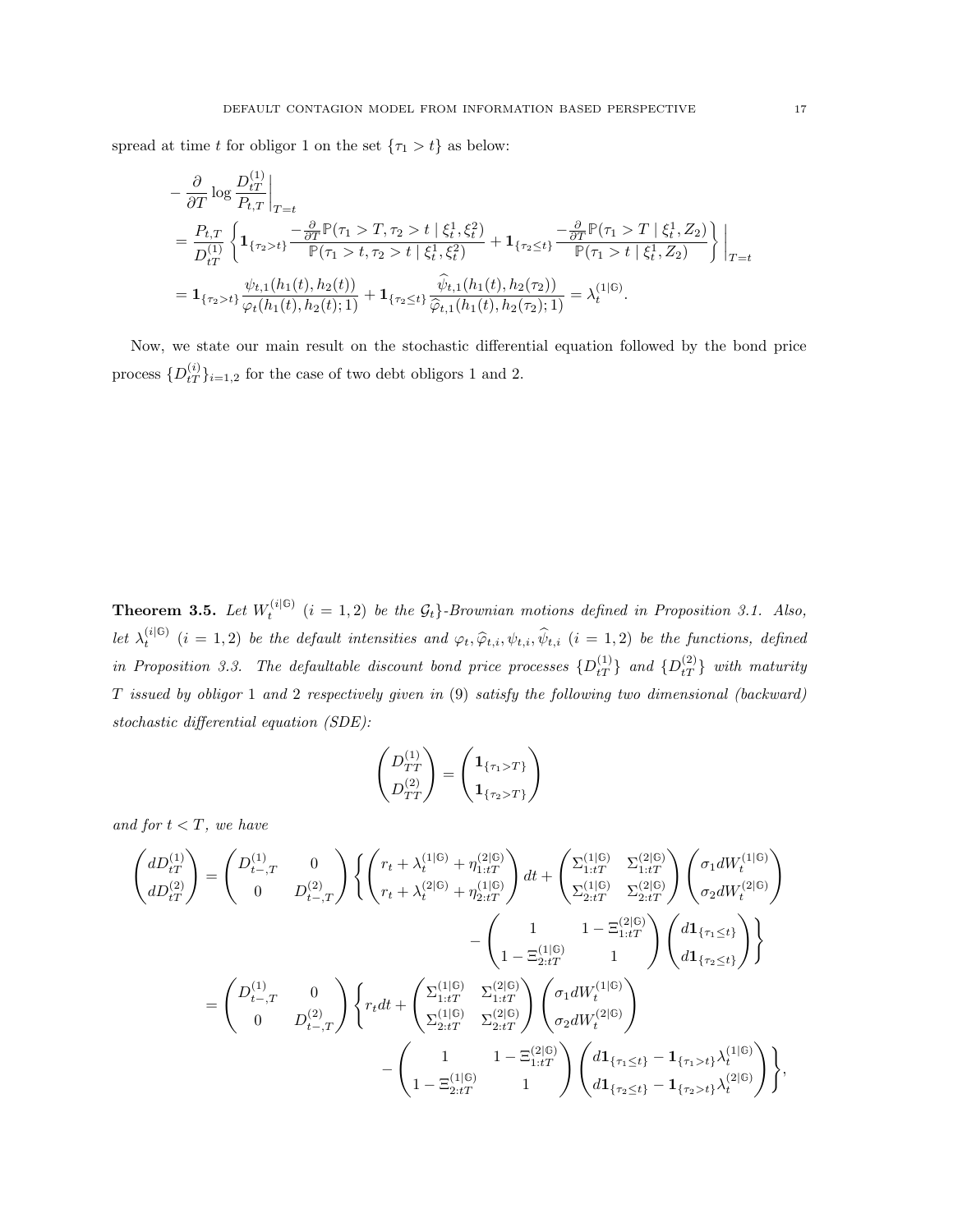spread at time $t$ for obligor 1 on the set $\{\tau_1 > t\}$ as below:

$$
\begin{aligned}
&-\frac{\partial}{\partial T}\log\frac{D^{(1)}_{tT}}{P_{t,T}}\Big|_{T=t} \\
&= \frac{P_{t,T}}{D^{(1)}_{tT}}\left\{\mathbf{1}_{\{\tau_2>t\}}\frac{-\frac{\partial}{\partial T}\mathbb{P}(\tau_1>T,\tau_2>t\mid\xi^1_t,\xi^2_t)}{\mathbb{P}(\tau_1>t,\tau_2>t\mid\xi^1_t,\xi^2_t)}+\mathbf{1}_{\{\tau_2\le t\}}\frac{-\frac{\partial}{\partial T}\mathbb{P}(\tau_1>T\mid\xi^1_t,Z_2)}{\mathbb{P}(\tau_1>t\mid\xi^1_t,Z_2)}\right\}\Big|_{T=t} \\
&= \mathbf{1}_{\{\tau_2>t\}}\frac{\psi_{t,1}(h_1(t),h_2(t))}{\varphi_t(h_1(t),h_2(t);1)}+\mathbf{1}_{\{\tau_2\le t\}}\frac{\widehat{\psi}_{t,1}(h_1(t),h_2(\tau_2))}{\widehat{\varphi}_{t,1}(h_1(t),h_2(\tau_2);1)}=\lambda^{(1|\mathbb{G})}_t.
\end{aligned}
$$

Now, we state our main result on the stochastic differential equation followed by the bond price process $\{D^{(i)}_{tT}\}_{i=1,2}$ for the case of two debt obligors 1 and 2.

**Theorem 3.5.** *Let $W^{(i|\mathbb{G})}_t$ $(i=1,2)$ be the $\mathcal{G}_t\}$-Brownian motions defined in Proposition 3.1. Also, let $\lambda^{(i|\mathbb{G})}_t$ $(i=1,2)$ be the default intensities and $\varphi_t,\widehat{\varphi}_{t,i},\psi_{t,i},\widehat{\psi}_{t,i}$ $(i=1,2)$ be the functions, defined in Proposition 3.3. The defaultable discount bond price processes $\{D^{(1)}_{tT}\}$ and $\{D^{(2)}_{tT}\}$ with maturity $T$ issued by obligor 1 and 2 respectively given in (9) satisfy the following two dimensional (backward) stochastic differential equation (SDE):*

$$
\begin{pmatrix} D^{(1)}_{TT} \\ D^{(2)}_{TT}\end{pmatrix}=\begin{pmatrix}\mathbf{1}_{\{\tau_1>T\}}\\ \mathbf{1}_{\{\tau_2>T\}}\end{pmatrix}
$$

*and for $t<T$, we have*

$$
\begin{aligned}
\begin{pmatrix} dD^{(1)}_{tT} \\ dD^{(2)}_{tT}\end{pmatrix} &= \begin{pmatrix} D^{(1)}_{t-,T} & 0 \\ 0 & D^{(2)}_{t-,T}\end{pmatrix}\Bigg\{\begin{pmatrix} r_t+\lambda^{(1|\mathbb{G})}_t+\eta^{(2|\mathbb{G})}_{1:tT} \\ r_t+\lambda^{(2|\mathbb{G})}_t+\eta^{(1|\mathbb{G})}_{2:tT}\end{pmatrix}dt+\begin{pmatrix}\Sigma^{(1|\mathbb{G})}_{1:tT} & \Sigma^{(2|\mathbb{G})}_{1:tT} \\ \Sigma^{(1|\mathbb{G})}_{2:tT} & \Sigma^{(2|\mathbb{G})}_{2:tT}\end{pmatrix}\begin{pmatrix}\sigma_1 dW^{(1|\mathbb{G})}_t \\ \sigma_2 dW^{(2|\mathbb{G})}_t\end{pmatrix} \\
&\qquad -\begin{pmatrix} 1 & 1-\Xi^{(2|\mathbb{G})}_{1:tT} \\ 1-\Xi^{(1|\mathbb{G})}_{2:tT} & 1\end{pmatrix}\begin{pmatrix} d\mathbf{1}_{\{\tau_1\le t\}} \\ d\mathbf{1}_{\{\tau_2\le t\}}\end{pmatrix}\Bigg\} \\
&= \begin{pmatrix} D^{(1)}_{t-,T} & 0 \\ 0 & D^{(2)}_{t-,T}\end{pmatrix}\Bigg\{r_t dt+\begin{pmatrix}\Sigma^{(1|\mathbb{G})}_{1:tT} & \Sigma^{(2|\mathbb{G})}_{1:tT} \\ \Sigma^{(1|\mathbb{G})}_{2:tT} & \Sigma^{(2|\mathbb{G})}_{2:tT}\end{pmatrix}\begin{pmatrix}\sigma_1 dW^{(1|\mathbb{G})}_t \\ \sigma_2 dW^{(2|\mathbb{G})}_t\end{pmatrix} \\
&\qquad -\begin{pmatrix} 1 & 1-\Xi^{(2|\mathbb{G})}_{1:tT} \\ 1-\Xi^{(1|\mathbb{G})}_{2:tT} & 1\end{pmatrix}\begin{pmatrix} d\mathbf{1}_{\{\tau_1\le t\}}-\mathbf{1}_{\{\tau_1>t\}}\lambda^{(1|\mathbb{G})}_t \\ d\mathbf{1}_{\{\tau_2\le t\}}-\mathbf{1}_{\{\tau_2>t\}}\lambda^{(2|\mathbb{G})}_t\end{pmatrix}\Bigg\},
\end{aligned}
$$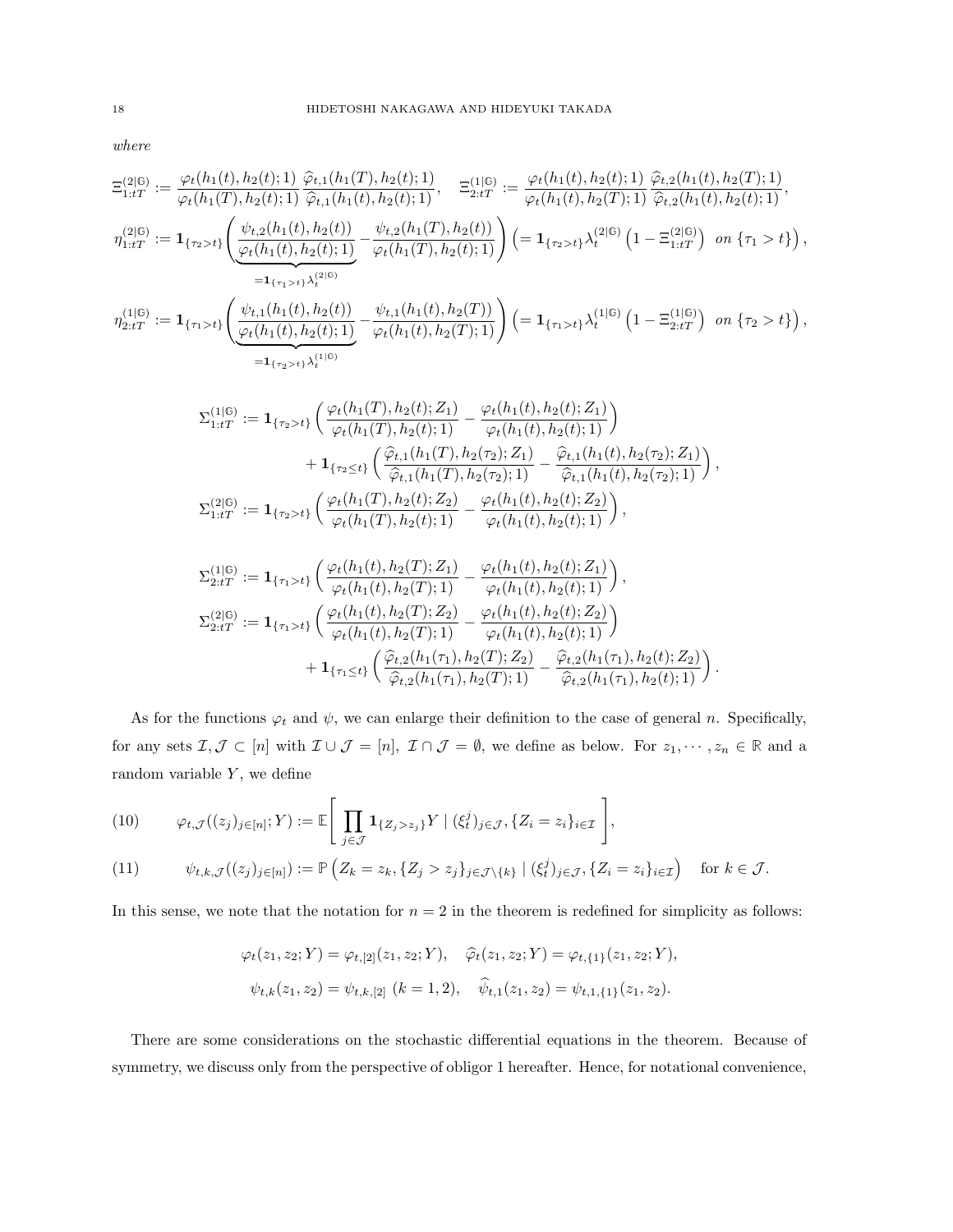*where*

$$
\Xi^{(2|\mathbb{G})}_{1:tT} := \frac{\varphi_t(h_1(t),h_2(t);1)}{\varphi_t(h_1(T),h_2(t);1)} \frac{\widehat{\varphi}_{t,1}(h_1(T),h_2(t);1)}{\widehat{\varphi}_{t,1}(h_1(t),h_2(t);1)}, \quad \Xi^{(1|\mathbb{G})}_{2:tT} := \frac{\varphi_t(h_1(t),h_2(t);1)}{\varphi_t(h_1(t),h_2(T);1)} \frac{\widehat{\varphi}_{t,2}(h_1(t),h_2(T);1)}{\widehat{\varphi}_{t,2}(h_1(t),h_2(t);1)},
$$

$$
\eta^{(2|\mathbb{G})}_{1:tT} := \mathbf{1}_{\{\tau_2>t\}} \Bigg( \underbrace{\frac{\psi_{t,2}(h_1(t),h_2(t))}{\varphi_t(h_1(t),h_2(t);1)}}_{=\mathbf{1}_{\{\tau_1>t\}}\lambda_t^{(2|\mathbb{G})}} - \frac{\psi_{t,2}(h_1(T),h_2(t))}{\varphi_t(h_1(T),h_2(t);1)} \Bigg) \left( = \mathbf{1}_{\{\tau_2>t\}} \lambda_t^{(2|\mathbb{G})} \left(1-\Xi^{(2|\mathbb{G})}_{1:tT}\right) \ \text{ on } \{\tau_1>t\} \right),
$$

$$
\eta^{(1|\mathbb{G})}_{2:tT} := \mathbf{1}_{\{\tau_1>t\}} \Bigg( \underbrace{\frac{\psi_{t,1}(h_1(t),h_2(t))}{\varphi_t(h_1(t),h_2(t);1)}}_{=\mathbf{1}_{\{\tau_2>t\}}\lambda_t^{(1|\mathbb{G})}} - \frac{\psi_{t,1}(h_1(t),h_2(T))}{\varphi_t(h_1(t),h_2(T);1)} \Bigg) \left( = \mathbf{1}_{\{\tau_1>t\}} \lambda_t^{(1|\mathbb{G})} \left(1-\Xi^{(1|\mathbb{G})}_{2:tT}\right) \ \text{ on } \{\tau_2>t\} \right),
$$

$$
\begin{aligned}
\Sigma^{(1|\mathbb{G})}_{1:tT} &:= \mathbf{1}_{\{\tau_2>t\}} \left( \frac{\varphi_t(h_1(T),h_2(t);Z_1)}{\varphi_t(h_1(T),h_2(t);1)} - \frac{\varphi_t(h_1(t),h_2(t);Z_1)}{\varphi_t(h_1(t),h_2(t);1)} \right) \\
&\quad + \mathbf{1}_{\{\tau_2\le t\}} \left( \frac{\widehat{\varphi}_{t,1}(h_1(T),h_2(\tau_2);Z_1)}{\widehat{\varphi}_{t,1}(h_1(T),h_2(\tau_2);1)} - \frac{\widehat{\varphi}_{t,1}(h_1(t),h_2(\tau_2);Z_1)}{\widehat{\varphi}_{t,1}(h_1(t),h_2(\tau_2);1)} \right), \\
\Sigma^{(2|\mathbb{G})}_{1:tT} &:= \mathbf{1}_{\{\tau_2>t\}} \left( \frac{\varphi_t(h_1(T),h_2(t);Z_2)}{\varphi_t(h_1(T),h_2(t);1)} - \frac{\varphi_t(h_1(t),h_2(t);Z_2)}{\varphi_t(h_1(t),h_2(t);1)} \right),
\end{aligned}
$$

$$
\begin{aligned}
\Sigma^{(1|\mathbb{G})}_{2:tT} &:= \mathbf{1}_{\{\tau_1>t\}} \left( \frac{\varphi_t(h_1(t),h_2(T);Z_1)}{\varphi_t(h_1(t),h_2(T);1)} - \frac{\varphi_t(h_1(t),h_2(t);Z_1)}{\varphi_t(h_1(t),h_2(t);1)} \right), \\
\Sigma^{(2|\mathbb{G})}_{2:tT} &:= \mathbf{1}_{\{\tau_1>t\}} \left( \frac{\varphi_t(h_1(t),h_2(T);Z_2)}{\varphi_t(h_1(t),h_2(T);1)} - \frac{\varphi_t(h_1(t),h_2(t);Z_2)}{\varphi_t(h_1(t),h_2(t);1)} \right) \\
&\quad + \mathbf{1}_{\{\tau_1\le t\}} \left( \frac{\widehat{\varphi}_{t,2}(h_1(\tau_1),h_2(T);Z_2)}{\widehat{\varphi}_{t,2}(h_1(\tau_1),h_2(T);1)} - \frac{\widehat{\varphi}_{t,2}(h_1(\tau_1),h_2(t);Z_2)}{\widehat{\varphi}_{t,2}(h_1(\tau_1),h_2(t);1)} \right).
\end{aligned}
$$

As for the functions $\varphi_t$ and $\psi$, we can enlarge their definition to the case of general $n$. Specifically, for any sets $\mathcal{I}, \mathcal{J} \subset [n]$ with $\mathcal{I} \cup \mathcal{J} = [n]$, $\mathcal{I} \cap \mathcal{J} = \emptyset$, we define as below. For $z_1, \cdots, z_n \in \mathbb{R}$ and a random variable $Y$, we define

$$
\varphi_{t,\mathcal{J}}((z_j)_{j\in[n]};Y) := \mathbb{E}\Bigg[ \prod_{j\in\mathcal{J}} \mathbf{1}_{\{Z_j>z_j\}} Y \mid (\xi_t^j)_{j\in\mathcal{J}}, \{Z_i = z_i\}_{i\in\mathcal{I}} \Bigg], \tag{10}
$$

$$
\psi_{t,k,\mathcal{J}}((z_j)_{j\in[n]}) := \mathbb{P}\left( Z_k = z_k, \{Z_j > z_j\}_{j\in\mathcal{J}\setminus\{k\}} \mid (\xi_t^j)_{j\in\mathcal{J}}, \{Z_i=z_i\}_{i\in\mathcal{I}} \right) \quad \text{for } k \in \mathcal{J}. \tag{11}
$$

In this sense, we note that the notation for $n = 2$ in the theorem is redefined for simplicity as follows:

$$
\varphi_t(z_1,z_2;Y) = \varphi_{t,[2]}(z_1,z_2;Y), \quad \widehat{\varphi}_t(z_1,z_2;Y) = \varphi_{t,\{1\}}(z_1,z_2;Y),
$$

$$
\psi_{t,k}(z_1,z_2) = \psi_{t,k,[2]} \ (k=1,2), \quad \widehat{\psi}_{t,1}(z_1,z_2) = \psi_{t,1,\{1\}}(z_1,z_2).
$$

There are some considerations on the stochastic differential equations in the theorem. Because of symmetry, we discuss only from the perspective of obligor 1 hereafter. Hence, for notational convenience,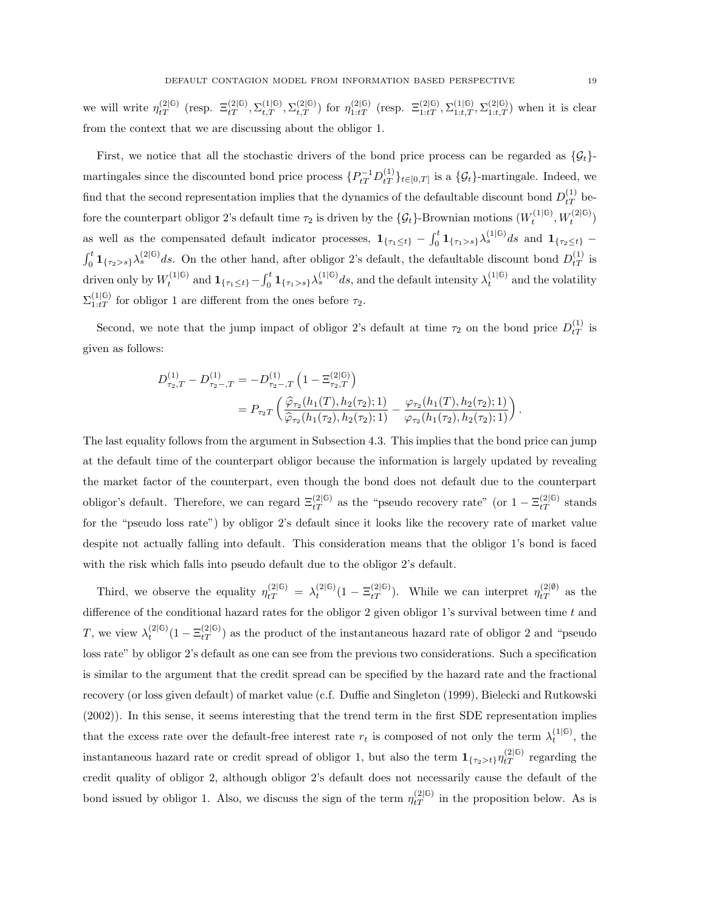we will write $\eta_{tT}^{(2|\mathbb{G})}$ (resp. $\Xi_{tT}^{(2|\mathbb{G})}, \Sigma_{t,T}^{(1|\mathbb{G})}, \Sigma_{t,T}^{(2|\mathbb{G})}$) for $\eta_{1:tT}^{(2|\mathbb{G})}$ (resp. $\Xi_{1:tT}^{(2|\mathbb{G})}, \Sigma_{1:t,T}^{(1|\mathbb{G})}, \Sigma_{1:t,T}^{(2|\mathbb{G})}$) when it is clear from the context that we are discussing about the obligor 1.

First, we notice that all the stochastic drivers of the bond price process can be regarded as $\{\mathcal{G}_t\}$-martingales since the discounted bond price process $\{P_{tT}^{-1}D_{tT}^{(1)}\}_{t\in[0,T]}$ is a $\{\mathcal{G}_t\}$-martingale. Indeed, we find that the second representation implies that the dynamics of the defaultable discount bond $D_{tT}^{(1)}$ before the counterpart obligor 2's default time $\tau_2$ is driven by the $\{\mathcal{G}_t\}$-Brownian motions $(W_t^{(1|\mathbb{G})}, W_t^{(2|\mathbb{G})})$ as well as the compensated default indicator processes, $\mathbf{1}_{\{\tau_1\le t\}} - \int_0^t \mathbf{1}_{\{\tau_1>s\}}\lambda_s^{(1|\mathbb{G})}ds$ and $\mathbf{1}_{\{\tau_2\le t\}} - \int_0^t \mathbf{1}_{\{\tau_2>s\}}\lambda_s^{(2|\mathbb{G})}ds$. On the other hand, after obligor 2's default, the defaultable discount bond $D_{tT}^{(1)}$ is driven only by $W_t^{(1|\mathbb{G})}$ and $\mathbf{1}_{\{\tau_1\le t\}} - \int_0^t \mathbf{1}_{\{\tau_1>s\}}\lambda_s^{(1|\mathbb{G})}ds$, and the default intensity $\lambda_t^{(1|\mathbb{G})}$ and the volatility $\Sigma_{1:tT}^{(1|\mathbb{G})}$ for obligor 1 are different from the ones before $\tau_2$.

Second, we note that the jump impact of obligor 2's default at time $\tau_2$ on the bond price $D_{tT}^{(1)}$ is given as follows:

$$
\begin{aligned}
D_{\tau_2,T}^{(1)} - D_{\tau_2-,T}^{(1)} &= -D_{\tau_2-,T}^{(1)}\left(1-\Xi_{\tau_2,T}^{(2|\mathbb{G})}\right) \\
&= P_{\tau_2 T}\left(\frac{\widehat{\varphi}_{\tau_2}(h_1(T),h_2(\tau_2);1)}{\widehat{\varphi}_{\tau_2}(h_1(\tau_2),h_2(\tau_2);1)} - \frac{\varphi_{\tau_2}(h_1(T),h_2(\tau_2);1)}{\varphi_{\tau_2}(h_1(\tau_2),h_2(\tau_2);1)}\right).
\end{aligned}
$$

The last equality follows from the argument in Subsection 4.3. This implies that the bond price can jump at the default time of the counterpart obligor because the information is largely updated by revealing the market factor of the counterpart, even though the bond does not default due to the counterpart obligor's default. Therefore, we can regard $\Xi_{tT}^{(2|\mathbb{G})}$ as the "pseudo recovery rate" (or $1-\Xi_{tT}^{(2|\mathbb{G})}$ stands for the "pseudo loss rate") by obligor 2's default since it looks like the recovery rate of market value despite not actually falling into default. This consideration means that the obligor 1's bond is faced with the risk which falls into pseudo default due to the obligor 2's default.

Third, we observe the equality $\eta_{tT}^{(2|\mathbb{G})} = \lambda_t^{(2|\mathbb{G})}(1-\Xi_{tT}^{(2|\mathbb{G})})$. While we can interpret $\eta_{tT}^{(2|\emptyset)}$ as the difference of the conditional hazard rates for the obligor 2 given obligor 1's survival between time $t$ and $T$, we view $\lambda_t^{(2|\mathbb{G})}(1-\Xi_{tT}^{(2|\mathbb{G})})$ as the product of the instantaneous hazard rate of obligor 2 and "pseudo loss rate" by obligor 2's default as one can see from the previous two considerations. Such a specification is similar to the argument that the credit spread can be specified by the hazard rate and the fractional recovery (or loss given default) of market value (c.f. Duffie and Singleton (1999), Bielecki and Rutkowski (2002)). In this sense, it seems interesting that the trend term in the first SDE representation implies that the excess rate over the default-free interest rate $r_t$ is composed of not only the term $\lambda_t^{(1|\mathbb{G})}$, the instantaneous hazard rate or credit spread of obligor 1, but also the term $\mathbf{1}_{\{\tau_2>t\}}\eta_{tT}^{(2|\mathbb{G})}$ regarding the credit quality of obligor 2, although obligor 2's default does not necessarily cause the default of the bond issued by obligor 1. Also, we discuss the sign of the term $\eta_{tT}^{(2|\mathbb{G})}$ in the proposition below. As is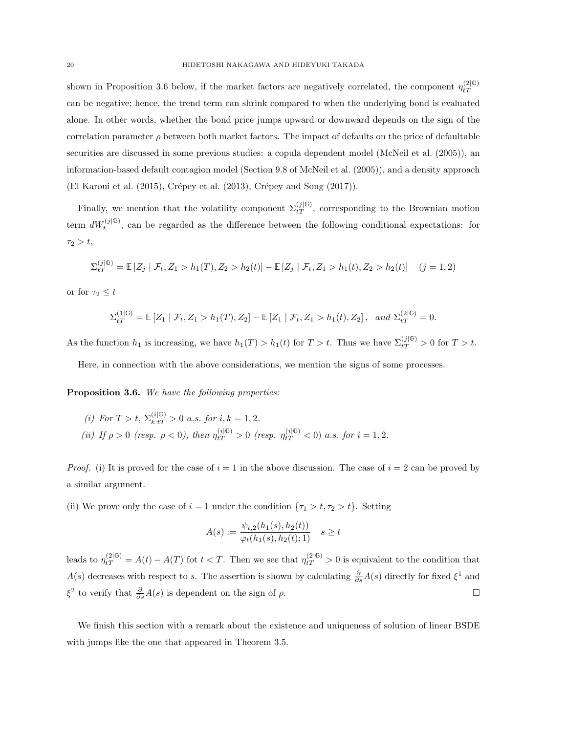shown in Proposition 3.6 below, if the market factors are negatively correlated, the component $\eta_{tT}^{(2|\mathbb{G})}$ can be negative; hence, the trend term can shrink compared to when the underlying bond is evaluated alone. In other words, whether the bond price jumps upward or downward depends on the sign of the correlation parameter $\rho$ between both market factors. The impact of defaults on the price of defaultable securities are discussed in some previous studies: a copula dependent model (McNeil et al. (2005)), an information-based default contagion model (Section 9.8 of McNeil et al. (2005)), and a density approach (El Karoui et al. (2015), Crépey et al. (2013), Crépey and Song (2017)).

Finally, we mention that the volatility component $\Sigma_{tT}^{(j|\mathbb{G})}$, corresponding to the Brownian motion term $dW_t^{(j|\mathbb{G})}$, can be regarded as the difference between the following conditional expectations: for $\tau_2 > t$,

$$\Sigma_{tT}^{(j|\mathbb{G})} = \mathbb{E}\left[Z_j \mid \mathcal{F}_t, Z_1 > h_1(T), Z_2 > h_2(t)\right] - \mathbb{E}\left[Z_j \mid \mathcal{F}_t, Z_1 > h_1(t), Z_2 > h_2(t)\right] \quad (j = 1, 2)$$

or for $\tau_2 \leq t$

$$\Sigma_{tT}^{(1|\mathbb{G})} = \mathbb{E}\left[Z_1 \mid \mathcal{F}_t, Z_1 > h_1(T), Z_2\right] - \mathbb{E}\left[Z_1 \mid \mathcal{F}_t, Z_1 > h_1(t), Z_2\right], \quad and \ \Sigma_{tT}^{(2|\mathbb{G})} = 0.$$

As the function $h_1$ is increasing, we have $h_1(T) > h_1(t)$ for $T > t$. Thus we have $\Sigma_{tT}^{(j|\mathbb{G})} > 0$ for $T > t$.

Here, in connection with the above considerations, we mention the signs of some processes.

**Proposition 3.6.** *We have the following properties:*

*(i) For $T > t$, $\Sigma_{k:tT}^{(i|\mathbb{G})} > 0$ a.s. for $i, k = 1, 2$.*

*(ii) If $\rho > 0$ (resp. $\rho < 0$), then $\eta_{tT}^{(i|\mathbb{G})} > 0$ (resp. $\eta_{tT}^{(i|\mathbb{G})} < 0$) a.s. for $i = 1, 2$.*

*Proof.* (i) It is proved for the case of $i = 1$ in the above discussion. The case of $i = 2$ can be proved by a similar argument.

(ii) We prove only the case of $i = 1$ under the condition $\{\tau_1 > t, \tau_2 > t\}$. Setting

$$A(s) := \frac{\psi_{t,2}(h_1(s), h_2(t))}{\varphi_t(h_1(s), h_2(t); 1)} \quad s \geq t$$

leads to $\eta_{tT}^{(2|\mathbb{G})} = A(t) - A(T)$ fot $t < T$. Then we see that $\eta_{tT}^{(2|\mathbb{G})} > 0$ is equivalent to the condition that $A(s)$ decreases with respect to $s$. The assertion is shown by calculating $\frac{\partial}{\partial s} A(s)$ directly for fixed $\xi^1$ and $\xi^2$ to verify that $\frac{\partial}{\partial s} A(s)$ is dependent on the sign of $\rho$. □

We finish this section with a remark about the existence and uniqueness of solution of linear BSDE with jumps like the one that appeared in Theorem 3.5.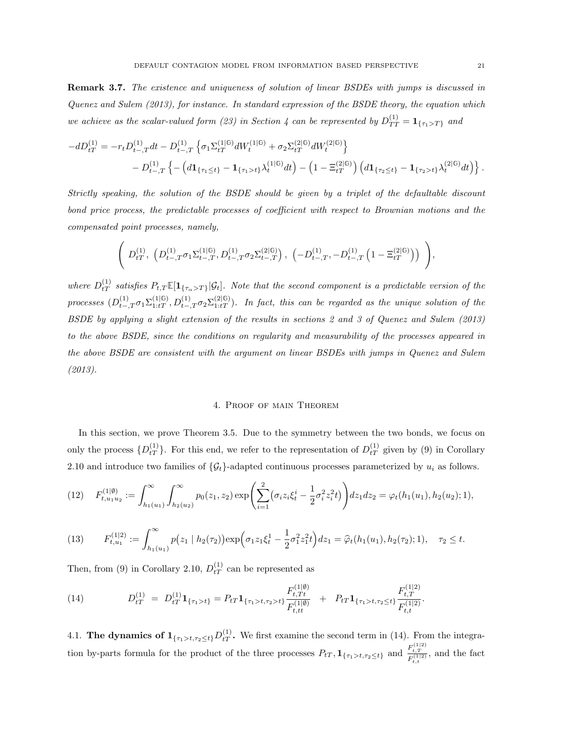**Remark 3.7.** *The existence and uniqueness of solution of linear BSDEs with jumps is discussed in Quenez and Sulem (2013), for instance. In standard expression of the BSDE theory, the equation which we achieve as the scalar-valued form (23) in Section 4 can be represented by $D^{(1)}_{TT} = \mathbf{1}_{\{\tau_1 > T\}}$ and*

$$
\begin{aligned}
-dD^{(1)}_{tT} = &-r_t D^{(1)}_{t-,T} dt - D^{(1)}_{t-,T}\left\{\sigma_1 \Sigma^{(1|\mathbb{G})}_{tT} dW^{(1|\mathbb{G})}_t + \sigma_2 \Sigma^{(2|\mathbb{G})}_{tT} dW^{(2|\mathbb{G})}_t\right\} \\
&- D^{(1)}_{t-,T}\left\{-\left(d\mathbf{1}_{\{\tau_1 \le t\}} - \mathbf{1}_{\{\tau_1 > t\}}\lambda^{(1|\mathbb{G})}_t dt\right) - \left(1 - \Xi^{(2|\mathbb{G})}_{tT}\right)\left(d\mathbf{1}_{\{\tau_2 \le t\}} - \mathbf{1}_{\{\tau_2 > t\}}\lambda^{(2|\mathbb{G})}_t dt\right)\right\}.
\end{aligned}
$$

*Strictly speaking, the solution of the BSDE should be given by a triplet of the defaultable discount bond price process, the predictable processes of coefficient with respect to Brownian motions and the compensated point processes, namely,*

$$
\left( D^{(1)}_{tT},\ \left(D^{(1)}_{t-,T}\sigma_1\Sigma^{(1|\mathbb{G})}_{t-,T}, D^{(1)}_{t-,T}\sigma_2\Sigma^{(2|\mathbb{G})}_{t-,T}\right),\ \left(-D^{(1)}_{t-,T}, -D^{(1)}_{t-,T}\left(1 - \Xi^{(2|\mathbb{G})}_{tT}\right)\right) \right),
$$

*where $D^{(1)}_{tT}$ satisfies $P_{t,T}\mathbb{E}[\mathbf{1}_{\{\tau_\alpha > T\}}|\mathcal{G}_t]$. Note that the second component is a predictable version of the processes $(D^{(1)}_{t-,T}\sigma_1\Sigma^{(1|\mathbb{G})}_{1:tT}, D^{(1)}_{t-,T}\sigma_2\Sigma^{(2|\mathbb{G})}_{1:tT})$. In fact, this can be regarded as the unique solution of the BSDE by applying a slight extension of the results in sections 2 and 3 of Quenez and Sulem (2013) to the above BSDE, since the conditions on regularity and measurability of the processes appeared in the above BSDE are consistent with the argument on linear BSDEs with jumps in Quenez and Sulem (2013).*

## 4. Proof of main Theorem

In this section, we prove Theorem 3.5. Due to the symmetry between the two bonds, we focus on only the process $\{D^{(1)}_{tT}\}$. For this end, we refer to the representation of $D^{(1)}_{tT}$ given by (9) in Corollary 2.10 and introduce two families of $\{\mathcal{G}_t\}$-adapted continuous processes parameterized by $u_i$ as follows.

$$
(12)\qquad F^{(1|\emptyset)}_{t,u_1u_2} := \int_{h_1(u_1)}^{\infty}\int_{h_2(u_2)}^{\infty} p_0(z_1,z_2)\exp\left(\sum_{i=1}^{2}\left(\sigma_i z_i \xi^i_t - \frac{1}{2}\sigma_i^2 z_i^2 t\right)\right)dz_1dz_2 = \varphi_t(h_1(u_1), h_2(u_2); 1),
$$

$$
(13)\qquad F^{(1|2)}_{t,u_1} := \int_{h_1(u_1)}^{\infty} p\big(z_1 \mid h_2(\tau_2)\big)\exp\Big(\sigma_1 z_1 \xi^1_t - \frac{1}{2}\sigma_1^2 z_1^2 t\Big)dz_1 = \widehat{\varphi}_t(h_1(u_1), h_2(\tau_2); 1), \quad \tau_2 \le t.
$$

Then, from (9) in Corollary 2.10, $D^{(1)}_{tT}$ can be represented as

$$
(14)\qquad D^{(1)}_{tT} \;=\; D^{(1)}_{tT}\mathbf{1}_{\{\tau_1 > t\}} = P_{tT}\mathbf{1}_{\{\tau_1 > t, \tau_2 > t\}}\frac{F^{(1|\emptyset)}_{t,Tt}}{F^{(1|\emptyset)}_{t,tt}} \;+\; P_{tT}\mathbf{1}_{\{\tau_1 > t, \tau_2 \le t\}}\frac{F^{(1|2)}_{t,T}}{F^{(1|2)}_{t,t}}.
$$

4.1. **The dynamics of $\mathbf{1}_{\{\tau_1 > t, \tau_2 \le t\}}D^{(1)}_{tT}$.** We first examine the second term in (14). From the integration by-parts formula for the product of the three processes $P_{tT}, \mathbf{1}_{\{\tau_1 > t, \tau_2 \le t\}}$ and $\frac{F^{(1|2)}_{t,T}}{F^{(1|2)}_{t,t}}$, and the fact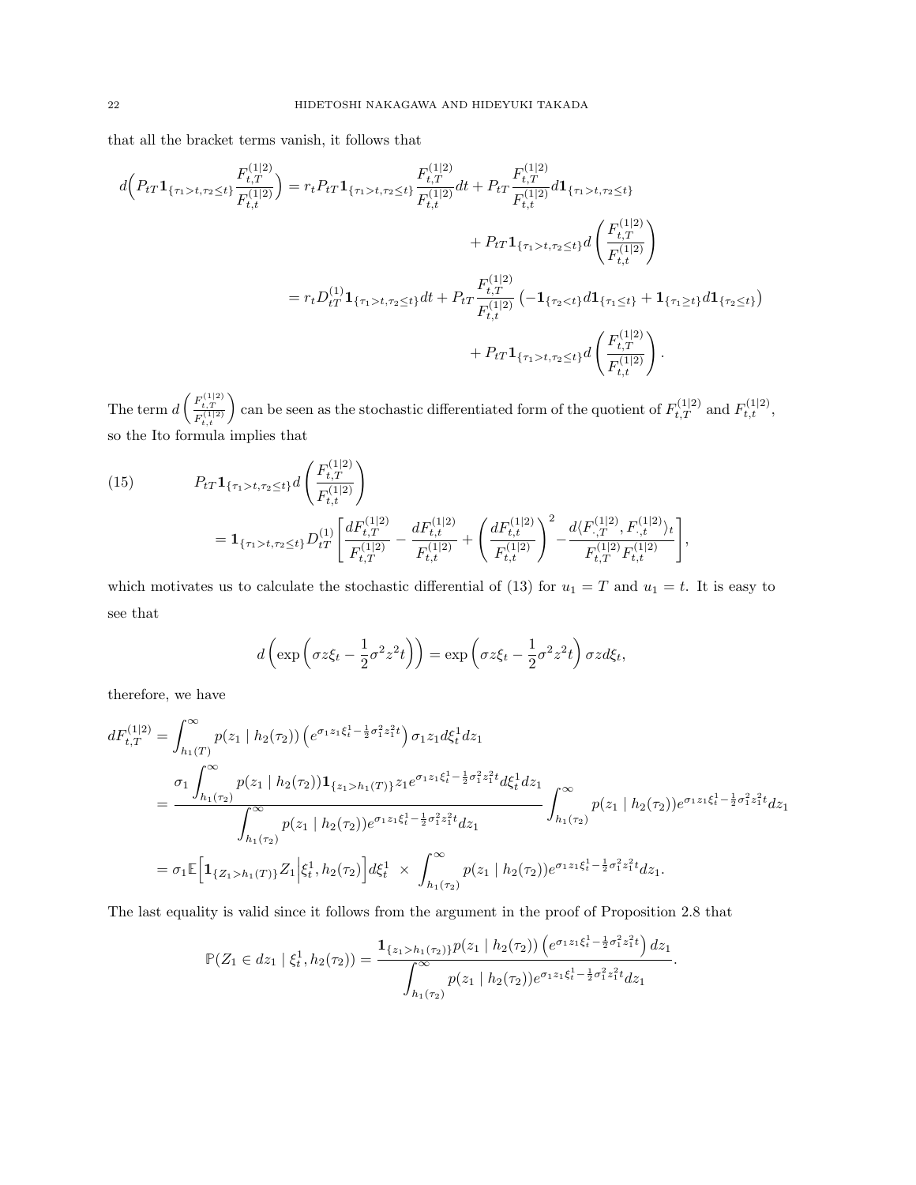that all the bracket terms vanish, it follows that

$$
\begin{aligned}
d\Big(P_{tT}\mathbf{1}_{\{\tau_1>t,\tau_2\le t\}}\frac{F^{(1|2)}_{t,T}}{F^{(1|2)}_{t,t}}\Big) &= r_t P_{tT}\mathbf{1}_{\{\tau_1>t,\tau_2\le t\}}\frac{F^{(1|2)}_{t,T}}{F^{(1|2)}_{t,t}}dt + P_{tT}\frac{F^{(1|2)}_{t,T}}{F^{(1|2)}_{t,t}}d\mathbf{1}_{\{\tau_1>t,\tau_2\le t\}} \\
&\qquad + P_{tT}\mathbf{1}_{\{\tau_1>t,\tau_2\le t\}}d\left(\frac{F^{(1|2)}_{t,T}}{F^{(1|2)}_{t,t}}\right) \\
&= r_t D^{(1)}_{tT}\mathbf{1}_{\{\tau_1>t,\tau_2\le t\}}dt + P_{tT}\frac{F^{(1|2)}_{t,T}}{F^{(1|2)}_{t,t}}\left(-\mathbf{1}_{\{\tau_2<t\}}d\mathbf{1}_{\{\tau_1\le t\}} + \mathbf{1}_{\{\tau_1\ge t\}}d\mathbf{1}_{\{\tau_2\le t\}}\right) \\
&\qquad + P_{tT}\mathbf{1}_{\{\tau_1>t,\tau_2\le t\}}d\left(\frac{F^{(1|2)}_{t,T}}{F^{(1|2)}_{t,t}}\right).
\end{aligned}
$$

The term $d\left(\frac{F^{(1|2)}_{t,T}}{F^{(1|2)}_{t,t}}\right)$ can be seen as the stochastic differentiated form of the quotient of $F^{(1|2)}_{t,T}$ and $F^{(1|2)}_{t,t}$, so the Ito formula implies that

$$
\begin{aligned}
(15)\qquad & P_{tT}\mathbf{1}_{\{\tau_1>t,\tau_2\le t\}}d\left(\frac{F^{(1|2)}_{t,T}}{F^{(1|2)}_{t,t}}\right) \\
&= \mathbf{1}_{\{\tau_1>t,\tau_2\le t\}}D^{(1)}_{tT}\left[\frac{dF^{(1|2)}_{t,T}}{F^{(1|2)}_{t,T}} - \frac{dF^{(1|2)}_{t,t}}{F^{(1|2)}_{t,t}} + \left(\frac{dF^{(1|2)}_{t,t}}{F^{(1|2)}_{t,t}}\right)^2 - \frac{d\langle F^{(1|2)}_{\cdot,T},F^{(1|2)}_{\cdot,t}\rangle_t}{F^{(1|2)}_{t,T}F^{(1|2)}_{t,t}}\right],
\end{aligned}
$$

which motivates us to calculate the stochastic differential of (13) for $u_1 = T$ and $u_1 = t$. It is easy to see that

$$
d\left(\exp\left(\sigma z\xi_t - \frac{1}{2}\sigma^2 z^2 t\right)\right) = \exp\left(\sigma z\xi_t - \frac{1}{2}\sigma^2 z^2 t\right)\sigma z d\xi_t,
$$

therefore, we have

$$
\begin{aligned}
dF^{(1|2)}_{t,T} &= \int_{h_1(T)}^{\infty} p(z_1\mid h_2(\tau_2))\left(e^{\sigma_1 z_1\xi^1_t - \frac{1}{2}\sigma_1^2 z_1^2 t}\right)\sigma_1 z_1 d\xi^1_t dz_1 \\
&= \frac{\sigma_1\displaystyle\int_{h_1(\tau_2)}^{\infty} p(z_1\mid h_2(\tau_2))\mathbf{1}_{\{z_1>h_1(T)\}}z_1 e^{\sigma_1 z_1\xi^1_t - \frac{1}{2}\sigma_1^2 z_1^2 t}d\xi^1_t dz_1}{\displaystyle\int_{h_1(\tau_2)}^{\infty} p(z_1\mid h_2(\tau_2))e^{\sigma_1 z_1\xi^1_t - \frac{1}{2}\sigma_1^2 z_1^2 t}dz_1}\int_{h_1(\tau_2)}^{\infty} p(z_1\mid h_2(\tau_2))e^{\sigma_1 z_1\xi^1_t - \frac{1}{2}\sigma_1^2 z_1^2 t}dz_1 \\
&= \sigma_1\mathbb{E}\Big[\mathbf{1}_{\{Z_1>h_1(T)\}}Z_1\Big|\xi^1_t, h_2(\tau_2)\Big]d\xi^1_t \;\times\; \int_{h_1(\tau_2)}^{\infty} p(z_1\mid h_2(\tau_2))e^{\sigma_1 z_1\xi^1_t - \frac{1}{2}\sigma_1^2 z_1^2 t}dz_1.
\end{aligned}
$$

The last equality is valid since it follows from the argument in the proof of Proposition 2.8 that

$$
\mathbb{P}(Z_1\in dz_1\mid \xi^1_t, h_2(\tau_2)) = \frac{\mathbf{1}_{\{z_1>h_1(\tau_2)\}}p(z_1\mid h_2(\tau_2))\left(e^{\sigma_1 z_1\xi^1_t - \frac{1}{2}\sigma_1^2 z_1^2 t}\right)dz_1}{\displaystyle\int_{h_1(\tau_2)}^{\infty} p(z_1\mid h_2(\tau_2))e^{\sigma_1 z_1\xi^1_t - \frac{1}{2}\sigma_1^2 z_1^2 t}dz_1}.
$$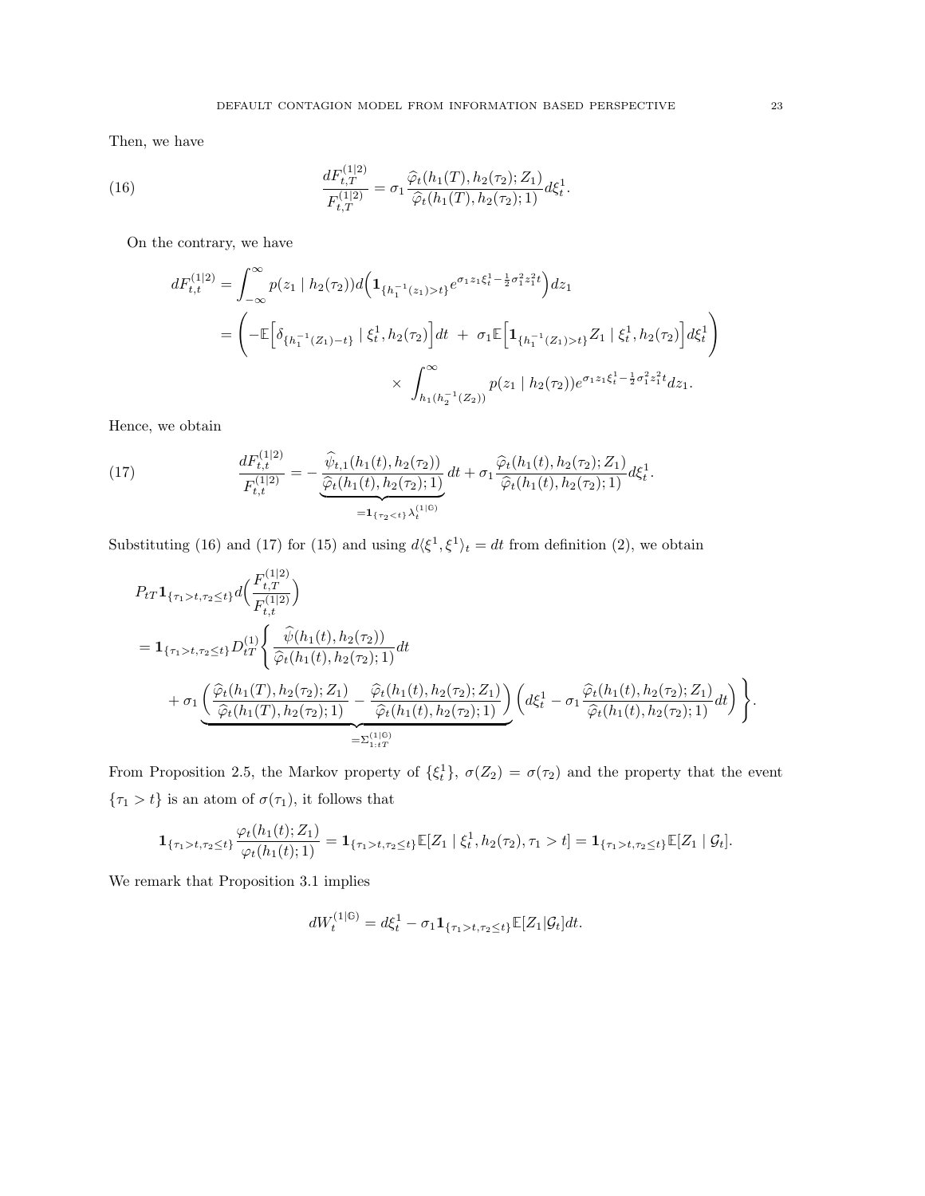Then, we have

$$\frac{dF_{t,T}^{(1|2)}}{F_{t,T}^{(1|2)}} = \sigma_1 \frac{\widehat{\varphi}_t(h_1(T), h_2(\tau_2); Z_1)}{\widehat{\varphi}_t(h_1(T), h_2(\tau_2); 1)} d\xi_t^1. \tag{16}$$

On the contrary, we have

$$\begin{aligned}
dF_{t,t}^{(1|2)} &= \int_{-\infty}^{\infty} p(z_1 \mid h_2(\tau_2)) d\Big(\mathbf{1}_{\{h_1^{-1}(z_1)>t\}} e^{\sigma_1 z_1 \xi_t^1 - \frac{1}{2}\sigma_1^2 z_1^2 t}\Big) dz_1 \\
&= \Bigg( -\mathbb{E}\Big[\delta_{\{h_1^{-1}(Z_1)-t\}} \mid \xi_t^1, h_2(\tau_2)\Big] dt \;+\; \sigma_1 \mathbb{E}\Big[\mathbf{1}_{\{h_1^{-1}(Z_1)>t\}} Z_1 \mid \xi_t^1, h_2(\tau_2)\Big] d\xi_t^1 \Bigg) \\
&\qquad\qquad \times \int_{h_1(h_2^{-1}(Z_2))}^{\infty} p(z_1 \mid h_2(\tau_2)) e^{\sigma_1 z_1 \xi_t^1 - \frac{1}{2}\sigma_1^2 z_1^2 t} dz_1.
\end{aligned}$$

Hence, we obtain

$$\frac{dF_{t,t}^{(1|2)}}{F_{t,t}^{(1|2)}} = -\underbrace{\frac{\widehat{\psi}_{t,1}(h_1(t), h_2(\tau_2))}{\widehat{\varphi}_t(h_1(t), h_2(\tau_2); 1)}}_{=\mathbf{1}_{\{\tau_2<t\}}\lambda_t^{(1|\mathbb{G})}} dt + \sigma_1 \frac{\widehat{\varphi}_t(h_1(t), h_2(\tau_2); Z_1)}{\widehat{\varphi}_t(h_1(t), h_2(\tau_2); 1)} d\xi_t^1. \tag{17}$$

Substituting (16) and (17) for (15) and using $d\langle \xi^1, \xi^1 \rangle_t = dt$ from definition (2), we obtain

$$\begin{aligned}
&P_{tT}\mathbf{1}_{\{\tau_1>t,\tau_2\le t\}} d\Big(\frac{F_{t,T}^{(1|2)}}{F_{t,t}^{(1|2)}}\Big) \\
&= \mathbf{1}_{\{\tau_1>t,\tau_2\le t\}} D_{tT}^{(1)} \Bigg\{ \frac{\widehat{\psi}(h_1(t), h_2(\tau_2))}{\widehat{\varphi}_t(h_1(t), h_2(\tau_2); 1)} dt \\
&\quad + \sigma_1 \underbrace{\Big( \frac{\widehat{\varphi}_t(h_1(T), h_2(\tau_2); Z_1)}{\widehat{\varphi}_t(h_1(T), h_2(\tau_2); 1)} - \frac{\widehat{\varphi}_t(h_1(t), h_2(\tau_2); Z_1)}{\widehat{\varphi}_t(h_1(t), h_2(\tau_2); 1)} \Big)}_{=\Sigma_{1:tT}^{(1|\mathbb{G})}} \Big( d\xi_t^1 - \sigma_1 \frac{\widehat{\varphi}_t(h_1(t), h_2(\tau_2); Z_1)}{\widehat{\varphi}_t(h_1(t), h_2(\tau_2); 1)} dt \Big) \Bigg\}.
\end{aligned}$$

From Proposition 2.5, the Markov property of $\{\xi_t^1\}$, $\sigma(Z_2) = \sigma(\tau_2)$ and the property that the event $\{\tau_1 > t\}$ is an atom of $\sigma(\tau_1)$, it follows that

$$\mathbf{1}_{\{\tau_1>t,\tau_2\le t\}} \frac{\varphi_t(h_1(t); Z_1)}{\varphi_t(h_1(t); 1)} = \mathbf{1}_{\{\tau_1>t,\tau_2\le t\}} \mathbb{E}[Z_1 \mid \xi_t^1, h_2(\tau_2), \tau_1 > t] = \mathbf{1}_{\{\tau_1>t,\tau_2\le t\}} \mathbb{E}[Z_1 \mid \mathcal{G}_t].$$

We remark that Proposition 3.1 implies

$$dW_t^{(1|\mathbb{G})} = d\xi_t^1 - \sigma_1 \mathbf{1}_{\{\tau_1>t,\tau_2\le t\}} \mathbb{E}[Z_1|\mathcal{G}_t] dt.$$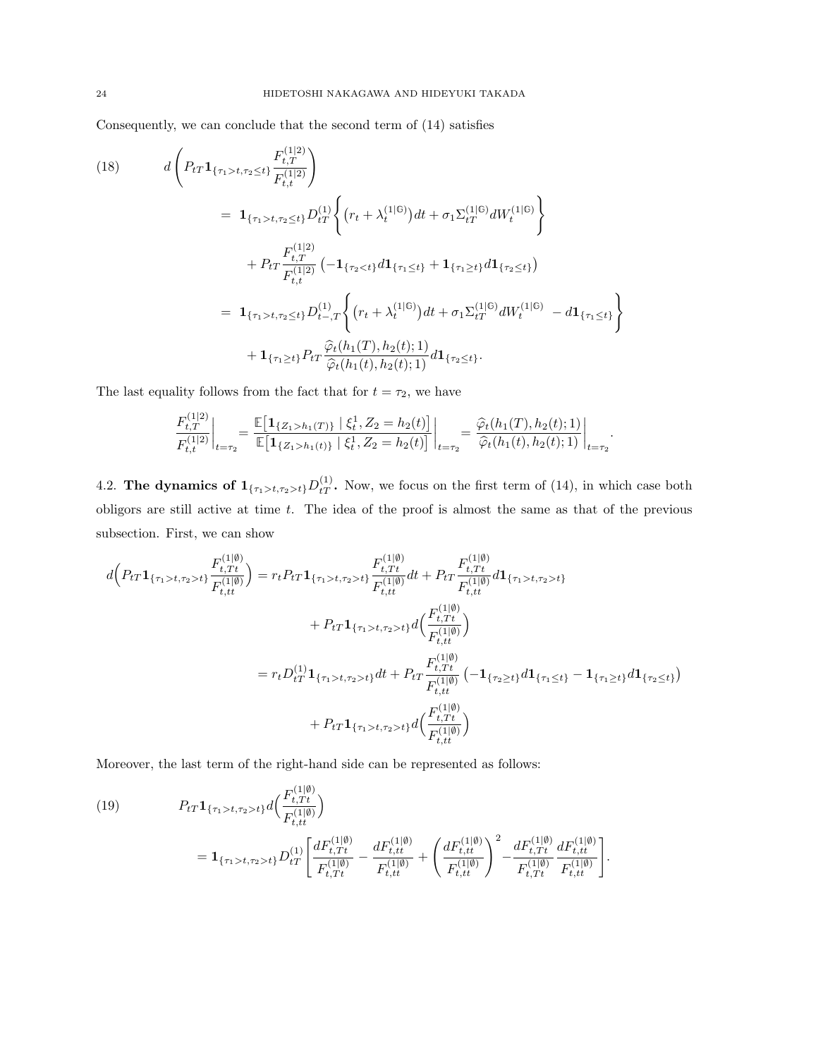Consequently, we can conclude that the second term of (14) satisfies

$$
\begin{aligned}
(18) \qquad & d\left(P_{tT}\mathbf{1}_{\{\tau_1>t,\tau_2\le t\}}\frac{F^{(1|2)}_{t,T}}{F^{(1|2)}_{t,t}}\right) \\
&= \mathbf{1}_{\{\tau_1>t,\tau_2\le t\}}D^{(1)}_{tT}\left\{\left(r_t+\lambda^{(1|\mathbb{G})}_t\right)dt+\sigma_1\Sigma^{(1|\mathbb{G})}_{tT}dW^{(1|\mathbb{G})}_t\right\} \\
&\quad + P_{tT}\frac{F^{(1|2)}_{t,T}}{F^{(1|2)}_{t,t}}\left(-\mathbf{1}_{\{\tau_2<t\}}d\mathbf{1}_{\{\tau_1\le t\}}+\mathbf{1}_{\{\tau_1\ge t\}}d\mathbf{1}_{\{\tau_2\le t\}}\right) \\
&= \mathbf{1}_{\{\tau_1>t,\tau_2\le t\}}D^{(1)}_{t-,T}\left\{\left(r_t+\lambda^{(1|\mathbb{G})}_t\right)dt+\sigma_1\Sigma^{(1|\mathbb{G})}_{tT}dW^{(1|\mathbb{G})}_t\ -d\mathbf{1}_{\{\tau_1\le t\}}\right\} \\
&\quad + \mathbf{1}_{\{\tau_1\ge t\}}P_{tT}\frac{\widehat{\varphi}_t(h_1(T),h_2(t);1)}{\widehat{\varphi}_t(h_1(t),h_2(t);1)}d\mathbf{1}_{\{\tau_2\le t\}}.
\end{aligned}
$$

The last equality follows from the fact that for $t=\tau_2$, we have

$$
\frac{F^{(1|2)}_{t,T}}{F^{(1|2)}_{t,t}}\bigg|_{t=\tau_2}=\frac{\mathbb{E}\left[\mathbf{1}_{\{Z_1>h_1(T)\}}\mid \xi^1_t, Z_2=h_2(t)\right]}{\mathbb{E}\left[\mathbf{1}_{\{Z_1>h_1(t)\}}\mid \xi^1_t, Z_2=h_2(t)\right]}\bigg|_{t=\tau_2}=\frac{\widehat{\varphi}_t(h_1(T),h_2(t);1)}{\widehat{\varphi}_t(h_1(t),h_2(t);1)}\bigg|_{t=\tau_2}.
$$

4.2. **The dynamics of $\mathbf{1}_{\{\tau_1>t,\tau_2>t\}}D^{(1)}_{tT}$.** Now, we focus on the first term of (14), in which case both obligors are still active at time $t$. The idea of the proof is almost the same as that of the previous subsection. First, we can show

$$
\begin{aligned}
d\Big(P_{tT}\mathbf{1}_{\{\tau_1>t,\tau_2>t\}}\frac{F^{(1|\emptyset)}_{t,Tt}}{F^{(1|\emptyset)}_{t,tt}}\Big) &= r_tP_{tT}\mathbf{1}_{\{\tau_1>t,\tau_2>t\}}\frac{F^{(1|\emptyset)}_{t,Tt}}{F^{(1|\emptyset)}_{t,tt}}dt+P_{tT}\frac{F^{(1|\emptyset)}_{t,Tt}}{F^{(1|\emptyset)}_{t,tt}}d\mathbf{1}_{\{\tau_1>t,\tau_2>t\}} \\
&\quad + P_{tT}\mathbf{1}_{\{\tau_1>t,\tau_2>t\}}d\Big(\frac{F^{(1|\emptyset)}_{t,Tt}}{F^{(1|\emptyset)}_{t,tt}}\Big) \\
&= r_tD^{(1)}_{tT}\mathbf{1}_{\{\tau_1>t,\tau_2>t\}}dt+P_{tT}\frac{F^{(1|\emptyset)}_{t,Tt}}{F^{(1|\emptyset)}_{t,tt}}\left(-\mathbf{1}_{\{\tau_2\ge t\}}d\mathbf{1}_{\{\tau_1\le t\}}-\mathbf{1}_{\{\tau_1\ge t\}}d\mathbf{1}_{\{\tau_2\le t\}}\right) \\
&\quad + P_{tT}\mathbf{1}_{\{\tau_1>t,\tau_2>t\}}d\Big(\frac{F^{(1|\emptyset)}_{t,Tt}}{F^{(1|\emptyset)}_{t,tt}}\Big)
\end{aligned}
$$

Moreover, the last term of the right-hand side can be represented as follows:

$$
\begin{aligned}
(19) \qquad & P_{tT}\mathbf{1}_{\{\tau_1>t,\tau_2>t\}}d\Big(\frac{F^{(1|\emptyset)}_{t,Tt}}{F^{(1|\emptyset)}_{t,tt}}\Big) \\
&= \mathbf{1}_{\{\tau_1>t,\tau_2>t\}}D^{(1)}_{tT}\left[\frac{dF^{(1|\emptyset)}_{t,Tt}}{F^{(1|\emptyset)}_{t,Tt}}-\frac{dF^{(1|\emptyset)}_{t,tt}}{F^{(1|\emptyset)}_{t,tt}}+\left(\frac{dF^{(1|\emptyset)}_{t,tt}}{F^{(1|\emptyset)}_{t,tt}}\right)^2-\frac{dF^{(1|\emptyset)}_{t,Tt}}{F^{(1|\emptyset)}_{t,Tt}}\frac{dF^{(1|\emptyset)}_{t,tt}}{F^{(1|\emptyset)}_{t,tt}}\right].
\end{aligned}
$$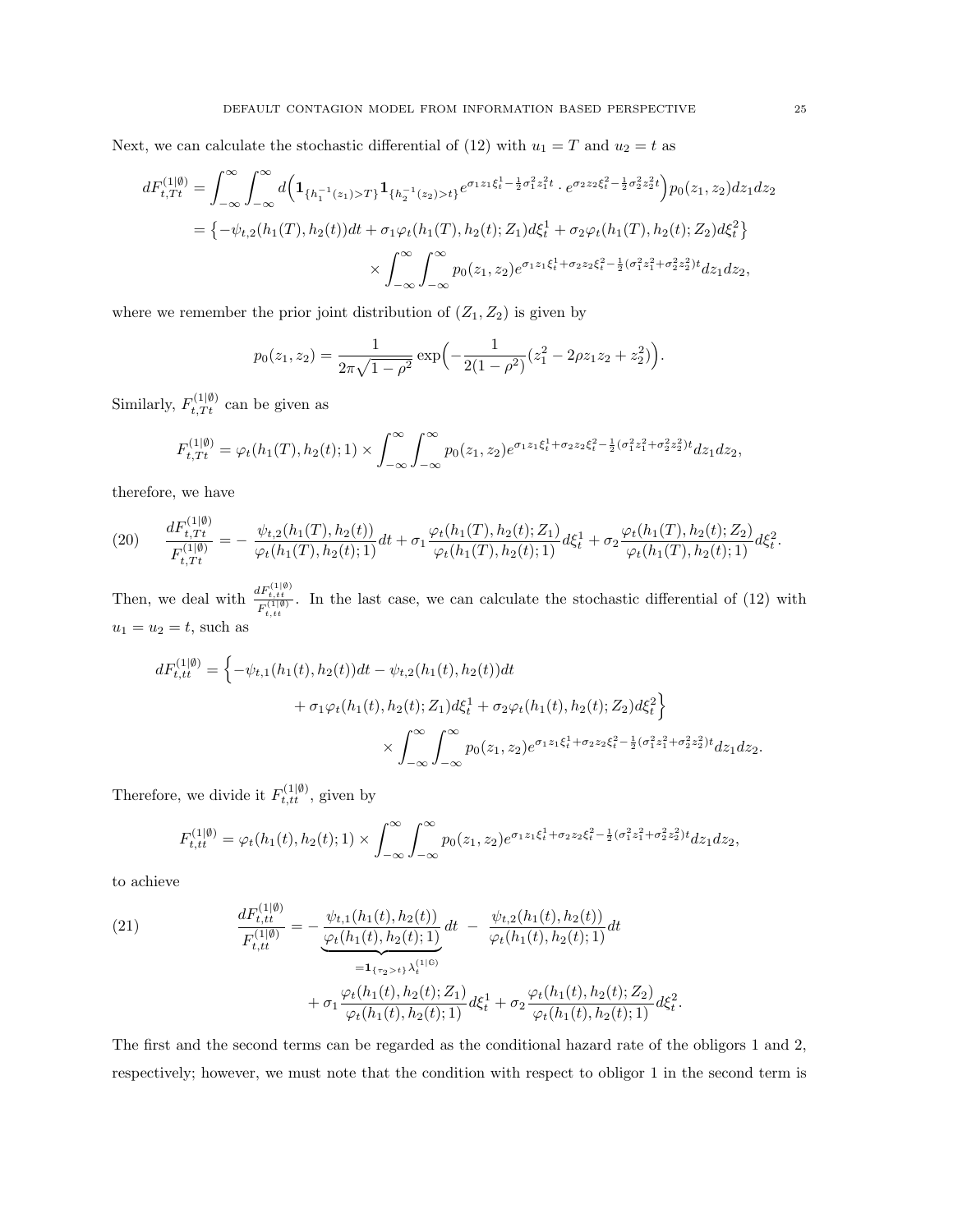Next, we can calculate the stochastic differential of (12) with $u_1 = T$ and $u_2 = t$ as

$$
\begin{aligned}
dF^{(1|\emptyset)}_{t,Tt} &= \int_{-\infty}^{\infty}\int_{-\infty}^{\infty} d\Big(\mathbf{1}_{\{h_1^{-1}(z_1)>T\}}\mathbf{1}_{\{h_2^{-1}(z_2)>t\}} e^{\sigma_1 z_1 \xi^1_t - \frac{1}{2}\sigma_1^2 z_1^2 t} \cdot e^{\sigma_2 z_2 \xi^2_t - \frac{1}{2}\sigma_2^2 z_2^2 t}\Big) p_0(z_1, z_2) dz_1 dz_2 \\
&= \big\{-\psi_{t,2}(h_1(T), h_2(t))dt + \sigma_1 \varphi_t(h_1(T), h_2(t); Z_1) d\xi^1_t + \sigma_2 \varphi_t(h_1(T), h_2(t); Z_2) d\xi^2_t\big\} \\
&\qquad \times \int_{-\infty}^{\infty}\int_{-\infty}^{\infty} p_0(z_1, z_2) e^{\sigma_1 z_1 \xi^1_t + \sigma_2 z_2 \xi^2_t - \frac{1}{2}(\sigma_1^2 z_1^2 + \sigma_2^2 z_2^2)t} dz_1 dz_2,
\end{aligned}
$$

where we remember the prior joint distribution of $(Z_1, Z_2)$ is given by

$$
p_0(z_1, z_2) = \frac{1}{2\pi\sqrt{1-\rho^2}} \exp\Big(-\frac{1}{2(1-\rho^2)}(z_1^2 - 2\rho z_1 z_2 + z_2^2)\Big).
$$

Similarly, $F^{(1|\emptyset)}_{t,Tt}$ can be given as

$$
F^{(1|\emptyset)}_{t,Tt} = \varphi_t(h_1(T), h_2(t); 1) \times \int_{-\infty}^{\infty}\int_{-\infty}^{\infty} p_0(z_1, z_2) e^{\sigma_1 z_1 \xi^1_t + \sigma_2 z_2 \xi^2_t - \frac{1}{2}(\sigma_1^2 z_1^2 + \sigma_2^2 z_2^2)t} dz_1 dz_2,
$$

therefore, we have

$$
\frac{dF^{(1|\emptyset)}_{t,Tt}}{F^{(1|\emptyset)}_{t,Tt}} = -\frac{\psi_{t,2}(h_1(T), h_2(t))}{\varphi_t(h_1(T), h_2(t); 1)}dt + \sigma_1 \frac{\varphi_t(h_1(T), h_2(t); Z_1)}{\varphi_t(h_1(T), h_2(t); 1)} d\xi^1_t + \sigma_2 \frac{\varphi_t(h_1(T), h_2(t); Z_2)}{\varphi_t(h_1(T), h_2(t); 1)} d\xi^2_t. \tag{20}
$$

Then, we deal with $\frac{dF^{(1|\emptyset)}_{t,tt}}{F^{(1|\emptyset)}_{t,tt}}$. In the last case, we can calculate the stochastic differential of (12) with $u_1 = u_2 = t$, such as

$$
\begin{aligned}
dF^{(1|\emptyset)}_{t,tt} &= \Big\{-\psi_{t,1}(h_1(t), h_2(t))dt - \psi_{t,2}(h_1(t), h_2(t))dt \\
&\qquad + \sigma_1 \varphi_t(h_1(t), h_2(t); Z_1) d\xi^1_t + \sigma_2 \varphi_t(h_1(t), h_2(t); Z_2) d\xi^2_t\Big\} \\
&\qquad \times \int_{-\infty}^{\infty}\int_{-\infty}^{\infty} p_0(z_1, z_2) e^{\sigma_1 z_1 \xi^1_t + \sigma_2 z_2 \xi^2_t - \frac{1}{2}(\sigma_1^2 z_1^2 + \sigma_2^2 z_2^2)t} dz_1 dz_2.
\end{aligned}
$$

Therefore, we divide it $F^{(1|\emptyset)}_{t,tt}$, given by

$$
F^{(1|\emptyset)}_{t,tt} = \varphi_t(h_1(t), h_2(t); 1) \times \int_{-\infty}^{\infty}\int_{-\infty}^{\infty} p_0(z_1, z_2) e^{\sigma_1 z_1 \xi^1_t + \sigma_2 z_2 \xi^2_t - \frac{1}{2}(\sigma_1^2 z_1^2 + \sigma_2^2 z_2^2)t} dz_1 dz_2,
$$

to achieve

$$
\begin{aligned}
\frac{dF^{(1|\emptyset)}_{t,tt}}{F^{(1|\emptyset)}_{t,tt}} &= -\underbrace{\frac{\psi_{t,1}(h_1(t), h_2(t))}{\varphi_t(h_1(t), h_2(t); 1)}}_{=\mathbf{1}_{\{\tau_2 > t\}}\lambda_t^{(1|\mathbb{C})}} dt \; - \; \frac{\psi_{t,2}(h_1(t), h_2(t))}{\varphi_t(h_1(t), h_2(t); 1)}dt \\
&\qquad + \sigma_1 \frac{\varphi_t(h_1(t), h_2(t); Z_1)}{\varphi_t(h_1(t), h_2(t); 1)} d\xi^1_t + \sigma_2 \frac{\varphi_t(h_1(t), h_2(t); Z_2)}{\varphi_t(h_1(t), h_2(t); 1)} d\xi^2_t.
\end{aligned} \tag{21}
$$

The first and the second terms can be regarded as the conditional hazard rate of the obligors 1 and 2, respectively; however, we must note that the condition with respect to obligor 1 in the second term is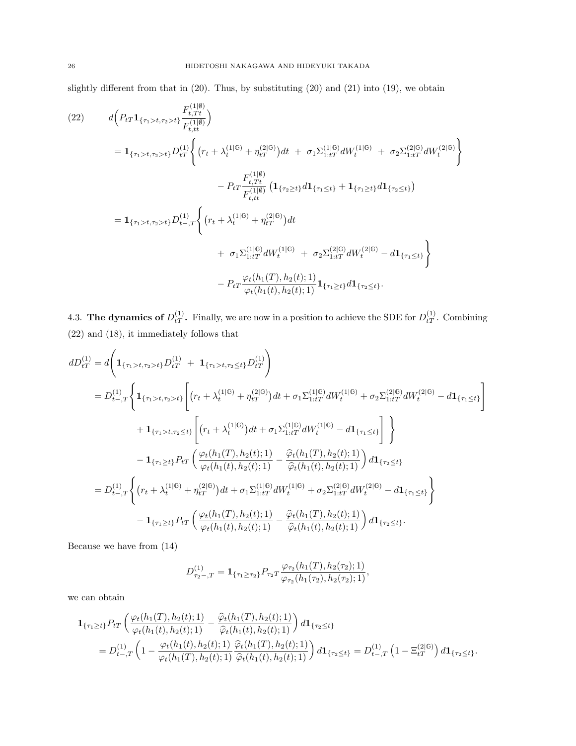slightly different from that in (20). Thus, by substituting (20) and (21) into (19), we obtain

$$
\begin{aligned}
(22) \qquad & d\Big(P_{tT}\mathbf{1}_{\{\tau_1>t,\tau_2>t\}}\frac{F^{(1|\emptyset)}_{t,Tt}}{F^{(1|\emptyset)}_{t,tt}}\Big) \\
&= \mathbf{1}_{\{\tau_1>t,\tau_2>t\}}D^{(1)}_{tT}\Bigg\{\big(r_t+\lambda^{(1|\mathbb{G})}_t+\eta^{(2|\mathbb{G})}_{tT}\big)dt \;+\; \sigma_1\Sigma^{(1|\mathbb{G})}_{1:tT}dW^{(1|\mathbb{G})}_t \;+\; \sigma_2\Sigma^{(2|\mathbb{G})}_{1:tT}dW^{(2|\mathbb{G})}_t\Bigg\} \\
&\qquad\qquad - P_{tT}\frac{F^{(1|\emptyset)}_{t,Tt}}{F^{(1|\emptyset)}_{t,tt}}\big(\mathbf{1}_{\{\tau_2\geq t\}}d\mathbf{1}_{\{\tau_1\leq t\}}+\mathbf{1}_{\{\tau_1\geq t\}}d\mathbf{1}_{\{\tau_2\leq t\}}\big) \\
&= \mathbf{1}_{\{\tau_1>t,\tau_2>t\}}D^{(1)}_{t-,T}\Bigg\{\big(r_t+\lambda^{(1|\mathbb{G})}_t+\eta^{(2|\mathbb{G})}_{tT}\big)dt \\
&\qquad\qquad + \;\sigma_1\Sigma^{(1|\mathbb{G})}_{1:tT}dW^{(1|\mathbb{G})}_t \;+\; \sigma_2\Sigma^{(2|\mathbb{G})}_{1:tT}dW^{(2|\mathbb{G})}_t - d\mathbf{1}_{\{\tau_1\leq t\}}\Bigg\} \\
&\qquad\qquad - P_{tT}\frac{\varphi_t(h_1(T),h_2(t);1)}{\varphi_t(h_1(t),h_2(t);1)}\mathbf{1}_{\{\tau_1\geq t\}}d\mathbf{1}_{\{\tau_2\leq t\}}.
\end{aligned}
$$

4.3. **The dynamics of $D^{(1)}_{tT}$.** Finally, we are now in a position to achieve the SDE for $D^{(1)}_{tT}$. Combining (22) and (18), it immediately follows that

$$
\begin{aligned}
dD^{(1)}_{tT} &= d\Bigg(\mathbf{1}_{\{\tau_1>t,\tau_2>t\}}D^{(1)}_{tT} \;+\; \mathbf{1}_{\{\tau_1>t,\tau_2\leq t\}}D^{(1)}_{tT}\Bigg) \\
&= D^{(1)}_{t-,T}\Bigg\{\mathbf{1}_{\{\tau_1>t,\tau_2>t\}}\Bigg[\big(r_t+\lambda^{(1|\mathbb{G})}_t+\eta^{(2|\mathbb{G})}_{tT}\big)dt+\sigma_1\Sigma^{(1|\mathbb{G})}_{1:tT}dW^{(1|\mathbb{G})}_t+\sigma_2\Sigma^{(2|\mathbb{G})}_{1:tT}dW^{(2|\mathbb{G})}_t-d\mathbf{1}_{\{\tau_1\leq t\}}\Bigg] \\
&\qquad + \mathbf{1}_{\{\tau_1>t,\tau_2\leq t\}}\Bigg[\big(r_t+\lambda^{(1|\mathbb{G})}_t\big)dt+\sigma_1\Sigma^{(1|\mathbb{G})}_{1:tT}dW^{(1|\mathbb{G})}_t-d\mathbf{1}_{\{\tau_1\leq t\}}\Bigg]\Bigg\} \\
&\qquad - \mathbf{1}_{\{\tau_1\geq t\}}P_{tT}\Big(\frac{\varphi_t(h_1(T),h_2(t);1)}{\varphi_t(h_1(t),h_2(t);1)}-\frac{\widehat{\varphi}_t(h_1(T),h_2(t);1)}{\widehat{\varphi}_t(h_1(t),h_2(t);1)}\Big)d\mathbf{1}_{\{\tau_2\leq t\}} \\
&= D^{(1)}_{t-,T}\Bigg\{\big(r_t+\lambda^{(1|\mathbb{G})}_t+\eta^{(2|\mathbb{G})}_{tT}\big)dt+\sigma_1\Sigma^{(1|\mathbb{G})}_{1:tT}dW^{(1|\mathbb{G})}_t+\sigma_2\Sigma^{(2|\mathbb{G})}_{1:tT}dW^{(2|\mathbb{G})}_t-d\mathbf{1}_{\{\tau_1\leq t\}}\Bigg\} \\
&\qquad - \mathbf{1}_{\{\tau_1\geq t\}}P_{tT}\Big(\frac{\varphi_t(h_1(T),h_2(t);1)}{\varphi_t(h_1(t),h_2(t);1)}-\frac{\widehat{\varphi}_t(h_1(T),h_2(t);1)}{\widehat{\varphi}_t(h_1(t),h_2(t);1)}\Big)d\mathbf{1}_{\{\tau_2\leq t\}}.
\end{aligned}
$$

Because we have from (14)

$$
D^{(1)}_{\tau_2-,T}=\mathbf{1}_{\{\tau_1\geq\tau_2\}}P_{\tau_2T}\frac{\varphi_{\tau_2}(h_1(T),h_2(\tau_2);1)}{\varphi_{\tau_2}(h_1(\tau_2),h_2(\tau_2);1)},
$$

we can obtain

$$
\begin{aligned}
&\mathbf{1}_{\{\tau_1\geq t\}}P_{tT}\Big(\frac{\varphi_t(h_1(T),h_2(t);1)}{\varphi_t(h_1(t),h_2(t);1)}-\frac{\widehat{\varphi}_t(h_1(T),h_2(t);1)}{\widehat{\varphi}_t(h_1(t),h_2(t);1)}\Big)d\mathbf{1}_{\{\tau_2\leq t\}} \\
&\qquad = D^{(1)}_{t-,T}\Big(1-\frac{\varphi_t(h_1(t),h_2(t);1)}{\varphi_t(h_1(T),h_2(t);1)}\frac{\widehat{\varphi}_t(h_1(T),h_2(t);1)}{\widehat{\varphi}_t(h_1(t),h_2(t);1)}\Big)d\mathbf{1}_{\{\tau_2\leq t\}} = D^{(1)}_{t-,T}\Big(1-\Xi^{(2|\mathbb{G})}_{tT}\Big)d\mathbf{1}_{\{\tau_2\leq t\}}.
\end{aligned}
$$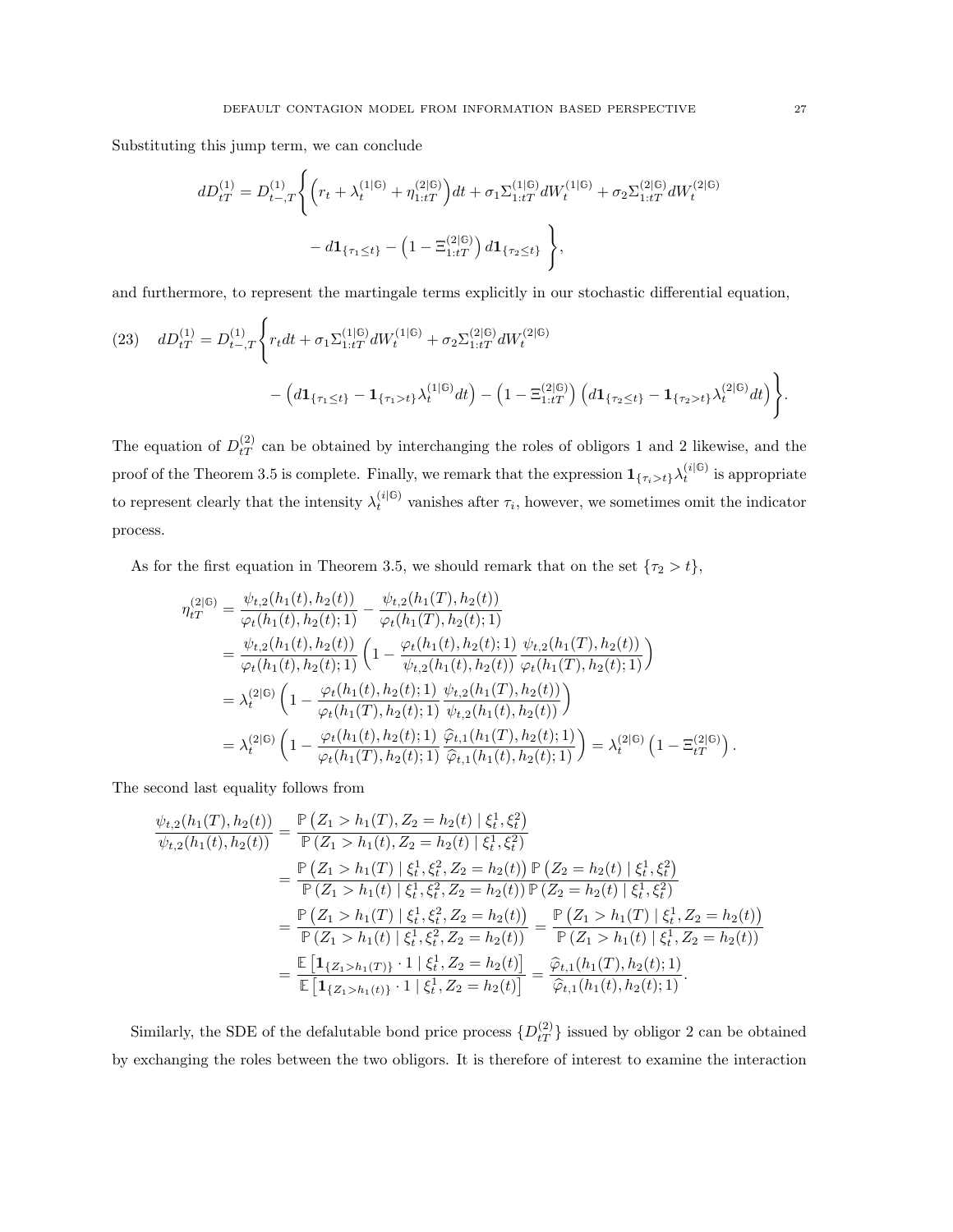Substituting this jump term, we can conclude

$$
dD_{tT}^{(1)} = D_{t-,T}^{(1)} \Bigg\{ \Big( r_t + \lambda_t^{(1|\mathbb{G})} + \eta_{1:tT}^{(2|\mathbb{G})} \Big) dt + \sigma_1 \Sigma_{1:tT}^{(1|\mathbb{G})} dW_t^{(1|\mathbb{G})} + \sigma_2 \Sigma_{1:tT}^{(2|\mathbb{G})} dW_t^{(2|\mathbb{G})}
$$

$$
- d\mathbf{1}_{\{\tau_1 \le t\}} - \Big(1 - \Xi_{1:tT}^{(2|\mathbb{G})}\Big) d\mathbf{1}_{\{\tau_2 \le t\}} \Bigg\},
$$

and furthermore, to represent the martingale terms explicitly in our stochastic differential equation,

$$
(23) \quad dD_{tT}^{(1)} = D_{t-,T}^{(1)} \Bigg\{ r_t dt + \sigma_1 \Sigma_{1:tT}^{(1|\mathbb{G})} dW_t^{(1|\mathbb{G})} + \sigma_2 \Sigma_{1:tT}^{(2|\mathbb{G})} dW_t^{(2|\mathbb{G})}
$$

$$
- \Big( d\mathbf{1}_{\{\tau_1 \le t\}} - \mathbf{1}_{\{\tau_1 > t\}} \lambda_t^{(1|\mathbb{G})} dt \Big) - \Big(1 - \Xi_{1:tT}^{(2|\mathbb{G})}\Big) \Big( d\mathbf{1}_{\{\tau_2 \le t\}} - \mathbf{1}_{\{\tau_2 > t\}} \lambda_t^{(2|\mathbb{G})} dt \Big) \Bigg\}.
$$

The equation of $D_{tT}^{(2)}$ can be obtained by interchanging the roles of obligors 1 and 2 likewise, and the proof of the Theorem 3.5 is complete. Finally, we remark that the expression $\mathbf{1}_{\{\tau_i > t\}} \lambda_t^{(i|\mathbb{G})}$ is appropriate to represent clearly that the intensity $\lambda_t^{(i|\mathbb{G})}$ vanishes after $\tau_i$, however, we sometimes omit the indicator process.

As for the first equation in Theorem 3.5, we should remark that on the set $\{\tau_2 > t\}$,

$$
\begin{aligned}
\eta_{tT}^{(2|\mathbb{G})} &= \frac{\psi_{t,2}(h_1(t), h_2(t))}{\varphi_t(h_1(t), h_2(t); 1)} - \frac{\psi_{t,2}(h_1(T), h_2(t))}{\varphi_t(h_1(T), h_2(t); 1)} \\
&= \frac{\psi_{t,2}(h_1(t), h_2(t))}{\varphi_t(h_1(t), h_2(t); 1)} \left( 1 - \frac{\varphi_t(h_1(t), h_2(t); 1)}{\psi_{t,2}(h_1(t), h_2(t))} \frac{\psi_{t,2}(h_1(T), h_2(t))}{\varphi_t(h_1(T), h_2(t); 1)} \right) \\
&= \lambda_t^{(2|\mathbb{G})} \left( 1 - \frac{\varphi_t(h_1(t), h_2(t); 1)}{\varphi_t(h_1(T), h_2(t); 1)} \frac{\psi_{t,2}(h_1(T), h_2(t))}{\psi_{t,2}(h_1(t), h_2(t))} \right) \\
&= \lambda_t^{(2|\mathbb{G})} \left( 1 - \frac{\varphi_t(h_1(t), h_2(t); 1)}{\varphi_t(h_1(T), h_2(t); 1)} \frac{\widehat{\varphi}_{t,1}(h_1(T), h_2(t); 1)}{\widehat{\varphi}_{t,1}(h_1(t), h_2(t); 1)} \right) = \lambda_t^{(2|\mathbb{G})} \left( 1 - \Xi_{tT}^{(2|\mathbb{G})} \right).
\end{aligned}
$$

The second last equality follows from

$$
\begin{aligned}
\frac{\psi_{t,2}(h_1(T), h_2(t))}{\psi_{t,2}(h_1(t), h_2(t))} &= \frac{\mathbb{P}\left(Z_1 > h_1(T), Z_2 = h_2(t) \mid \xi_t^1, \xi_t^2\right)}{\mathbb{P}\left(Z_1 > h_1(t), Z_2 = h_2(t) \mid \xi_t^1, \xi_t^2\right)} \\
&= \frac{\mathbb{P}\left(Z_1 > h_1(T) \mid \xi_t^1, \xi_t^2, Z_2 = h_2(t)\right) \mathbb{P}\left(Z_2 = h_2(t) \mid \xi_t^1, \xi_t^2\right)}{\mathbb{P}\left(Z_1 > h_1(t) \mid \xi_t^1, \xi_t^2, Z_2 = h_2(t)\right) \mathbb{P}\left(Z_2 = h_2(t) \mid \xi_t^1, \xi_t^2\right)} \\
&= \frac{\mathbb{P}\left(Z_1 > h_1(T) \mid \xi_t^1, \xi_t^2, Z_2 = h_2(t)\right)}{\mathbb{P}\left(Z_1 > h_1(t) \mid \xi_t^1, \xi_t^2, Z_2 = h_2(t)\right)} = \frac{\mathbb{P}\left(Z_1 > h_1(T) \mid \xi_t^1, Z_2 = h_2(t)\right)}{\mathbb{P}\left(Z_1 > h_1(t) \mid \xi_t^1, Z_2 = h_2(t)\right)} \\
&= \frac{\mathbb{E}\left[\mathbf{1}_{\{Z_1 > h_1(T)\}} \cdot 1 \mid \xi_t^1, Z_2 = h_2(t)\right]}{\mathbb{E}\left[\mathbf{1}_{\{Z_1 > h_1(t)\}} \cdot 1 \mid \xi_t^1, Z_2 = h_2(t)\right]} = \frac{\widehat{\varphi}_{t,1}(h_1(T), h_2(t); 1)}{\widehat{\varphi}_{t,1}(h_1(t), h_2(t); 1)}.
\end{aligned}
$$

Similarly, the SDE of the defalutable bond price process $\{D_{tT}^{(2)}\}$ issued by obligor 2 can be obtained by exchanging the roles between the two obligors. It is therefore of interest to examine the interaction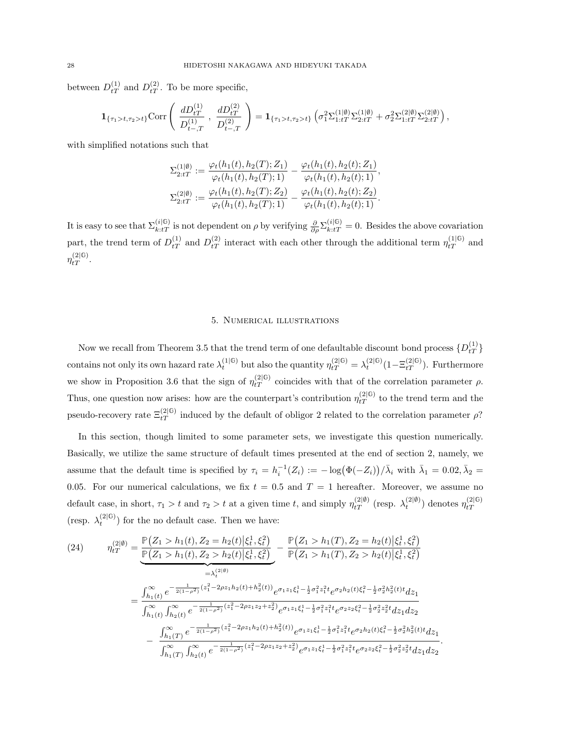between $D_{tT}^{(1)}$ and $D_{tT}^{(2)}$. To be more specific,

$$
\mathbf{1}_{\{\tau_1>t,\tau_2>t\}}\mathrm{Corr}\left( \frac{dD_{tT}^{(1)}}{D_{t-,T}^{(1)}} \;,\; \frac{dD_{tT}^{(2)}}{D_{t-,T}^{(2)}} \right) = \mathbf{1}_{\{\tau_1>t,\tau_2>t\}} \left( \sigma_1^2 \Sigma_{1:tT}^{(1|\emptyset)} \Sigma_{2:tT}^{(1|\emptyset)} + \sigma_2^2 \Sigma_{1:tT}^{(2|\emptyset)} \Sigma_{2:tT}^{(2|\emptyset)} \right),
$$

with simplified notations such that

$$
\Sigma_{2:tT}^{(1|\emptyset)} := \frac{\varphi_t(h_1(t), h_2(T); Z_1)}{\varphi_t(h_1(t), h_2(T); 1)} - \frac{\varphi_t(h_1(t), h_2(t); Z_1)}{\varphi_t(h_1(t), h_2(t); 1)},
$$

$$
\Sigma_{2:tT}^{(2|\emptyset)} := \frac{\varphi_t(h_1(t), h_2(T); Z_2)}{\varphi_t(h_1(t), h_2(T); 1)} - \frac{\varphi_t(h_1(t), h_2(t); Z_2)}{\varphi_t(h_1(t), h_2(t); 1)}.
$$

It is easy to see that $\Sigma_{k:tT}^{(i|\mathbb{G})}$ is not dependent on $\rho$ by verifying $\frac{\partial}{\partial \rho}\Sigma_{k:tT}^{(i|\mathbb{G})} = 0$. Besides the above covariation part, the trend term of $D_{tT}^{(1)}$ and $D_{tT}^{(2)}$ interact with each other through the additional term $\eta_{tT}^{(1|\mathbb{G})}$ and $\eta_{tT}^{(2|\mathbb{G})}$.

## 5. Numerical illustrations

Now we recall from Theorem 3.5 that the trend term of one defaultable discount bond process $\{D_{tT}^{(1)}\}$ contains not only its own hazard rate $\lambda_t^{(1|\mathbb{G})}$ but also the quantity $\eta_{tT}^{(2|\mathbb{G})} = \lambda_t^{(2|\mathbb{G})}(1-\Xi_{tT}^{(2|\mathbb{G})})$. Furthermore we show in Proposition 3.6 that the sign of $\eta_{tT}^{(2|\mathbb{G})}$ coincides with that of the correlation parameter $\rho$. Thus, one question now arises: how are the counterpart's contribution $\eta_{tT}^{(2|\mathbb{G})}$ to the trend term and the pseudo-recovery rate $\Xi_{tT}^{(2|\mathbb{G})}$ induced by the default of obligor 2 related to the correlation parameter $\rho$?

In this section, though limited to some parameter sets, we investigate this question numerically. Basically, we utilize the same structure of default times presented at the end of section 2, namely, we assume that the default time is specified by $\tau_i = h_i^{-1}(Z_i) := -\log\big(\Phi(-Z_i)\big)/\bar{\lambda}_i$ with $\bar{\lambda}_1 = 0.02, \bar{\lambda}_2 = 0.05$. For our numerical calculations, we fix $t = 0.5$ and $T = 1$ hereafter. Moreover, we assume no default case, in short, $\tau_1 > t$ and $\tau_2 > t$ at a given time $t$, and simply $\eta_{tT}^{(2|\emptyset)}$ (resp. $\lambda_t^{(2|\emptyset)}$) denotes $\eta_{tT}^{(2|\mathbb{G})}$ (resp. $\lambda_t^{(2|\mathbb{G})}$) for the no default case. Then we have:

$$
\begin{aligned}
\eta_{tT}^{(2|\emptyset)} &= \underbrace{\frac{\mathbb{P}\big(Z_1 > h_1(t), Z_2 = h_2(t) \big| \xi_t^1, \xi_t^2\big)}{\mathbb{P}\big(Z_1 > h_1(t), Z_2 > h_2(t) \big| \xi_t^1, \xi_t^2\big)}}_{=\lambda_t^{(2|\emptyset)}} - \frac{\mathbb{P}\big(Z_1 > h_1(T), Z_2 = h_2(t) \big| \xi_t^1, \xi_t^2\big)}{\mathbb{P}\big(Z_1 > h_1(T), Z_2 > h_2(t) \big| \xi_t^1, \xi_t^2\big)} \qquad (24) \\
&= \frac{\int_{h_1(t)}^{\infty} e^{-\frac{1}{2(1-\rho^2)}(z_1^2 - 2\rho z_1 h_2(t) + h_2^2(t))} e^{\sigma_1 z_1 \xi_t^1 - \frac{1}{2}\sigma_1^2 z_1^2 t} e^{\sigma_2 h_2(t) \xi_t^2 - \frac{1}{2}\sigma_2^2 h_2^2(t) t} dz_1}{\int_{h_1(t)}^{\infty} \int_{h_2(t)}^{\infty} e^{-\frac{1}{2(1-\rho^2)}(z_1^2 - 2\rho z_1 z_2 + z_2^2)} e^{\sigma_1 z_1 \xi_t^1 - \frac{1}{2}\sigma_1^2 z_1^2 t} e^{\sigma_2 z_2 \xi_t^2 - \frac{1}{2}\sigma_2^2 z_2^2 t} dz_1 dz_2} \\
&\quad - \frac{\int_{h_1(T)}^{\infty} e^{-\frac{1}{2(1-\rho^2)}(z_1^2 - 2\rho z_1 h_2(t) + h_2^2(t))} e^{\sigma_1 z_1 \xi_t^1 - \frac{1}{2}\sigma_1^2 z_1^2 t} e^{\sigma_2 h_2(t) \xi_t^2 - \frac{1}{2}\sigma_2^2 h_2^2(t) t} dz_1}{\int_{h_1(T)}^{\infty} \int_{h_2(t)}^{\infty} e^{-\frac{1}{2(1-\rho^2)}(z_1^2 - 2\rho z_1 z_2 + z_2^2)} e^{\sigma_1 z_1 \xi_t^1 - \frac{1}{2}\sigma_1^2 z_1^2 t} e^{\sigma_2 z_2 \xi_t^2 - \frac{1}{2}\sigma_2^2 z_2^2 t} dz_1 dz_2}.
\end{aligned}
$$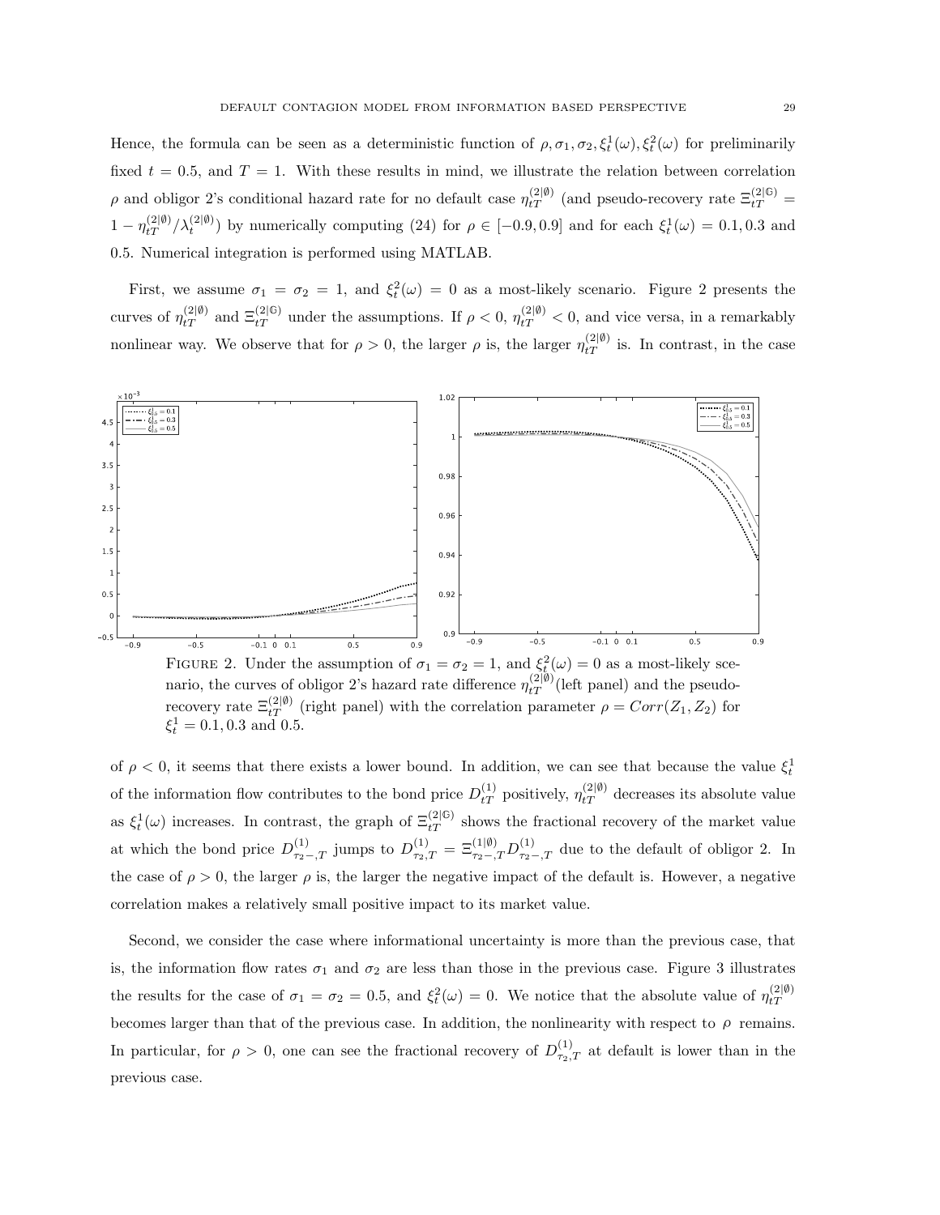Hence, the formula can be seen as a deterministic function of $\rho, \sigma_1, \sigma_2, \xi_t^1(\omega), \xi_t^2(\omega)$ for preliminarily fixed $t = 0.5$, and $T = 1$. With these results in mind, we illustrate the relation between correlation $\rho$ and obligor 2's conditional hazard rate for no default case $\eta_{tT}^{(2|\emptyset)}$ (and pseudo-recovery rate $\Xi_{tT}^{(2|\mathbb{G})} = 1 - \eta_{tT}^{(2|\emptyset)}/\lambda_t^{(2|\emptyset)}$) by numerically computing (24) for $\rho \in [-0.9, 0.9]$ and for each $\xi_t^1(\omega) = 0.1, 0.3$ and 0.5. Numerical integration is performed using MATLAB.

First, we assume $\sigma_1 = \sigma_2 = 1$, and $\xi_t^2(\omega) = 0$ as a most-likely scenario. Figure 2 presents the curves of $\eta_{tT}^{(2|\emptyset)}$ and $\Xi_{tT}^{(2|\mathbb{G})}$ under the assumptions. If $\rho < 0$, $\eta_{tT}^{(2|\emptyset)} < 0$, and vice versa, in a remarkably nonlinear way. We observe that for $\rho > 0$, the larger $\rho$ is, the larger $\eta_{tT}^{(2|\emptyset)}$ is. In contrast, in the case

$\times 10^{-3}$

$\xi_{0.5}^1 = 0.1$
$\xi_{0.5}^1 = 0.3$
$\xi_{0.5}^1 = 0.5$

4.5
4
3.5
3
2.5
2
1.5
1
0.5
0
-0.5

-0.9 -0.5 -0.1 0 0.1 0.5 0.9

1.02
1
0.98
0.96
0.94
0.92
0.9

$\xi_{0.5}^1 = 0.1$
$\xi_{0.5}^1 = 0.3$
$\xi_{0.5}^1 = 0.5$

-0.9 -0.5 -0.1 0 0.1 0.5 0.9

Figure 2. Under the assumption of $\sigma_1 = \sigma_2 = 1$, and $\xi_t^2(\omega) = 0$ as a most-likely scenario, the curves of obligor 2's hazard rate difference $\eta_{tT}^{(2|\emptyset)}$(left panel) and the pseudo-recovery rate $\Xi_{tT}^{(2|\emptyset)}$ (right panel) with the correlation parameter $\rho = Corr(Z_1, Z_2)$ for $\xi_t^1 = 0.1, 0.3$ and 0.5.

of $\rho < 0$, it seems that there exists a lower bound. In addition, we can see that because the value $\xi_t^1$ of the information flow contributes to the bond price $D_{tT}^{(1)}$ positively, $\eta_{tT}^{(2|\emptyset)}$ decreases its absolute value as $\xi_t^1(\omega)$ increases. In contrast, the graph of $\Xi_{tT}^{(2|\mathbb{G})}$ shows the fractional recovery of the market value at which the bond price $D_{\tau_2-,T}^{(1)}$ jumps to $D_{\tau_2,T}^{(1)} = \Xi_{\tau_2-,T}^{(1|\emptyset)} D_{\tau_2-,T}^{(1)}$ due to the default of obligor 2. In the case of $\rho > 0$, the larger $\rho$ is, the larger the negative impact of the default is. However, a negative correlation makes a relatively small positive impact to its market value.

Second, we consider the case where informational uncertainty is more than the previous case, that is, the information flow rates $\sigma_1$ and $\sigma_2$ are less than those in the previous case. Figure 3 illustrates the results for the case of $\sigma_1 = \sigma_2 = 0.5$, and $\xi_t^2(\omega) = 0$. We notice that the absolute value of $\eta_{tT}^{(2|\emptyset)}$ becomes larger than that of the previous case. In addition, the nonlinearity with respect to $\rho$ remains. In particular, for $\rho > 0$, one can see the fractional recovery of $D_{\tau_2,T}^{(1)}$ at default is lower than in the previous case.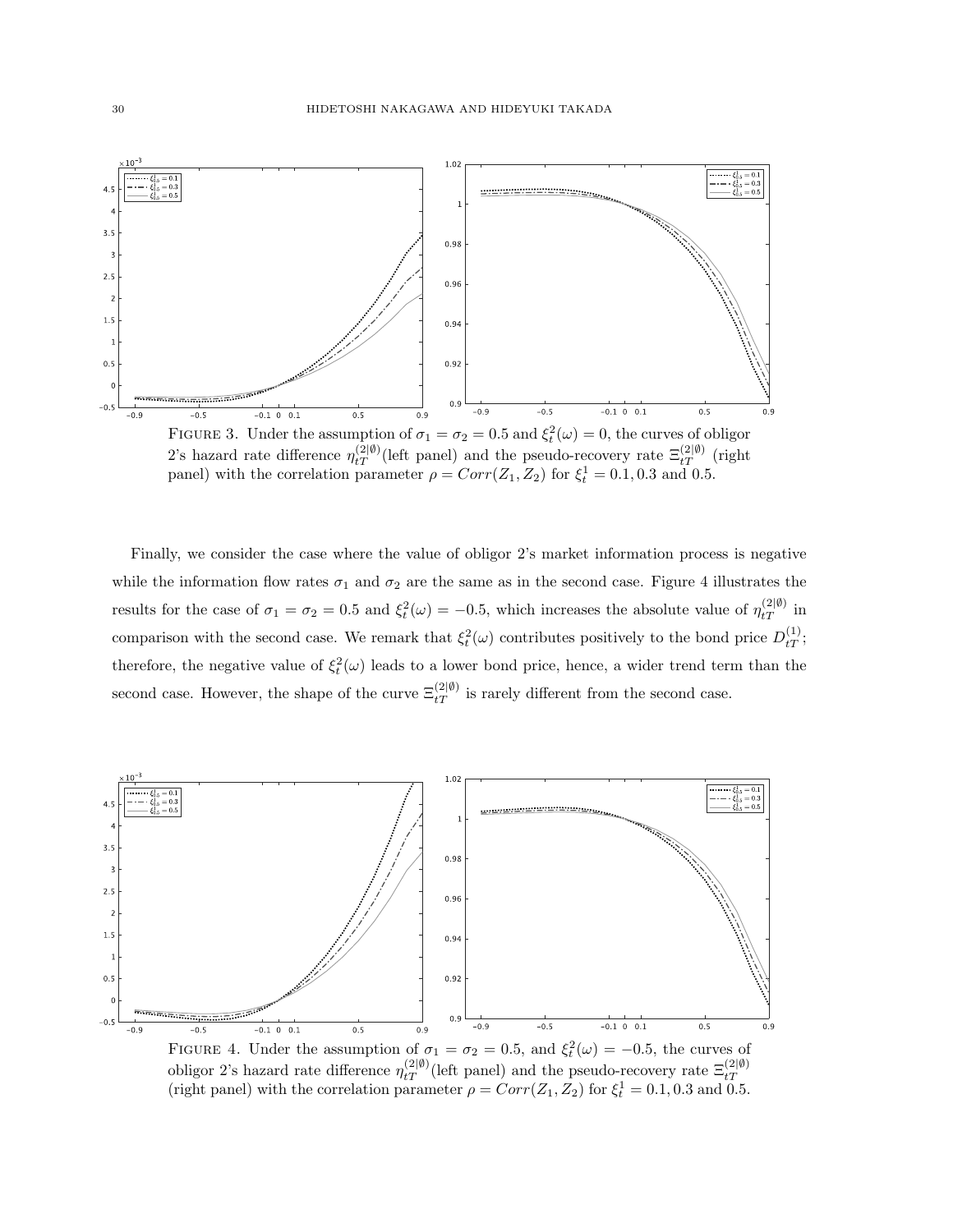×10⁻³

$\xi^1_{0.5} = 0.1$
$\xi^1_{0.5} = 0.3$
$\xi^1_{0.5} = 0.5$

4.5
4
3.5
3
2.5
2
1.5
1
0.5
0
−0.5

−0.9 −0.5 −0.1 0 0.1 0.5 0.9

1.02
1
0.98
0.96
0.94
0.92
0.9

−0.9 −0.5 −0.1 0 0.1 0.5 0.9

FIGURE 3. Under the assumption of $\sigma_1 = \sigma_2 = 0.5$ and $\xi^2_t(\omega) = 0$, the curves of obligor 2's hazard rate difference $\eta^{(2|\emptyset)}_{tT}$(left panel) and the pseudo-recovery rate $\Xi^{(2|\emptyset)}_{tT}$ (right panel) with the correlation parameter $\rho = Corr(Z_1, Z_2)$ for $\xi^1_t = 0.1, 0.3$ and $0.5$.

Finally, we consider the case where the value of obligor 2's market information process is negative while the information flow rates $\sigma_1$ and $\sigma_2$ are the same as in the second case. Figure 4 illustrates the results for the case of $\sigma_1 = \sigma_2 = 0.5$ and $\xi^2_t(\omega) = -0.5$, which increases the absolute value of $\eta^{(2|\emptyset)}_{tT}$ in comparison with the second case. We remark that $\xi^2_t(\omega)$ contributes positively to the bond price $D^{(1)}_{tT}$; therefore, the negative value of $\xi^2_t(\omega)$ leads to a lower bond price, hence, a wider trend term than the second case. However, the shape of the curve $\Xi^{(2|\emptyset)}_{tT}$ is rarely different from the second case.

×10⁻³

$\xi^1_{0.5} = 0.1$
$\xi^1_{0.5} = 0.3$
$\xi^1_{0.5} = 0.5$

4.5
4
3.5
3
2.5
2
1.5
1
0.5
0
−0.5

−0.9 −0.5 −0.1 0 0.1 0.5 0.9

1.02
1
0.98
0.96
0.94
0.92
0.9

−0.9 −0.5 −0.1 0 0.1 0.5 0.9

FIGURE 4. Under the assumption of $\sigma_1 = \sigma_2 = 0.5$, and $\xi^2_t(\omega) = -0.5$, the curves of obligor 2's hazard rate difference $\eta^{(2|\emptyset)}_{tT}$(left panel) and the pseudo-recovery rate $\Xi^{(2|\emptyset)}_{tT}$ (right panel) with the correlation parameter $\rho = Corr(Z_1, Z_2)$ for $\xi^1_t = 0.1, 0.3$ and $0.5$.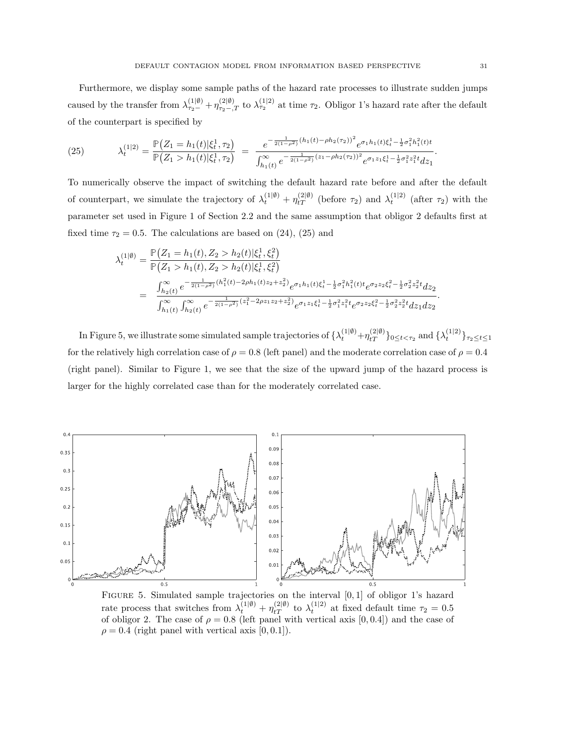Furthermore, we display some sample paths of the hazard rate processes to illustrate sudden jumps caused by the transfer from $\lambda_{\tau_2-}^{(1|\emptyset)} + \eta_{\tau_2-,T}^{(2|\emptyset)}$ to $\lambda_{\tau_2}^{(1|2)}$ at time $\tau_2$. Obligor 1's hazard rate after the default of the counterpart is specified by

$$
(25) \qquad \lambda_t^{(1|2)} = \frac{\mathbb{P}\big(Z_1 = h_1(t)|\xi_t^1, \tau_2\big)}{\mathbb{P}\big(Z_1 > h_1(t)|\xi_t^1, \tau_2\big)} \;=\; \frac{e^{-\frac{1}{2(1-\rho^2)}(h_1(t)-\rho h_2(\tau_2))^2} e^{\sigma_1 h_1(t)\xi_t^1 - \frac{1}{2}\sigma_1^2 h_1^2(t)t}}{\int_{h_1(t)}^{\infty} e^{-\frac{1}{2(1-\rho^2)}(z_1-\rho h_2(\tau_2))^2} e^{\sigma_1 z_1 \xi_t^1 - \frac{1}{2}\sigma_1^2 z_1^2 t} dz_1}.
$$

To numerically observe the impact of switching the default hazard rate before and after the default of counterpart, we simulate the trajectory of $\lambda_t^{(1|\emptyset)} + \eta_{tT}^{(2|\emptyset)}$ (before $\tau_2$) and $\lambda_t^{(1|2)}$ (after $\tau_2$) with the parameter set used in Figure 1 of Section 2.2 and the same assumption that obligor 2 defaults first at fixed time $\tau_2 = 0.5$. The calculations are based on (24), (25) and

$$
\begin{aligned}
\lambda_t^{(1|\emptyset)} &= \frac{\mathbb{P}\big(Z_1 = h_1(t), Z_2 > h_2(t)|\xi_t^1, \xi_t^2\big)}{\mathbb{P}\big(Z_1 > h_1(t), Z_2 > h_2(t)|\xi_t^1, \xi_t^2\big)} \\
&= \frac{\int_{h_2(t)}^{\infty} e^{-\frac{1}{2(1-\rho^2)}(h_1^2(t)-2\rho h_1(t) z_2 + z_2^2)} e^{\sigma_1 h_1(t)\xi_t^1 - \frac{1}{2}\sigma_1^2 h_1^2(t)t} e^{\sigma_2 z_2 \xi_t^2 - \frac{1}{2}\sigma_2^2 z_2^2 t} dz_2}{\int_{h_1(t)}^{\infty}\int_{h_2(t)}^{\infty} e^{-\frac{1}{2(1-\rho^2)}(z_1^2-2\rho z_1 z_2 + z_2^2)} e^{\sigma_1 z_1 \xi_t^1 - \frac{1}{2}\sigma_1^2 z_1^2 t} e^{\sigma_2 z_2 \xi_t^2 - \frac{1}{2}\sigma_2^2 z_2^2 t} dz_1 dz_2}.
\end{aligned}
$$

In Figure 5, we illustrate some simulated sample trajectories of $\{\lambda_t^{(1|\emptyset)} + \eta_{tT}^{(2|\emptyset)}\}_{0\le t<\tau_2}$ and $\{\lambda_t^{(1|2)}\}_{\tau_2 \le t \le 1}$ for the relatively high correlation case of $\rho = 0.8$ (left panel) and the moderate correlation case of $\rho = 0.4$ (right panel). Similar to Figure 1, we see that the size of the upward jump of the hazard process is larger for the highly correlated case than for the moderately correlated case.

0.4
0.35
0.3
0.25
0.2
0.15
0.1
0.05
0
0
0.5
1

0.1
0.09
0.08
0.07
0.06
0.05
0.04
0.03
0.02
0.01
0
0
0.5
1

FIGURE 5. Simulated sample trajectories on the interval $[0, 1]$ of obligor 1's hazard rate process that switches from $\lambda_t^{(1|\emptyset)} + \eta_{tT}^{(2|\emptyset)}$ to $\lambda_t^{(1|2)}$ at fixed default time $\tau_2 = 0.5$ of obligor 2. The case of $\rho = 0.8$ (left panel with vertical axis $[0, 0.4]$) and the case of $\rho = 0.4$ (right panel with vertical axis $[0, 0.1]$).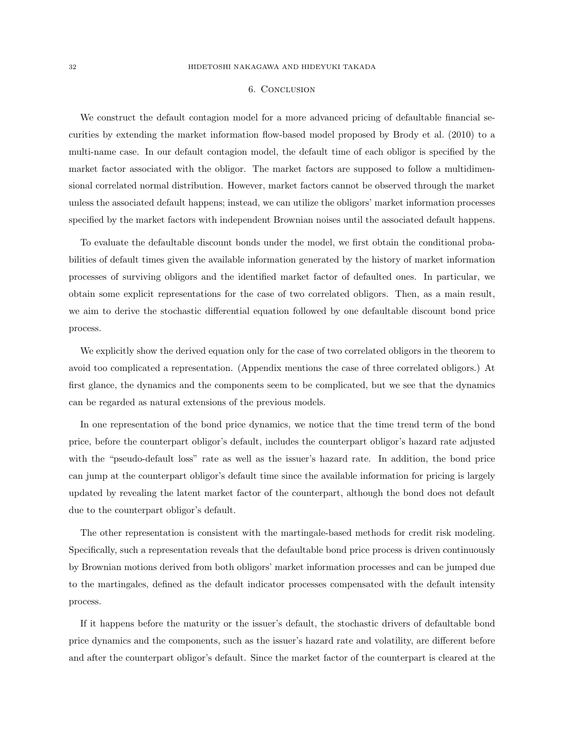## 6. Conclusion

We construct the default contagion model for a more advanced pricing of defaultable financial securities by extending the market information flow-based model proposed by Brody et al. (2010) to a multi-name case. In our default contagion model, the default time of each obligor is specified by the market factor associated with the obligor. The market factors are supposed to follow a multidimensional correlated normal distribution. However, market factors cannot be observed through the market unless the associated default happens; instead, we can utilize the obligors' market information processes specified by the market factors with independent Brownian noises until the associated default happens.

To evaluate the defaultable discount bonds under the model, we first obtain the conditional probabilities of default times given the available information generated by the history of market information processes of surviving obligors and the identified market factor of defaulted ones. In particular, we obtain some explicit representations for the case of two correlated obligors. Then, as a main result, we aim to derive the stochastic differential equation followed by one defaultable discount bond price process.

We explicitly show the derived equation only for the case of two correlated obligors in the theorem to avoid too complicated a representation. (Appendix mentions the case of three correlated obligors.) At first glance, the dynamics and the components seem to be complicated, but we see that the dynamics can be regarded as natural extensions of the previous models.

In one representation of the bond price dynamics, we notice that the time trend term of the bond price, before the counterpart obligor's default, includes the counterpart obligor's hazard rate adjusted with the "pseudo-default loss" rate as well as the issuer's hazard rate. In addition, the bond price can jump at the counterpart obligor's default time since the available information for pricing is largely updated by revealing the latent market factor of the counterpart, although the bond does not default due to the counterpart obligor's default.

The other representation is consistent with the martingale-based methods for credit risk modeling. Specifically, such a representation reveals that the defaultable bond price process is driven continuously by Brownian motions derived from both obligors' market information processes and can be jumped due to the martingales, defined as the default indicator processes compensated with the default intensity process.

If it happens before the maturity or the issuer's default, the stochastic drivers of defaultable bond price dynamics and the components, such as the issuer's hazard rate and volatility, are different before and after the counterpart obligor's default. Since the market factor of the counterpart is cleared at the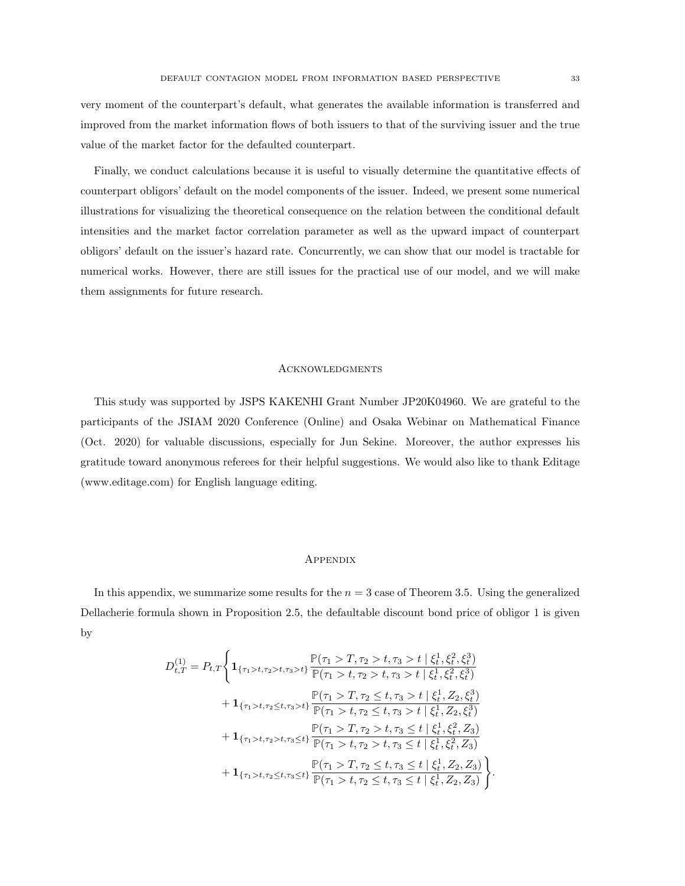very moment of the counterpart's default, what generates the available information is transferred and improved from the market information flows of both issuers to that of the surviving issuer and the true value of the market factor for the defaulted counterpart.

Finally, we conduct calculations because it is useful to visually determine the quantitative effects of counterpart obligors' default on the model components of the issuer. Indeed, we present some numerical illustrations for visualizing the theoretical consequence on the relation between the conditional default intensities and the market factor correlation parameter as well as the upward impact of counterpart obligors' default on the issuer's hazard rate. Concurrently, we can show that our model is tractable for numerical works. However, there are still issues for the practical use of our model, and we will make them assignments for future research.

## Acknowledgments

This study was supported by JSPS KAKENHI Grant Number JP20K04960. We are grateful to the participants of the JSIAM 2020 Conference (Online) and Osaka Webinar on Mathematical Finance (Oct. 2020) for valuable discussions, especially for Jun Sekine. Moreover, the author expresses his gratitude toward anonymous referees for their helpful suggestions. We would also like to thank Editage (www.editage.com) for English language editing.

## Appendix

In this appendix, we summarize some results for the $n = 3$ case of Theorem 3.5. Using the generalized Dellacherie formula shown in Proposition 2.5, the defaultable discount bond price of obligor 1 is given by

$$
\begin{aligned}
D_{t,T}^{(1)} = P_{t,T} \Bigg\{ & \mathbf{1}_{\{\tau_1 > t, \tau_2 > t, \tau_3 > t\}} \frac{\mathbb{P}(\tau_1 > T, \tau_2 > t, \tau_3 > t \mid \xi_t^1, \xi_t^2, \xi_t^3)}{\mathbb{P}(\tau_1 > t, \tau_2 > t, \tau_3 > t \mid \xi_t^1, \xi_t^2, \xi_t^3)} \\
& + \mathbf{1}_{\{\tau_1 > t, \tau_2 \le t, \tau_3 > t\}} \frac{\mathbb{P}(\tau_1 > T, \tau_2 \le t, \tau_3 > t \mid \xi_t^1, Z_2, \xi_t^3)}{\mathbb{P}(\tau_1 > t, \tau_2 \le t, \tau_3 > t \mid \xi_t^1, Z_2, \xi_t^3)} \\
& + \mathbf{1}_{\{\tau_1 > t, \tau_2 > t, \tau_3 \le t\}} \frac{\mathbb{P}(\tau_1 > T, \tau_2 > t, \tau_3 \le t \mid \xi_t^1, \xi_t^2, Z_3)}{\mathbb{P}(\tau_1 > t, \tau_2 > t, \tau_3 \le t \mid \xi_t^1, \xi_t^2, Z_3)} \\
& + \mathbf{1}_{\{\tau_1 > t, \tau_2 \le t, \tau_3 \le t\}} \frac{\mathbb{P}(\tau_1 > T, \tau_2 \le t, \tau_3 \le t \mid \xi_t^1, Z_2, Z_3)}{\mathbb{P}(\tau_1 > t, \tau_2 \le t, \tau_3 \le t \mid \xi_t^1, Z_2, Z_3)} \Bigg\}.
\end{aligned}
$$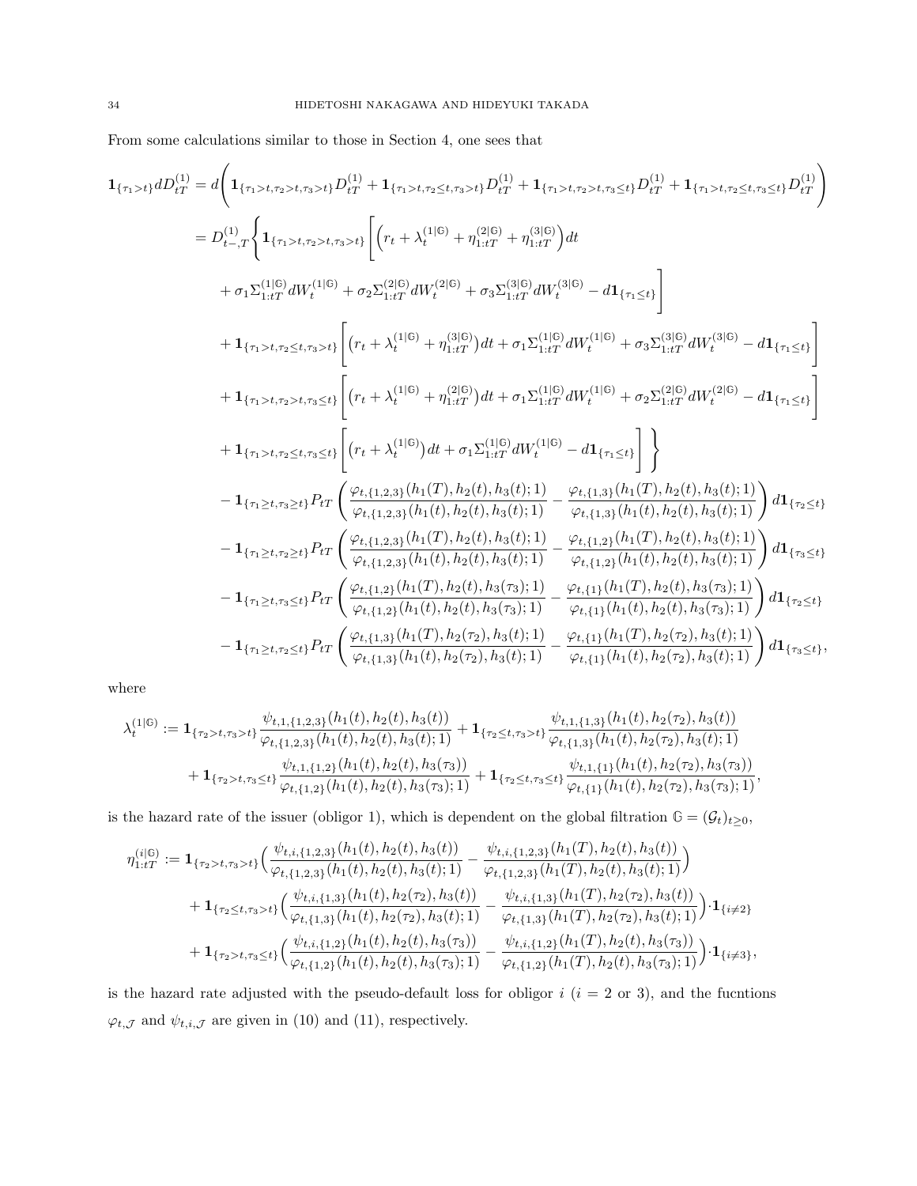From some calculations similar to those in Section 4, one sees that

$$
\begin{aligned}
\mathbf{1}_{\{\tau_1>t\}}dD_{tT}^{(1)} &= d\Bigg(\mathbf{1}_{\{\tau_1>t,\tau_2>t,\tau_3>t\}}D_{tT}^{(1)} + \mathbf{1}_{\{\tau_1>t,\tau_2\le t,\tau_3>t\}}D_{tT}^{(1)} + \mathbf{1}_{\{\tau_1>t,\tau_2>t,\tau_3\le t\}}D_{tT}^{(1)} + \mathbf{1}_{\{\tau_1>t,\tau_2\le t,\tau_3\le t\}}D_{tT}^{(1)}\Bigg) \\
&= D_{t-,T}^{(1)}\Bigg\{\mathbf{1}_{\{\tau_1>t,\tau_2>t,\tau_3>t\}}\Bigg[\Big(r_t + \lambda_t^{(1|\mathbb{G})} + \eta_{1:tT}^{(2|\mathbb{G})} + \eta_{1:tT}^{(3|\mathbb{G})}\Big)dt \\
&\quad + \sigma_1\Sigma_{1:tT}^{(1|\mathbb{G})}dW_t^{(1|\mathbb{G})} + \sigma_2\Sigma_{1:tT}^{(2|\mathbb{G})}dW_t^{(2|\mathbb{G})} + \sigma_3\Sigma_{1:tT}^{(3|\mathbb{G})}dW_t^{(3|\mathbb{G})} - d\mathbf{1}_{\{\tau_1\le t\}}\Bigg] \\
&\quad + \mathbf{1}_{\{\tau_1>t,\tau_2\le t,\tau_3>t\}}\Bigg[\Big(r_t + \lambda_t^{(1|\mathbb{G})} + \eta_{1:tT}^{(3|\mathbb{G})}\Big)dt + \sigma_1\Sigma_{1:tT}^{(1|\mathbb{G})}dW_t^{(1|\mathbb{G})} + \sigma_3\Sigma_{1:tT}^{(3|\mathbb{G})}dW_t^{(3|\mathbb{G})} - d\mathbf{1}_{\{\tau_1\le t\}}\Bigg] \\
&\quad + \mathbf{1}_{\{\tau_1>t,\tau_2>t,\tau_3\le t\}}\Bigg[\Big(r_t + \lambda_t^{(1|\mathbb{G})} + \eta_{1:tT}^{(2|\mathbb{G})}\Big)dt + \sigma_1\Sigma_{1:tT}^{(1|\mathbb{G})}dW_t^{(1|\mathbb{G})} + \sigma_2\Sigma_{1:tT}^{(2|\mathbb{G})}dW_t^{(2|\mathbb{G})} - d\mathbf{1}_{\{\tau_1\le t\}}\Bigg] \\
&\quad + \mathbf{1}_{\{\tau_1>t,\tau_2\le t,\tau_3\le t\}}\Bigg[\Big(r_t + \lambda_t^{(1|\mathbb{G})}\Big)dt + \sigma_1\Sigma_{1:tT}^{(1|\mathbb{G})}dW_t^{(1|\mathbb{G})} - d\mathbf{1}_{\{\tau_1\le t\}}\Bigg]\Bigg\} \\
&\quad - \mathbf{1}_{\{\tau_1\ge t,\tau_3\ge t\}}P_{tT}\left(\frac{\varphi_{t,\{1,2,3\}}(h_1(T),h_2(t),h_3(t);1)}{\varphi_{t,\{1,2,3\}}(h_1(t),h_2(t),h_3(t);1)} - \frac{\varphi_{t,\{1,3\}}(h_1(T),h_2(t),h_3(t);1)}{\varphi_{t,\{1,3\}}(h_1(t),h_2(t),h_3(t);1)}\right)d\mathbf{1}_{\{\tau_2\le t\}} \\
&\quad - \mathbf{1}_{\{\tau_1\ge t,\tau_2\ge t\}}P_{tT}\left(\frac{\varphi_{t,\{1,2,3\}}(h_1(T),h_2(t),h_3(t);1)}{\varphi_{t,\{1,2,3\}}(h_1(t),h_2(t),h_3(t);1)} - \frac{\varphi_{t,\{1,2\}}(h_1(T),h_2(t),h_3(t);1)}{\varphi_{t,\{1,2\}}(h_1(t),h_2(t),h_3(t);1)}\right)d\mathbf{1}_{\{\tau_3\le t\}} \\
&\quad - \mathbf{1}_{\{\tau_1\ge t,\tau_3\le t\}}P_{tT}\left(\frac{\varphi_{t,\{1,2\}}(h_1(T),h_2(t),h_3(\tau_3);1)}{\varphi_{t,\{1,2\}}(h_1(t),h_2(t),h_3(\tau_3);1)} - \frac{\varphi_{t,\{1\}}(h_1(T),h_2(t),h_3(\tau_3);1)}{\varphi_{t,\{1\}}(h_1(t),h_2(t),h_3(\tau_3);1)}\right)d\mathbf{1}_{\{\tau_2\le t\}} \\
&\quad - \mathbf{1}_{\{\tau_1\ge t,\tau_2\le t\}}P_{tT}\left(\frac{\varphi_{t,\{1,3\}}(h_1(T),h_2(\tau_2),h_3(t);1)}{\varphi_{t,\{1,3\}}(h_1(t),h_2(\tau_2),h_3(t);1)} - \frac{\varphi_{t,\{1\}}(h_1(T),h_2(\tau_2),h_3(t);1)}{\varphi_{t,\{1\}}(h_1(t),h_2(\tau_2),h_3(t);1)}\right)d\mathbf{1}_{\{\tau_3\le t\}},
\end{aligned}
$$

where

$$
\begin{aligned}
\lambda_t^{(1|\mathbb{G})} &:= \mathbf{1}_{\{\tau_2>t,\tau_3>t\}}\frac{\psi_{t,1,\{1,2,3\}}(h_1(t),h_2(t),h_3(t))}{\varphi_{t,\{1,2,3\}}(h_1(t),h_2(t),h_3(t);1)} + \mathbf{1}_{\{\tau_2\le t,\tau_3>t\}}\frac{\psi_{t,1,\{1,3\}}(h_1(t),h_2(\tau_2),h_3(t))}{\varphi_{t,\{1,3\}}(h_1(t),h_2(\tau_2),h_3(t);1)} \\
&\quad + \mathbf{1}_{\{\tau_2>t,\tau_3\le t\}}\frac{\psi_{t,1,\{1,2\}}(h_1(t),h_2(t),h_3(\tau_3))}{\varphi_{t,\{1,2\}}(h_1(t),h_2(t),h_3(\tau_3);1)} + \mathbf{1}_{\{\tau_2\le t,\tau_3\le t\}}\frac{\psi_{t,1,\{1\}}(h_1(t),h_2(\tau_2),h_3(\tau_3))}{\varphi_{t,\{1\}}(h_1(t),h_2(\tau_2),h_3(\tau_3);1)},
\end{aligned}
$$

is the hazard rate of the issuer (obligor 1), which is dependent on the global filtration $\mathbb{G} = (\mathcal{G}_t)_{t\ge 0}$,

$$
\begin{aligned}
\eta_{1:tT}^{(i|\mathbb{G})} &:= \mathbf{1}_{\{\tau_2>t,\tau_3>t\}}\Big(\frac{\psi_{t,i,\{1,2,3\}}(h_1(t),h_2(t),h_3(t))}{\varphi_{t,\{1,2,3\}}(h_1(t),h_2(t),h_3(t);1)} - \frac{\psi_{t,i,\{1,2,3\}}(h_1(T),h_2(t),h_3(t))}{\varphi_{t,\{1,2,3\}}(h_1(T),h_2(t),h_3(t);1)}\Big) \\
&\quad + \mathbf{1}_{\{\tau_2\le t,\tau_3>t\}}\Big(\frac{\psi_{t,i,\{1,3\}}(h_1(t),h_2(\tau_2),h_3(t))}{\varphi_{t,\{1,3\}}(h_1(t),h_2(\tau_2),h_3(t);1)} - \frac{\psi_{t,i,\{1,3\}}(h_1(T),h_2(\tau_2),h_3(t))}{\varphi_{t,\{1,3\}}(h_1(T),h_2(\tau_2),h_3(t);1)}\Big)\cdot\mathbf{1}_{\{i\ne 2\}} \\
&\quad + \mathbf{1}_{\{\tau_2>t,\tau_3\le t\}}\Big(\frac{\psi_{t,i,\{1,2\}}(h_1(t),h_2(t),h_3(\tau_3))}{\varphi_{t,\{1,2\}}(h_1(t),h_2(t),h_3(\tau_3);1)} - \frac{\psi_{t,i,\{1,2\}}(h_1(T),h_2(t),h_3(\tau_3))}{\varphi_{t,\{1,2\}}(h_1(T),h_2(t),h_3(\tau_3);1)}\Big)\cdot\mathbf{1}_{\{i\ne 3\}},
\end{aligned}
$$

is the hazard rate adjusted with the pseudo-default loss for obligor $i$ ($i = 2$ or $3$), and the fucntions $\varphi_{t,\mathcal{J}}$ and $\psi_{t,i,\mathcal{J}}$ are given in (10) and (11), respectively.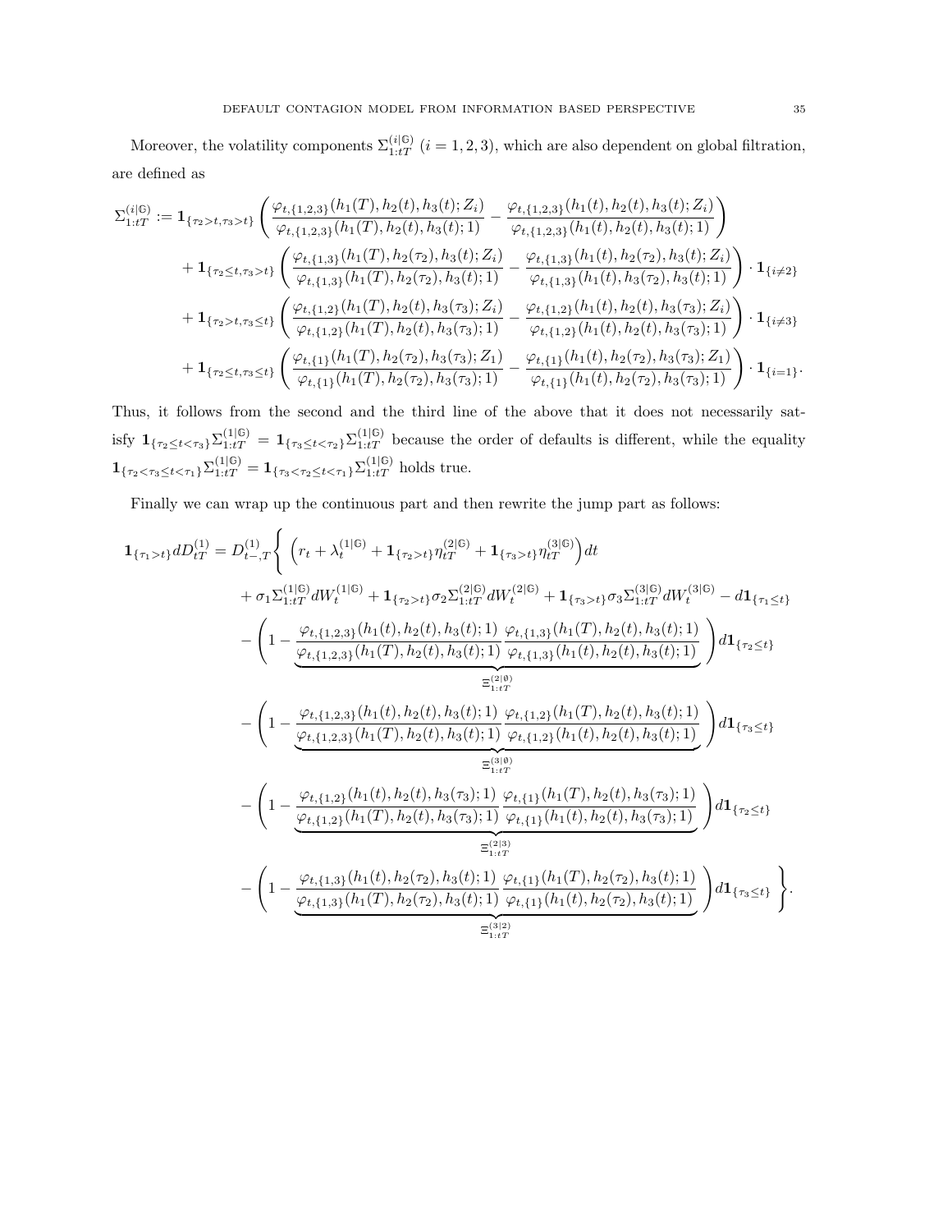Moreover, the volatility components $\Sigma_{1:tT}^{(i|\mathbb{G})}$ $(i = 1, 2, 3)$, which are also dependent on global filtration, are defined as

$$
\begin{aligned}
\Sigma_{1:tT}^{(i|\mathbb{G})} := \mathbf{1}_{\{\tau_2 > t, \tau_3 > t\}} & \left( \frac{\varphi_{t,\{1,2,3\}}(h_1(T), h_2(t), h_3(t); Z_i)}{\varphi_{t,\{1,2,3\}}(h_1(T), h_2(t), h_3(t); 1)} - \frac{\varphi_{t,\{1,2,3\}}(h_1(t), h_2(t), h_3(t); Z_i)}{\varphi_{t,\{1,2,3\}}(h_1(t), h_2(t), h_3(t); 1)} \right) \\
+ \mathbf{1}_{\{\tau_2 \le t, \tau_3 > t\}} & \left( \frac{\varphi_{t,\{1,3\}}(h_1(T), h_2(\tau_2), h_3(t); Z_i)}{\varphi_{t,\{1,3\}}(h_1(T), h_2(\tau_2), h_3(t); 1)} - \frac{\varphi_{t,\{1,3\}}(h_1(t), h_2(\tau_2), h_3(t); Z_i)}{\varphi_{t,\{1,3\}}(h_1(t), h_3(\tau_2), h_3(t); 1)} \right) \cdot \mathbf{1}_{\{i \ne 2\}} \\
+ \mathbf{1}_{\{\tau_2 > t, \tau_3 \le t\}} & \left( \frac{\varphi_{t,\{1,2\}}(h_1(T), h_2(t), h_3(\tau_3); Z_i)}{\varphi_{t,\{1,2\}}(h_1(T), h_2(t), h_3(\tau_3); 1)} - \frac{\varphi_{t,\{1,2\}}(h_1(t), h_2(t), h_3(\tau_3); Z_i)}{\varphi_{t,\{1,2\}}(h_1(t), h_2(t), h_3(\tau_3); 1)} \right) \cdot \mathbf{1}_{\{i \ne 3\}} \\
+ \mathbf{1}_{\{\tau_2 \le t, \tau_3 \le t\}} & \left( \frac{\varphi_{t,\{1\}}(h_1(T), h_2(\tau_2), h_3(\tau_3); Z_1)}{\varphi_{t,\{1\}}(h_1(T), h_2(\tau_2), h_3(\tau_3); 1)} - \frac{\varphi_{t,\{1\}}(h_1(t), h_2(\tau_2), h_3(\tau_3); Z_1)}{\varphi_{t,\{1\}}(h_1(t), h_2(\tau_2), h_3(\tau_3); 1)} \right) \cdot \mathbf{1}_{\{i = 1\}}.
\end{aligned}
$$

Thus, it follows from the second and the third line of the above that it does not necessarily satisfy $\mathbf{1}_{\{\tau_2 \le t < \tau_3\}} \Sigma_{1:tT}^{(1|\mathbb{G})} = \mathbf{1}_{\{\tau_3 \le t < \tau_2\}} \Sigma_{1:tT}^{(1|\mathbb{G})}$ because the order of defaults is different, while the equality $\mathbf{1}_{\{\tau_2 < \tau_3 \le t < \tau_1\}} \Sigma_{1:tT}^{(1|\mathbb{G})} = \mathbf{1}_{\{\tau_3 < \tau_2 \le t < \tau_1\}} \Sigma_{1:tT}^{(1|\mathbb{G})}$ holds true.

Finally we can wrap up the continuous part and then rewrite the jump part as follows:

$$
\begin{aligned}
\mathbf{1}_{\{\tau_1 > t\}} dD_{tT}^{(1)} = D_{t-,T}^{(1)} \Bigg\{ & \left( r_t + \lambda_t^{(1|\mathbb{G})} + \mathbf{1}_{\{\tau_2 > t\}} \eta_{tT}^{(2|\mathbb{G})} + \mathbf{1}_{\{\tau_3 > t\}} \eta_{tT}^{(3|\mathbb{G})} \right) dt \\
& + \sigma_1 \Sigma_{1:tT}^{(1|\mathbb{G})} dW_t^{(1|\mathbb{G})} + \mathbf{1}_{\{\tau_2 > t\}} \sigma_2 \Sigma_{1:tT}^{(2|\mathbb{G})} dW_t^{(2|\mathbb{G})} + \mathbf{1}_{\{\tau_3 > t\}} \sigma_3 \Sigma_{1:tT}^{(3|\mathbb{G})} dW_t^{(3|\mathbb{G})} - d\mathbf{1}_{\{\tau_1 \le t\}} \\
& - \Bigg( 1 - \underbrace{\frac{\varphi_{t,\{1,2,3\}}(h_1(t), h_2(t), h_3(t); 1)}{\varphi_{t,\{1,2,3\}}(h_1(T), h_2(t), h_3(t); 1)} \frac{\varphi_{t,\{1,3\}}(h_1(T), h_2(t), h_3(t); 1)}{\varphi_{t,\{1,3\}}(h_1(t), h_2(t), h_3(t); 1)}}_{\Xi_{1:tT}^{(2|\emptyset)}} \Bigg) d\mathbf{1}_{\{\tau_2 \le t\}} \\
& - \Bigg( 1 - \underbrace{\frac{\varphi_{t,\{1,2,3\}}(h_1(t), h_2(t), h_3(t); 1)}{\varphi_{t,\{1,2,3\}}(h_1(T), h_2(t), h_3(t); 1)} \frac{\varphi_{t,\{1,2\}}(h_1(T), h_2(t), h_3(t); 1)}{\varphi_{t,\{1,2\}}(h_1(t), h_2(t), h_3(t); 1)}}_{\Xi_{1:tT}^{(3|\emptyset)}} \Bigg) d\mathbf{1}_{\{\tau_3 \le t\}} \\
& - \Bigg( 1 - \underbrace{\frac{\varphi_{t,\{1,2\}}(h_1(t), h_2(t), h_3(\tau_3); 1)}{\varphi_{t,\{1,2\}}(h_1(T), h_2(t), h_3(\tau_3); 1)} \frac{\varphi_{t,\{1\}}(h_1(T), h_2(t), h_3(\tau_3); 1)}{\varphi_{t,\{1\}}(h_1(t), h_2(t), h_3(\tau_3); 1)}}_{\Xi_{1:tT}^{(2|3)}} \Bigg) d\mathbf{1}_{\{\tau_2 \le t\}} \\
& - \Bigg( 1 - \underbrace{\frac{\varphi_{t,\{1,3\}}(h_1(t), h_2(\tau_2), h_3(t); 1)}{\varphi_{t,\{1,3\}}(h_1(T), h_2(\tau_2), h_3(t); 1)} \frac{\varphi_{t,\{1\}}(h_1(T), h_2(\tau_2), h_3(t); 1)}{\varphi_{t,\{1\}}(h_1(t), h_2(\tau_2), h_3(t); 1)}}_{\Xi_{1:tT}^{(3|2)}} \Bigg) d\mathbf{1}_{\{\tau_3 \le t\}} \Bigg\}.
\end{aligned}
$$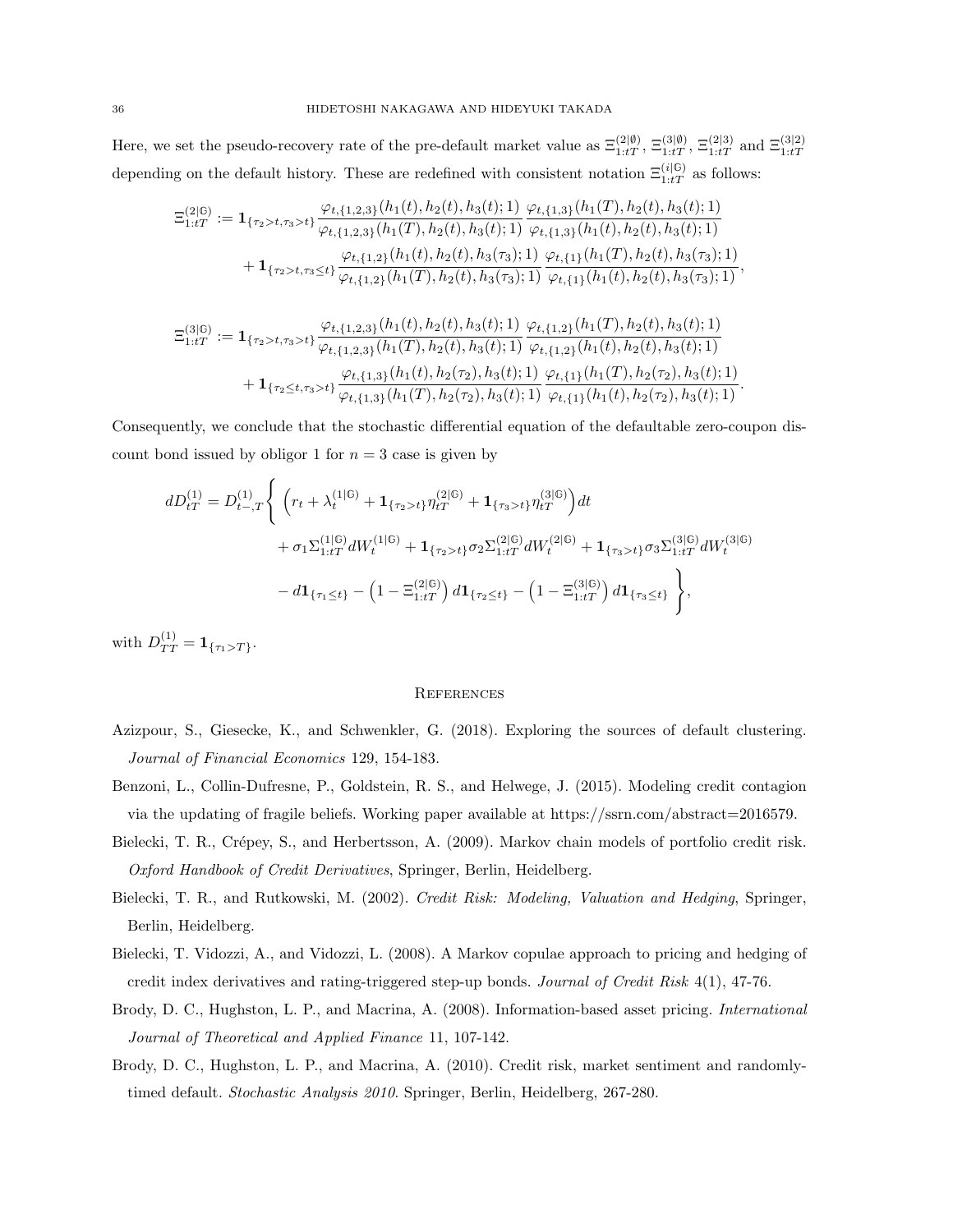Here, we set the pseudo-recovery rate of the pre-default market value as $\Xi_{1:tT}^{(2|\emptyset)}$, $\Xi_{1:tT}^{(3|\emptyset)}$, $\Xi_{1:tT}^{(2|3)}$ and $\Xi_{1:tT}^{(3|2)}$ depending on the default history. These are redefined with consistent notation $\Xi_{1:tT}^{(i|\mathbb{G})}$ as follows:

$$
\begin{aligned}
\Xi_{1:tT}^{(2|\mathbb{G})} := \mathbf{1}_{\{\tau_2>t,\tau_3>t\}} &\frac{\varphi_{t,\{1,2,3\}}(h_1(t),h_2(t),h_3(t);1)}{\varphi_{t,\{1,2,3\}}(h_1(T),h_2(t),h_3(t);1)} \frac{\varphi_{t,\{1,3\}}(h_1(T),h_2(t),h_3(t);1)}{\varphi_{t,\{1,3\}}(h_1(t),h_2(t),h_3(t);1)} \\
&+ \mathbf{1}_{\{\tau_2>t,\tau_3\le t\}} \frac{\varphi_{t,\{1,2\}}(h_1(t),h_2(t),h_3(\tau_3);1)}{\varphi_{t,\{1,2\}}(h_1(T),h_2(t),h_3(\tau_3);1)} \frac{\varphi_{t,\{1\}}(h_1(T),h_2(t),h_3(\tau_3);1)}{\varphi_{t,\{1\}}(h_1(t),h_2(t),h_3(\tau_3);1)},
\end{aligned}
$$

$$
\begin{aligned}
\Xi_{1:tT}^{(3|\mathbb{G})} := \mathbf{1}_{\{\tau_2>t,\tau_3>t\}} &\frac{\varphi_{t,\{1,2,3\}}(h_1(t),h_2(t),h_3(t);1)}{\varphi_{t,\{1,2,3\}}(h_1(T),h_2(t),h_3(t);1)} \frac{\varphi_{t,\{1,2\}}(h_1(T),h_2(t),h_3(t);1)}{\varphi_{t,\{1,2\}}(h_1(t),h_2(t),h_3(t);1)} \\
&+ \mathbf{1}_{\{\tau_2\le t,\tau_3>t\}} \frac{\varphi_{t,\{1,3\}}(h_1(t),h_2(\tau_2),h_3(t);1)}{\varphi_{t,\{1,3\}}(h_1(T),h_2(\tau_2),h_3(t);1)} \frac{\varphi_{t,\{1\}}(h_1(T),h_2(\tau_2),h_3(t);1)}{\varphi_{t,\{1\}}(h_1(t),h_2(\tau_2),h_3(t);1)}.
\end{aligned}
$$

Consequently, we conclude that the stochastic differential equation of the defaultable zero-coupon discount bond issued by obligor 1 for $n=3$ case is given by

$$
\begin{aligned}
dD_{tT}^{(1)} = D_{t-,T}^{(1)} \Bigg\{ &\left( r_t + \lambda_t^{(1|\mathbb{G})} + \mathbf{1}_{\{\tau_2>t\}} \eta_{tT}^{(2|\mathbb{G})} + \mathbf{1}_{\{\tau_3>t\}} \eta_{tT}^{(3|\mathbb{G})} \right) dt \\
&+ \sigma_1 \Sigma_{1:tT}^{(1|\mathbb{G})} dW_t^{(1|\mathbb{G})} + \mathbf{1}_{\{\tau_2>t\}} \sigma_2 \Sigma_{1:tT}^{(2|\mathbb{G})} dW_t^{(2|\mathbb{G})} + \mathbf{1}_{\{\tau_3>t\}} \sigma_3 \Sigma_{1:tT}^{(3|\mathbb{G})} dW_t^{(3|\mathbb{G})} \\
&- d\mathbf{1}_{\{\tau_1\le t\}} - \left(1 - \Xi_{1:tT}^{(2|\mathbb{G})}\right) d\mathbf{1}_{\{\tau_2\le t\}} - \left(1 - \Xi_{1:tT}^{(3|\mathbb{G})}\right) d\mathbf{1}_{\{\tau_3\le t\}} \Bigg\},
\end{aligned}
$$

with $D_{TT}^{(1)} = \mathbf{1}_{\{\tau_1>T\}}$.

## References

Azizpour, S., Giesecke, K., and Schwenkler, G. (2018). Exploring the sources of default clustering. *Journal of Financial Economics* 129, 154-183.

Benzoni, L., Collin-Dufresne, P., Goldstein, R. S., and Helwege, J. (2015). Modeling credit contagion via the updating of fragile beliefs. Working paper available at https://ssrn.com/abstract=2016579.

Bielecki, T. R., Crépey, S., and Herbertsson, A. (2009). Markov chain models of portfolio credit risk. *Oxford Handbook of Credit Derivatives*, Springer, Berlin, Heidelberg.

Bielecki, T. R., and Rutkowski, M. (2002). *Credit Risk: Modeling, Valuation and Hedging*, Springer, Berlin, Heidelberg.

Bielecki, T. Vidozzi, A., and Vidozzi, L. (2008). A Markov copulae approach to pricing and hedging of credit index derivatives and rating-triggered step-up bonds. *Journal of Credit Risk* 4(1), 47-76.

Brody, D. C., Hughston, L. P., and Macrina, A. (2008). Information-based asset pricing. *International Journal of Theoretical and Applied Finance* 11, 107-142.

Brody, D. C., Hughston, L. P., and Macrina, A. (2010). Credit risk, market sentiment and randomly-timed default. *Stochastic Analysis 2010*. Springer, Berlin, Heidelberg, 267-280.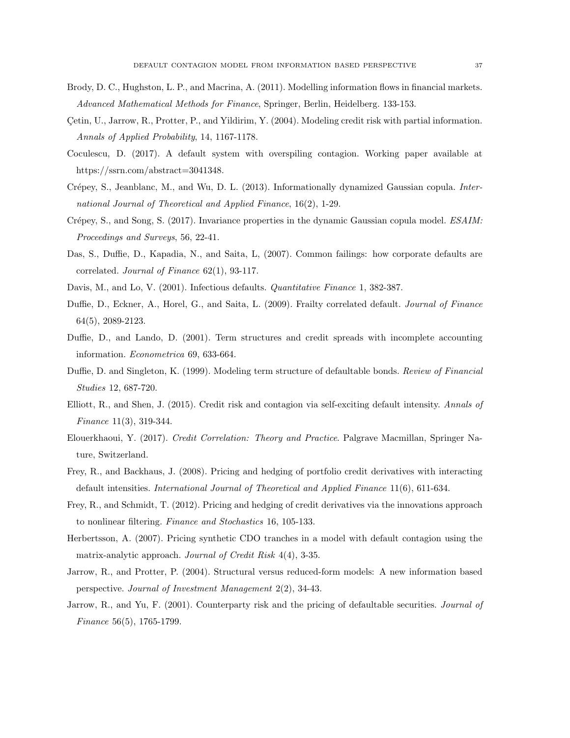Brody, D. C., Hughston, L. P., and Macrina, A. (2011). Modelling information flows in financial markets. *Advanced Mathematical Methods for Finance*, Springer, Berlin, Heidelberg. 133-153.

Çetin, U., Jarrow, R., Protter, P., and Yildirim, Y. (2004). Modeling credit risk with partial information. *Annals of Applied Probability*, 14, 1167-1178.

Coculescu, D. (2017). A default system with overspiling contagion. Working paper available at https://ssrn.com/abstract=3041348.

Crépey, S., Jeanblanc, M., and Wu, D. L. (2013). Informationally dynamized Gaussian copula. *International Journal of Theoretical and Applied Finance*, 16(2), 1-29.

Crépey, S., and Song, S. (2017). Invariance properties in the dynamic Gaussian copula model. *ESAIM: Proceedings and Surveys*, 56, 22-41.

Das, S., Duffie, D., Kapadia, N., and Saita, L, (2007). Common failings: how corporate defaults are correlated. *Journal of Finance* 62(1), 93-117.

Davis, M., and Lo, V. (2001). Infectious defaults. *Quantitative Finance* 1, 382-387.

Duffie, D., Eckner, A., Horel, G., and Saita, L. (2009). Frailty correlated default. *Journal of Finance* 64(5), 2089-2123.

Duffie, D., and Lando, D. (2001). Term structures and credit spreads with incomplete accounting information. *Econometrica* 69, 633-664.

Duffie, D. and Singleton, K. (1999). Modeling term structure of defaultable bonds. *Review of Financial Studies* 12, 687-720.

Elliott, R., and Shen, J. (2015). Credit risk and contagion via self-exciting default intensity. *Annals of Finance* 11(3), 319-344.

Elouerkhaoui, Y. (2017). *Credit Correlation: Theory and Practice*. Palgrave Macmillan, Springer Nature, Switzerland.

Frey, R., and Backhaus, J. (2008). Pricing and hedging of portfolio credit derivatives with interacting default intensities. *International Journal of Theoretical and Applied Finance* 11(6), 611-634.

Frey, R., and Schmidt, T. (2012). Pricing and hedging of credit derivatives via the innovations approach to nonlinear filtering. *Finance and Stochastics* 16, 105-133.

Herbertsson, A. (2007). Pricing synthetic CDO tranches in a model with default contagion using the matrix-analytic approach. *Journal of Credit Risk* 4(4), 3-35.

Jarrow, R., and Protter, P. (2004). Structural versus reduced-form models: A new information based perspective. *Journal of Investment Management* 2(2), 34-43.

Jarrow, R., and Yu, F. (2001). Counterparty risk and the pricing of defaultable securities. *Journal of Finance* 56(5), 1765-1799.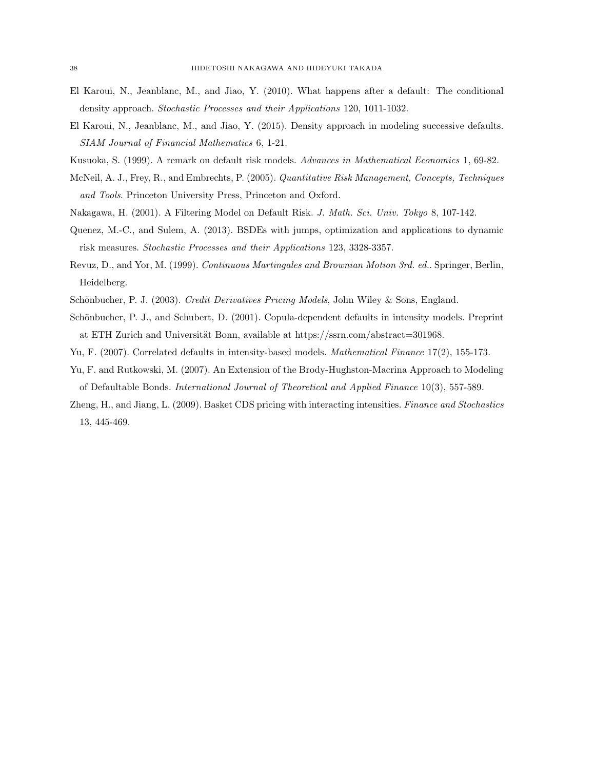El Karoui, N., Jeanblanc, M., and Jiao, Y. (2010). What happens after a default: The conditional density approach. *Stochastic Processes and their Applications* 120, 1011-1032.

El Karoui, N., Jeanblanc, M., and Jiao, Y. (2015). Density approach in modeling successive defaults. *SIAM Journal of Financial Mathematics* 6, 1-21.

Kusuoka, S. (1999). A remark on default risk models. *Advances in Mathematical Economics* 1, 69-82.

McNeil, A. J., Frey, R., and Embrechts, P. (2005). *Quantitative Risk Management, Concepts, Techniques and Tools*. Princeton University Press, Princeton and Oxford.

Nakagawa, H. (2001). A Filtering Model on Default Risk. *J. Math. Sci. Univ. Tokyo* 8, 107-142.

Quenez, M.-C., and Sulem, A. (2013). BSDEs with jumps, optimization and applications to dynamic risk measures. *Stochastic Processes and their Applications* 123, 3328-3357.

Revuz, D., and Yor, M. (1999). *Continuous Martingales and Brownian Motion 3rd. ed.*. Springer, Berlin, Heidelberg.

Schönbucher, P. J. (2003). *Credit Derivatives Pricing Models*, John Wiley & Sons, England.

Schönbucher, P. J., and Schubert, D. (2001). Copula-dependent defaults in intensity models. Preprint at ETH Zurich and Universität Bonn, available at https://ssrn.com/abstract=301968.

Yu, F. (2007). Correlated defaults in intensity-based models. *Mathematical Finance* 17(2), 155-173.

Yu, F. and Rutkowski, M. (2007). An Extension of the Brody-Hughston-Macrina Approach to Modeling of Defaultable Bonds. *International Journal of Theoretical and Applied Finance* 10(3), 557-589.

Zheng, H., and Jiang, L. (2009). Basket CDS pricing with interacting intensities. *Finance and Stochastics* 13, 445-469.